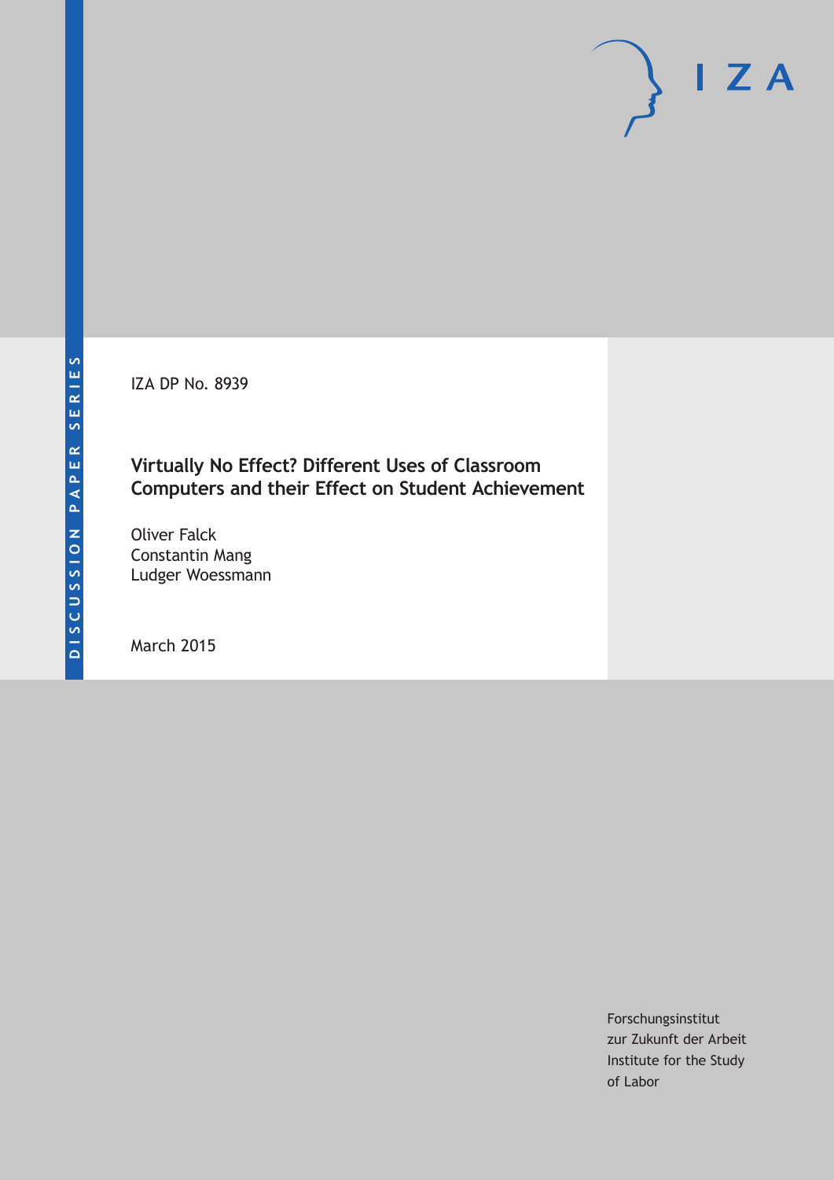DISCUSSION PAPER SERIES

IZA DP No. 8939

# Virtually No Effect? Different Uses of Classroom Computers and their Effect on Student Achievement

Oliver Falck
Constantin Mang
Ludger Woessmann

March 2015

Forschungsinstitut
zur Zukunft der Arbeit
Institute for the Study
of Labor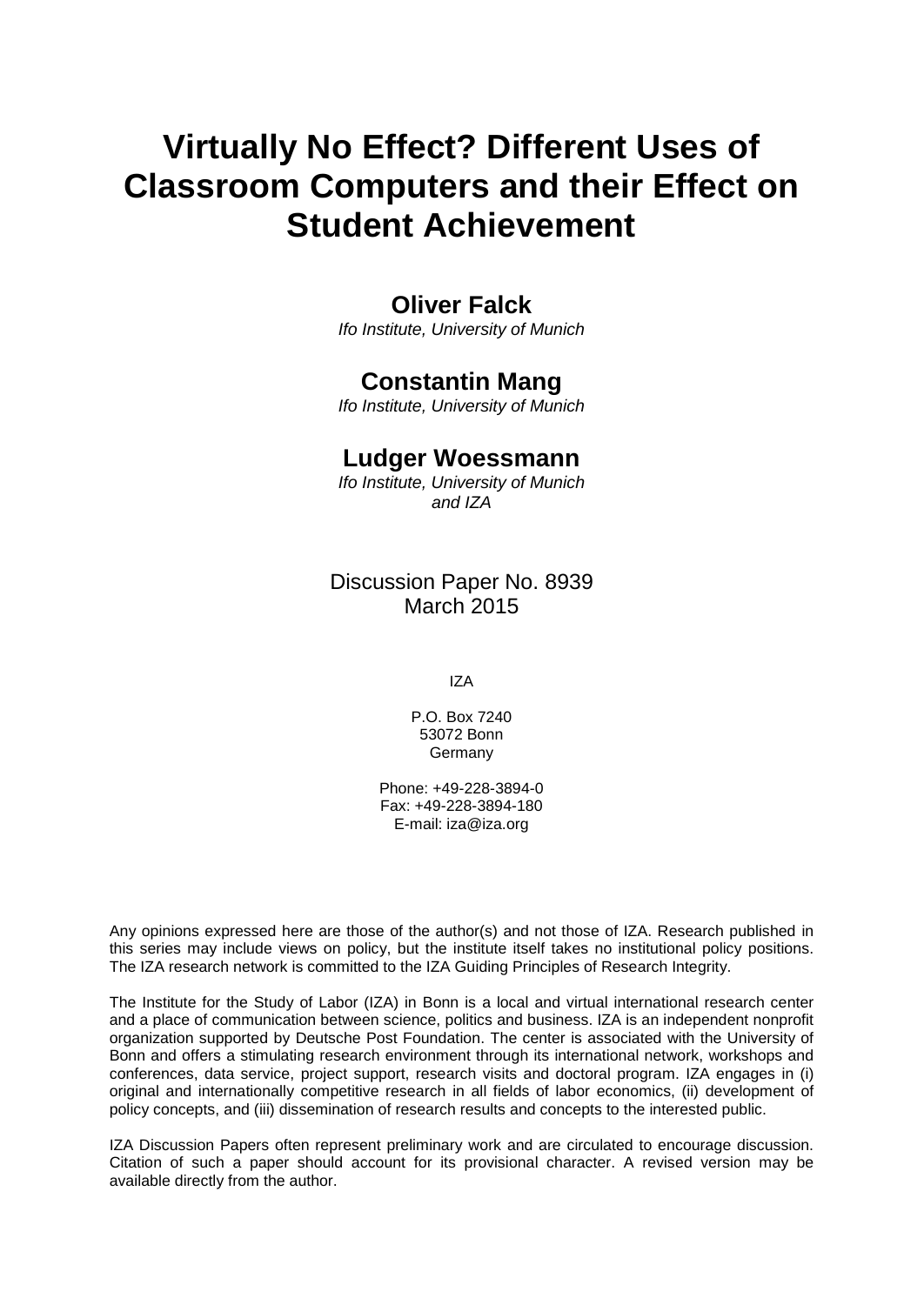# Virtually No Effect? Different Uses of Classroom Computers and their Effect on Student Achievement

## Oliver Falck

*Ifo Institute, University of Munich*

## Constantin Mang

*Ifo Institute, University of Munich*

## Ludger Woessmann

*Ifo Institute, University of Munich and IZA*

Discussion Paper No. 8939
March 2015

IZA

P.O. Box 7240
53072 Bonn
Germany

Phone: +49-228-3894-0
Fax: +49-228-3894-180
E-mail: iza@iza.org

Any opinions expressed here are those of the author(s) and not those of IZA. Research published in this series may include views on policy, but the institute itself takes no institutional policy positions. The IZA research network is committed to the IZA Guiding Principles of Research Integrity.

The Institute for the Study of Labor (IZA) in Bonn is a local and virtual international research center and a place of communication between science, politics and business. IZA is an independent nonprofit organization supported by Deutsche Post Foundation. The center is associated with the University of Bonn and offers a stimulating research environment through its international network, workshops and conferences, data service, project support, research visits and doctoral program. IZA engages in (i) original and internationally competitive research in all fields of labor economics, (ii) development of policy concepts, and (iii) dissemination of research results and concepts to the interested public.

IZA Discussion Papers often represent preliminary work and are circulated to encourage discussion. Citation of such a paper should account for its provisional character. A revised version may be available directly from the author.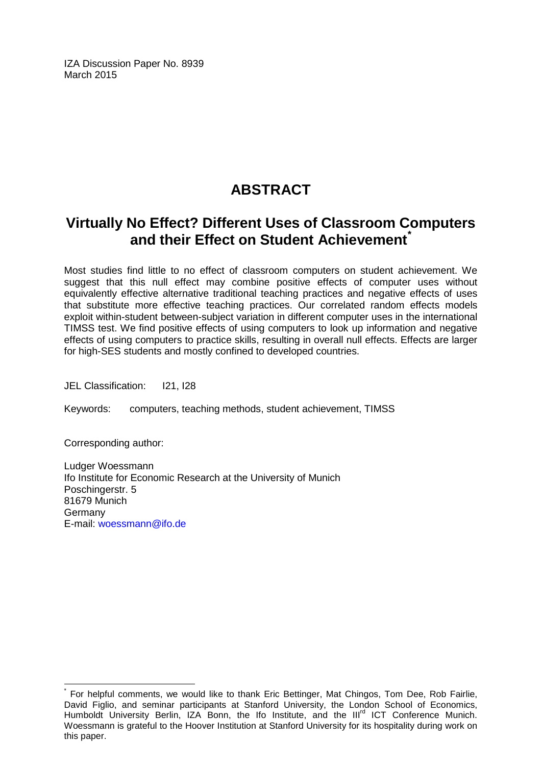IZA Discussion Paper No. 8939
March 2015

# ABSTRACT

## Virtually No Effect? Different Uses of Classroom Computers and their Effect on Student Achievement[*]

Most studies find little to no effect of classroom computers on student achievement. We suggest that this null effect may combine positive effects of computer uses without equivalently effective alternative traditional teaching practices and negative effects of uses that substitute more effective teaching practices. Our correlated random effects models exploit within-student between-subject variation in different computer uses in the international TIMSS test. We find positive effects of using computers to look up information and negative effects of using computers to practice skills, resulting in overall null effects. Effects are larger for high-SES students and mostly confined to developed countries.

JEL Classification: I21, I28

Keywords: computers, teaching methods, student achievement, TIMSS

Corresponding author:

Ludger Woessmann
Ifo Institute for Economic Research at the University of Munich
Poschingerstr. 5
81679 Munich
Germany
E-mail: woessmann@ifo.de

[*] For helpful comments, we would like to thank Eric Bettinger, Mat Chingos, Tom Dee, Rob Fairlie, David Figlio, and seminar participants at Stanford University, the London School of Economics, Humboldt University Berlin, IZA Bonn, the Ifo Institute, and the III[rd] ICT Conference Munich. Woessmann is grateful to the Hoover Institution at Stanford University for its hospitality during work on this paper.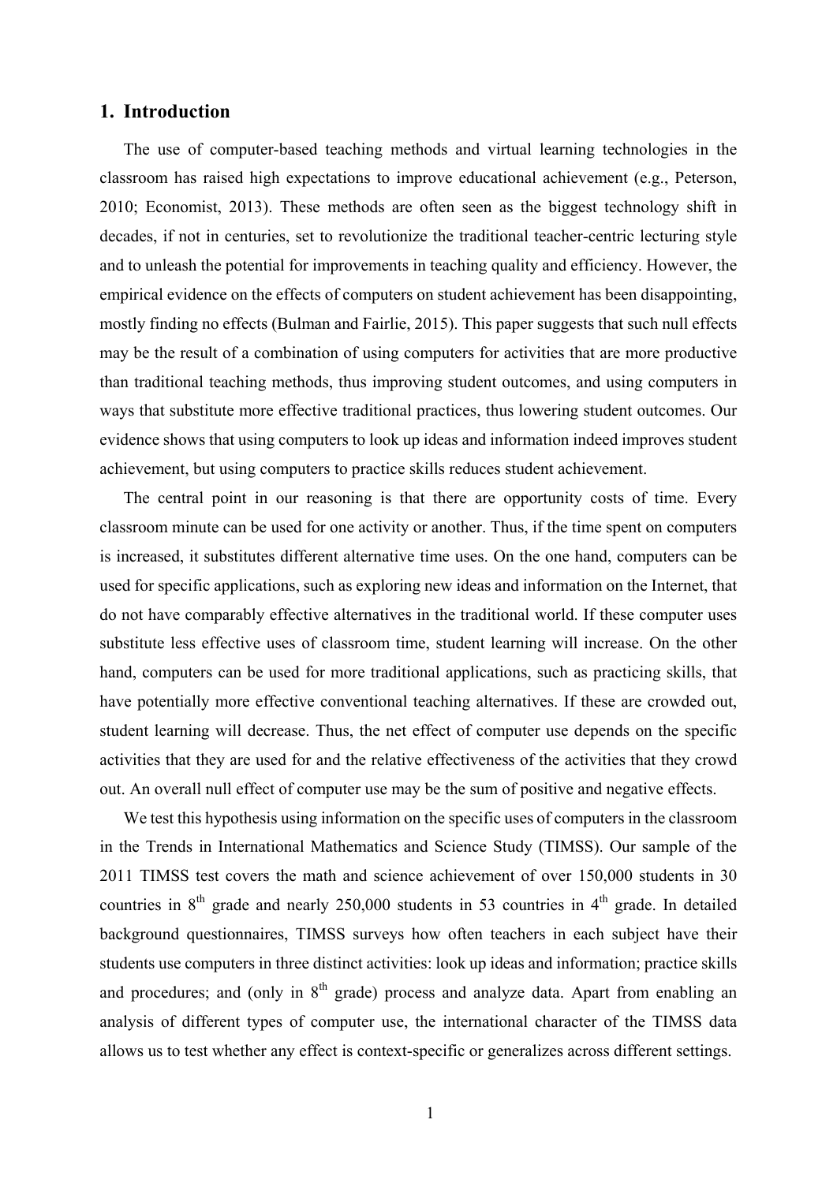## 1. Introduction

The use of computer-based teaching methods and virtual learning technologies in the classroom has raised high expectations to improve educational achievement (e.g., Peterson, 2010; Economist, 2013). These methods are often seen as the biggest technology shift in decades, if not in centuries, set to revolutionize the traditional teacher-centric lecturing style and to unleash the potential for improvements in teaching quality and efficiency. However, the empirical evidence on the effects of computers on student achievement has been disappointing, mostly finding no effects (Bulman and Fairlie, 2015). This paper suggests that such null effects may be the result of a combination of using computers for activities that are more productive than traditional teaching methods, thus improving student outcomes, and using computers in ways that substitute more effective traditional practices, thus lowering student outcomes. Our evidence shows that using computers to look up ideas and information indeed improves student achievement, but using computers to practice skills reduces student achievement.

The central point in our reasoning is that there are opportunity costs of time. Every classroom minute can be used for one activity or another. Thus, if the time spent on computers is increased, it substitutes different alternative time uses. On the one hand, computers can be used for specific applications, such as exploring new ideas and information on the Internet, that do not have comparably effective alternatives in the traditional world. If these computer uses substitute less effective uses of classroom time, student learning will increase. On the other hand, computers can be used for more traditional applications, such as practicing skills, that have potentially more effective conventional teaching alternatives. If these are crowded out, student learning will decrease. Thus, the net effect of computer use depends on the specific activities that they are used for and the relative effectiveness of the activities that they crowd out. An overall null effect of computer use may be the sum of positive and negative effects.

We test this hypothesis using information on the specific uses of computers in the classroom in the Trends in International Mathematics and Science Study (TIMSS). Our sample of the 2011 TIMSS test covers the math and science achievement of over 150,000 students in 30 countries in 8th grade and nearly 250,000 students in 53 countries in 4th grade. In detailed background questionnaires, TIMSS surveys how often teachers in each subject have their students use computers in three distinct activities: look up ideas and information; practice skills and procedures; and (only in 8th grade) process and analyze data. Apart from enabling an analysis of different types of computer use, the international character of the TIMSS data allows us to test whether any effect is context-specific or generalizes across different settings.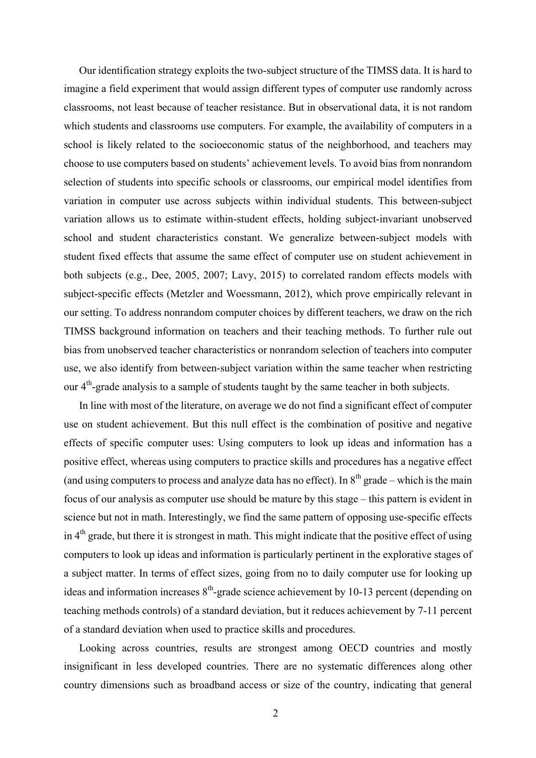Our identification strategy exploits the two-subject structure of the TIMSS data. It is hard to imagine a field experiment that would assign different types of computer use randomly across classrooms, not least because of teacher resistance. But in observational data, it is not random which students and classrooms use computers. For example, the availability of computers in a school is likely related to the socioeconomic status of the neighborhood, and teachers may choose to use computers based on students' achievement levels. To avoid bias from nonrandom selection of students into specific schools or classrooms, our empirical model identifies from variation in computer use across subjects within individual students. This between-subject variation allows us to estimate within-student effects, holding subject-invariant unobserved school and student characteristics constant. We generalize between-subject models with student fixed effects that assume the same effect of computer use on student achievement in both subjects (e.g., Dee, 2005, 2007; Lavy, 2015) to correlated random effects models with subject-specific effects (Metzler and Woessmann, 2012), which prove empirically relevant in our setting. To address nonrandom computer choices by different teachers, we draw on the rich TIMSS background information on teachers and their teaching methods. To further rule out bias from unobserved teacher characteristics or nonrandom selection of teachers into computer use, we also identify from between-subject variation within the same teacher when restricting our 4$^{th}$-grade analysis to a sample of students taught by the same teacher in both subjects.

In line with most of the literature, on average we do not find a significant effect of computer use on student achievement. But this null effect is the combination of positive and negative effects of specific computer uses: Using computers to look up ideas and information has a positive effect, whereas using computers to practice skills and procedures has a negative effect (and using computers to process and analyze data has no effect). In 8$^{th}$ grade – which is the main focus of our analysis as computer use should be mature by this stage – this pattern is evident in science but not in math. Interestingly, we find the same pattern of opposing use-specific effects in 4$^{th}$ grade, but there it is strongest in math. This might indicate that the positive effect of using computers to look up ideas and information is particularly pertinent in the explorative stages of a subject matter. In terms of effect sizes, going from no to daily computer use for looking up ideas and information increases 8$^{th}$-grade science achievement by 10-13 percent (depending on teaching methods controls) of a standard deviation, but it reduces achievement by 7-11 percent of a standard deviation when used to practice skills and procedures.

Looking across countries, results are strongest among OECD countries and mostly insignificant in less developed countries. There are no systematic differences along other country dimensions such as broadband access or size of the country, indicating that general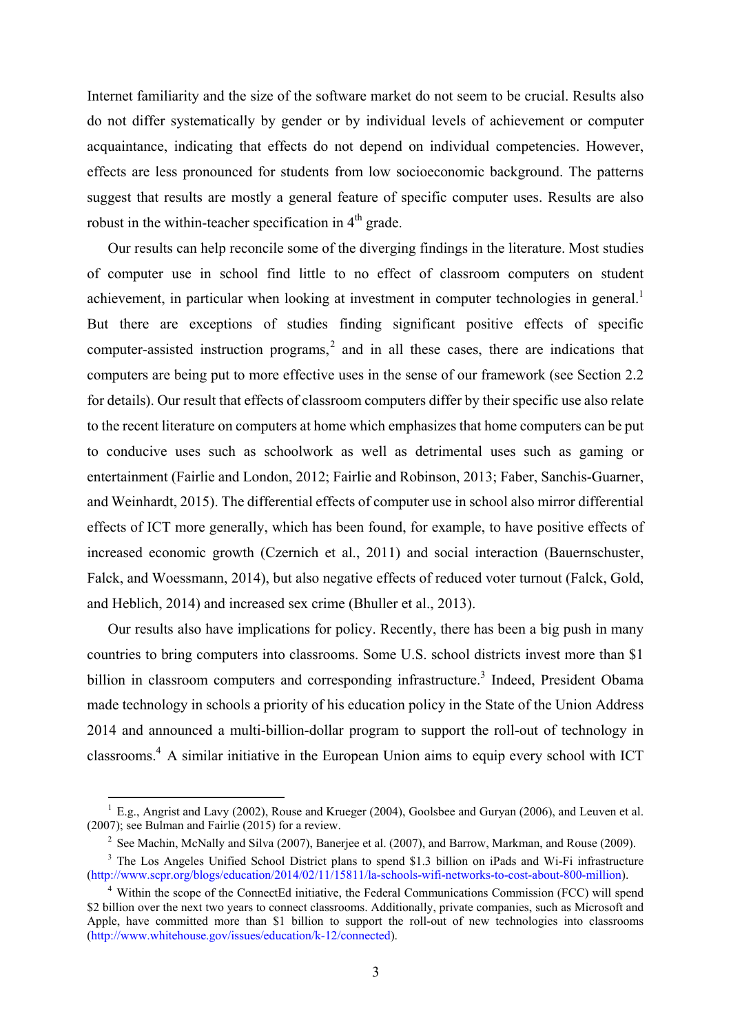Internet familiarity and the size of the software market do not seem to be crucial. Results also do not differ systematically by gender or by individual levels of achievement or computer acquaintance, indicating that effects do not depend on individual competencies. However, effects are less pronounced for students from low socioeconomic background. The patterns suggest that results are mostly a general feature of specific computer uses. Results are also robust in the within-teacher specification in 4th grade.

Our results can help reconcile some of the diverging findings in the literature. Most studies of computer use in school find little to no effect of classroom computers on student achievement, in particular when looking at investment in computer technologies in general.[1] But there are exceptions of studies finding significant positive effects of specific computer-assisted instruction programs,[2] and in all these cases, there are indications that computers are being put to more effective uses in the sense of our framework (see Section 2.2 for details). Our result that effects of classroom computers differ by their specific use also relate to the recent literature on computers at home which emphasizes that home computers can be put to conducive uses such as schoolwork as well as detrimental uses such as gaming or entertainment (Fairlie and London, 2012; Fairlie and Robinson, 2013; Faber, Sanchis-Guarner, and Weinhardt, 2015). The differential effects of computer use in school also mirror differential effects of ICT more generally, which has been found, for example, to have positive effects of increased economic growth (Czernich et al., 2011) and social interaction (Bauernschuster, Falck, and Woessmann, 2014), but also negative effects of reduced voter turnout (Falck, Gold, and Heblich, 2014) and increased sex crime (Bhuller et al., 2013).

Our results also have implications for policy. Recently, there has been a big push in many countries to bring computers into classrooms. Some U.S. school districts invest more than $1 billion in classroom computers and corresponding infrastructure.[3] Indeed, President Obama made technology in schools a priority of his education policy in the State of the Union Address 2014 and announced a multi-billion-dollar program to support the roll-out of technology in classrooms.[4] A similar initiative in the European Union aims to equip every school with ICT

---

[1] E.g., Angrist and Lavy (2002), Rouse and Krueger (2004), Goolsbee and Guryan (2006), and Leuven et al. (2007); see Bulman and Fairlie (2015) for a review.

[2] See Machin, McNally and Silva (2007), Banerjee et al. (2007), and Barrow, Markman, and Rouse (2009).

[3] The Los Angeles Unified School District plans to spend $1.3 billion on iPads and Wi-Fi infrastructure (http://www.scpr.org/blogs/education/2014/02/11/15811/la-schools-wifi-networks-to-cost-about-800-million).

[4] Within the scope of the ConnectEd initiative, the Federal Communications Commission (FCC) will spend $2 billion over the next two years to connect classrooms. Additionally, private companies, such as Microsoft and Apple, have committed more than $1 billion to support the roll-out of new technologies into classrooms (http://www.whitehouse.gov/issues/education/k-12/connected).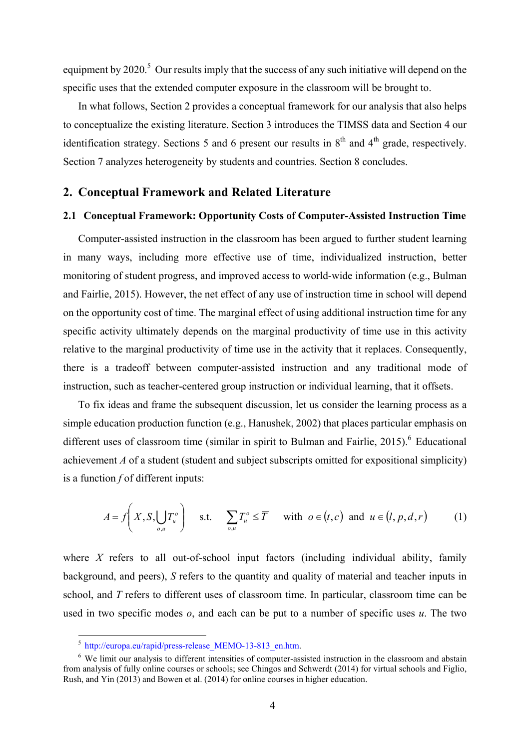equipment by 2020.[5] Our results imply that the success of any such initiative will depend on the specific uses that the extended computer exposure in the classroom will be brought to.

In what follows, Section 2 provides a conceptual framework for our analysis that also helps to conceptualize the existing literature. Section 3 introduces the TIMSS data and Section 4 our identification strategy. Sections 5 and 6 present our results in 8th and 4th grade, respectively. Section 7 analyzes heterogeneity by students and countries. Section 8 concludes.

## 2. Conceptual Framework and Related Literature

### 2.1 Conceptual Framework: Opportunity Costs of Computer-Assisted Instruction Time

Computer-assisted instruction in the classroom has been argued to further student learning in many ways, including more effective use of time, individualized instruction, better monitoring of student progress, and improved access to world-wide information (e.g., Bulman and Fairlie, 2015). However, the net effect of any use of instruction time in school will depend on the opportunity cost of time. The marginal effect of using additional instruction time for any specific activity ultimately depends on the marginal productivity of time use in this activity relative to the marginal productivity of time use in the activity that it replaces. Consequently, there is a tradeoff between computer-assisted instruction and any traditional mode of instruction, such as teacher-centered group instruction or individual learning, that it offsets.

To fix ideas and frame the subsequent discussion, let us consider the learning process as a simple education production function (e.g., Hanushek, 2002) that places particular emphasis on different uses of classroom time (similar in spirit to Bulman and Fairlie, 2015).[6] Educational achievement *A* of a student (student and subject subscripts omitted for expositional simplicity) is a function *f* of different inputs:

$$A = f\left(X, S, \bigcup_{o,u} T_u^o\right) \quad \text{s.t.} \quad \sum_{o,u} T_u^o \leq \overline{T} \quad \text{with } o \in (t,c) \text{ and } u \in (l,p,d,r) \tag{1}$$

where $X$ refers to all out-of-school input factors (including individual ability, family background, and peers), $S$ refers to the quantity and quality of material and teacher inputs in school, and $T$ refers to different uses of classroom time. In particular, classroom time can be used in two specific modes $o$, and each can be put to a number of specific uses $u$. The two

[5] http://europa.eu/rapid/press-release_MEMO-13-813_en.htm.

[6] We limit our analysis to different intensities of computer-assisted instruction in the classroom and abstain from analysis of fully online courses or schools; see Chingos and Schwerdt (2014) for virtual schools and Figlio, Rush, and Yin (2013) and Bowen et al. (2014) for online courses in higher education.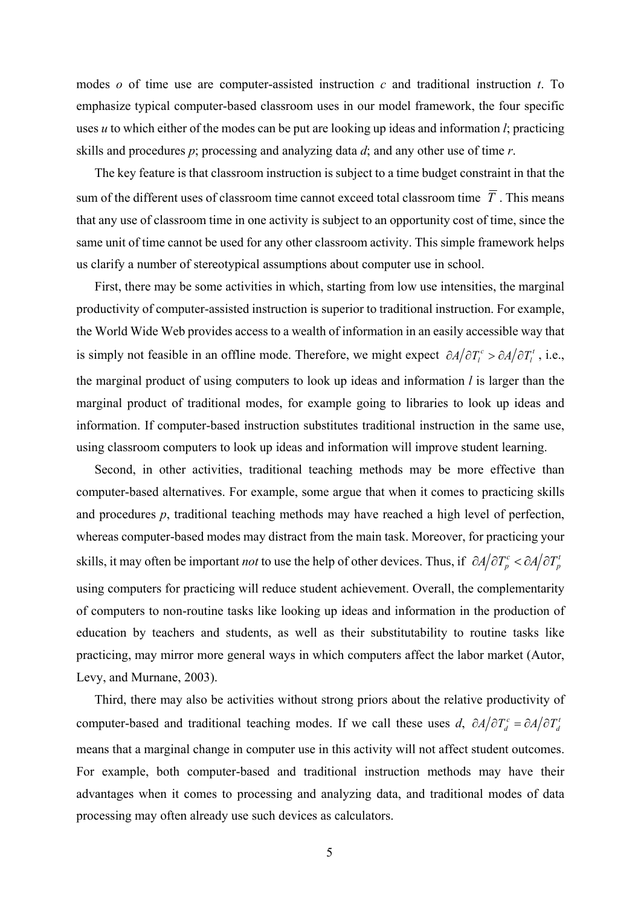modes $o$ of time use are computer-assisted instruction $c$ and traditional instruction $t$. To emphasize typical computer-based classroom uses in our model framework, the four specific uses $u$ to which either of the modes can be put are looking up ideas and information $l$; practicing skills and procedures $p$; processing and analyzing data $d$; and any other use of time $r$.

The key feature is that classroom instruction is subject to a time budget constraint in that the sum of the different uses of classroom time cannot exceed total classroom time $\overline{T}$. This means that any use of classroom time in one activity is subject to an opportunity cost of time, since the same unit of time cannot be used for any other classroom activity. This simple framework helps us clarify a number of stereotypical assumptions about computer use in school.

First, there may be some activities in which, starting from low use intensities, the marginal productivity of computer-assisted instruction is superior to traditional instruction. For example, the World Wide Web provides access to a wealth of information in an easily accessible way that is simply not feasible in an offline mode. Therefore, we might expect $\partial A/\partial T_l^c > \partial A/\partial T_l^t$, i.e., the marginal product of using computers to look up ideas and information $l$ is larger than the marginal product of traditional modes, for example going to libraries to look up ideas and information. If computer-based instruction substitutes traditional instruction in the same use, using classroom computers to look up ideas and information will improve student learning.

Second, in other activities, traditional teaching methods may be more effective than computer-based alternatives. For example, some argue that when it comes to practicing skills and procedures $p$, traditional teaching methods may have reached a high level of perfection, whereas computer-based modes may distract from the main task. Moreover, for practicing your skills, it may often be important *not* to use the help of other devices. Thus, if $\partial A/\partial T_p^c < \partial A/\partial T_p^t$ using computers for practicing will reduce student achievement. Overall, the complementarity of computers to non-routine tasks like looking up ideas and information in the production of education by teachers and students, as well as their substitutability to routine tasks like practicing, may mirror more general ways in which computers affect the labor market (Autor, Levy, and Murnane, 2003).

Third, there may also be activities without strong priors about the relative productivity of computer-based and traditional teaching modes. If we call these uses $d$, $\partial A/\partial T_d^c = \partial A/\partial T_d^t$ means that a marginal change in computer use in this activity will not affect student outcomes. For example, both computer-based and traditional instruction methods may have their advantages when it comes to processing and analyzing data, and traditional modes of data processing may often already use such devices as calculators.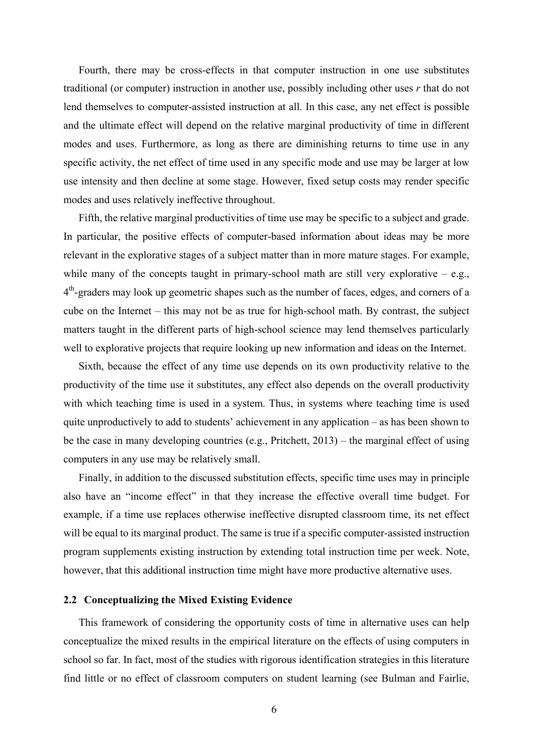Fourth, there may be cross-effects in that computer instruction in one use substitutes traditional (or computer) instruction in another use, possibly including other uses *r* that do not lend themselves to computer-assisted instruction at all. In this case, any net effect is possible and the ultimate effect will depend on the relative marginal productivity of time in different modes and uses. Furthermore, as long as there are diminishing returns to time use in any specific activity, the net effect of time used in any specific mode and use may be larger at low use intensity and then decline at some stage. However, fixed setup costs may render specific modes and uses relatively ineffective throughout.

Fifth, the relative marginal productivities of time use may be specific to a subject and grade. In particular, the positive effects of computer-based information about ideas may be more relevant in the explorative stages of a subject matter than in more mature stages. For example, while many of the concepts taught in primary-school math are still very explorative – e.g., 4th-graders may look up geometric shapes such as the number of faces, edges, and corners of a cube on the Internet – this may not be as true for high-school math. By contrast, the subject matters taught in the different parts of high-school science may lend themselves particularly well to explorative projects that require looking up new information and ideas on the Internet.

Sixth, because the effect of any time use depends on its own productivity relative to the productivity of the time use it substitutes, any effect also depends on the overall productivity with which teaching time is used in a system. Thus, in systems where teaching time is used quite unproductively to add to students' achievement in any application – as has been shown to be the case in many developing countries (e.g., Pritchett, 2013) – the marginal effect of using computers in any use may be relatively small.

Finally, in addition to the discussed substitution effects, specific time uses may in principle also have an "income effect" in that they increase the effective overall time budget. For example, if a time use replaces otherwise ineffective disrupted classroom time, its net effect will be equal to its marginal product. The same is true if a specific computer-assisted instruction program supplements existing instruction by extending total instruction time per week. Note, however, that this additional instruction time might have more productive alternative uses.

### 2.2 Conceptualizing the Mixed Existing Evidence

This framework of considering the opportunity costs of time in alternative uses can help conceptualize the mixed results in the empirical literature on the effects of using computers in school so far. In fact, most of the studies with rigorous identification strategies in this literature find little or no effect of classroom computers on student learning (see Bulman and Fairlie,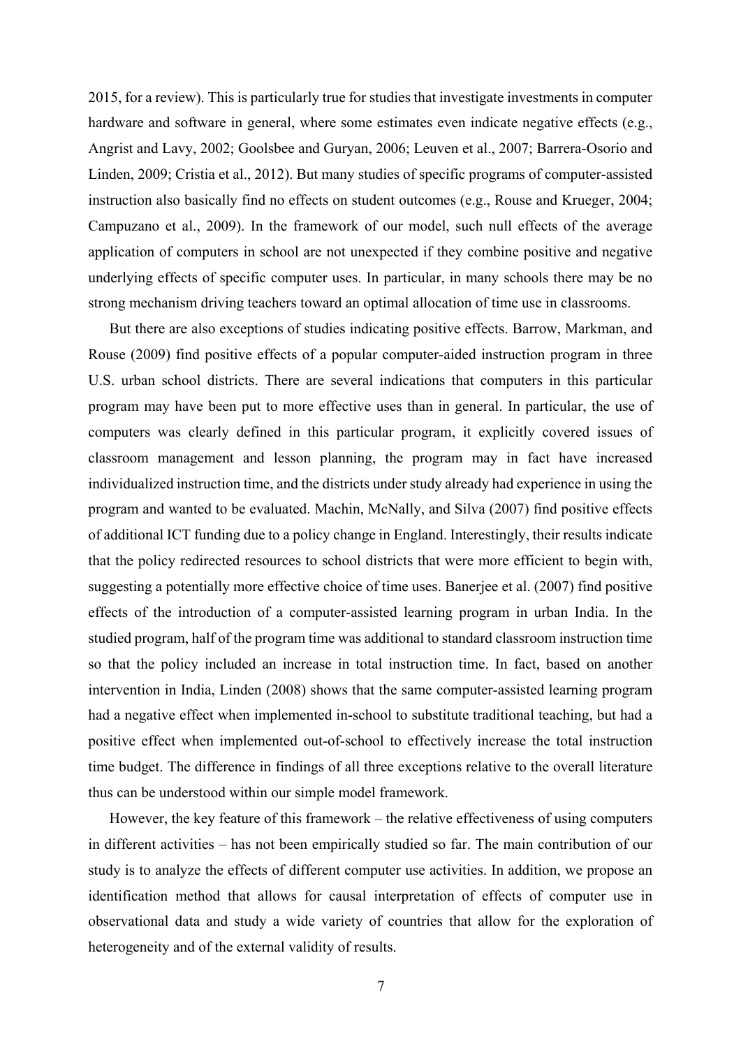2015, for a review). This is particularly true for studies that investigate investments in computer hardware and software in general, where some estimates even indicate negative effects (e.g., Angrist and Lavy, 2002; Goolsbee and Guryan, 2006; Leuven et al., 2007; Barrera-Osorio and Linden, 2009; Cristia et al., 2012). But many studies of specific programs of computer-assisted instruction also basically find no effects on student outcomes (e.g., Rouse and Krueger, 2004; Campuzano et al., 2009). In the framework of our model, such null effects of the average application of computers in school are not unexpected if they combine positive and negative underlying effects of specific computer uses. In particular, in many schools there may be no strong mechanism driving teachers toward an optimal allocation of time use in classrooms.

But there are also exceptions of studies indicating positive effects. Barrow, Markman, and Rouse (2009) find positive effects of a popular computer-aided instruction program in three U.S. urban school districts. There are several indications that computers in this particular program may have been put to more effective uses than in general. In particular, the use of computers was clearly defined in this particular program, it explicitly covered issues of classroom management and lesson planning, the program may in fact have increased individualized instruction time, and the districts under study already had experience in using the program and wanted to be evaluated. Machin, McNally, and Silva (2007) find positive effects of additional ICT funding due to a policy change in England. Interestingly, their results indicate that the policy redirected resources to school districts that were more efficient to begin with, suggesting a potentially more effective choice of time uses. Banerjee et al. (2007) find positive effects of the introduction of a computer-assisted learning program in urban India. In the studied program, half of the program time was additional to standard classroom instruction time so that the policy included an increase in total instruction time. In fact, based on another intervention in India, Linden (2008) shows that the same computer-assisted learning program had a negative effect when implemented in-school to substitute traditional teaching, but had a positive effect when implemented out-of-school to effectively increase the total instruction time budget. The difference in findings of all three exceptions relative to the overall literature thus can be understood within our simple model framework.

However, the key feature of this framework – the relative effectiveness of using computers in different activities – has not been empirically studied so far. The main contribution of our study is to analyze the effects of different computer use activities. In addition, we propose an identification method that allows for causal interpretation of effects of computer use in observational data and study a wide variety of countries that allow for the exploration of heterogeneity and of the external validity of results.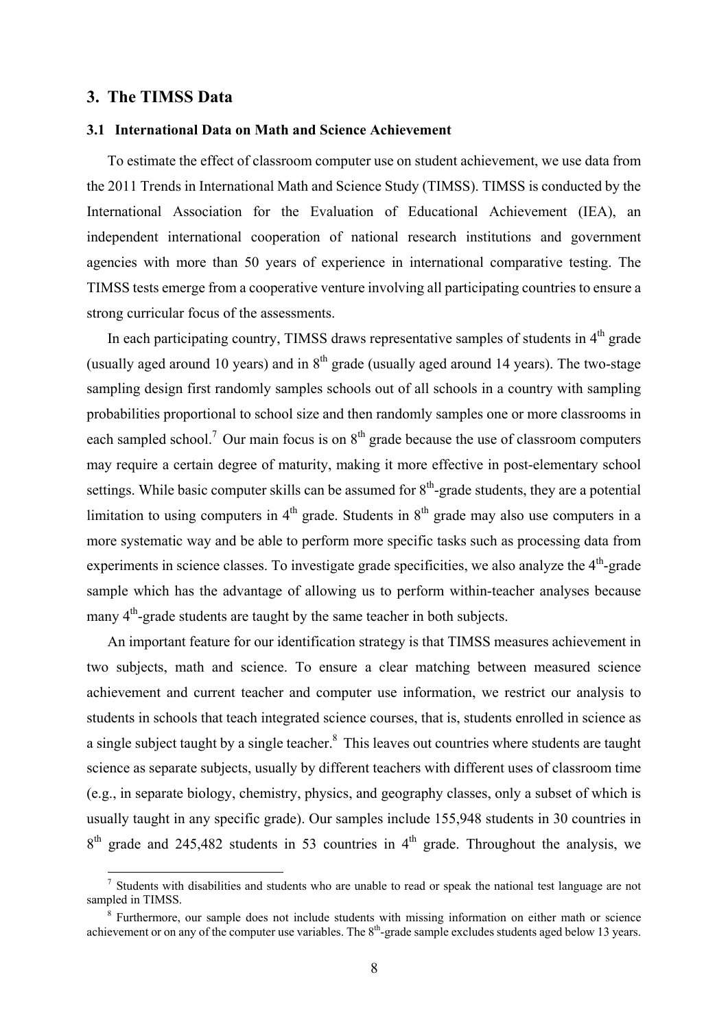## 3. The TIMSS Data

### 3.1 International Data on Math and Science Achievement

To estimate the effect of classroom computer use on student achievement, we use data from the 2011 Trends in International Math and Science Study (TIMSS). TIMSS is conducted by the International Association for the Evaluation of Educational Achievement (IEA), an independent international cooperation of national research institutions and government agencies with more than 50 years of experience in international comparative testing. The TIMSS tests emerge from a cooperative venture involving all participating countries to ensure a strong curricular focus of the assessments.

In each participating country, TIMSS draws representative samples of students in 4th grade (usually aged around 10 years) and in 8th grade (usually aged around 14 years). The two-stage sampling design first randomly samples schools out of all schools in a country with sampling probabilities proportional to school size and then randomly samples one or more classrooms in each sampled school.[7] Our main focus is on 8th grade because the use of classroom computers may require a certain degree of maturity, making it more effective in post-elementary school settings. While basic computer skills can be assumed for 8th-grade students, they are a potential limitation to using computers in 4th grade. Students in 8th grade may also use computers in a more systematic way and be able to perform more specific tasks such as processing data from experiments in science classes. To investigate grade specificities, we also analyze the 4th-grade sample which has the advantage of allowing us to perform within-teacher analyses because many 4th-grade students are taught by the same teacher in both subjects.

An important feature for our identification strategy is that TIMSS measures achievement in two subjects, math and science. To ensure a clear matching between measured science achievement and current teacher and computer use information, we restrict our analysis to students in schools that teach integrated science courses, that is, students enrolled in science as a single subject taught by a single teacher.[8] This leaves out countries where students are taught science as separate subjects, usually by different teachers with different uses of classroom time (e.g., in separate biology, chemistry, physics, and geography classes, only a subset of which is usually taught in any specific grade). Our samples include 155,948 students in 30 countries in 8th grade and 245,482 students in 53 countries in 4th grade. Throughout the analysis, we

---

[7] Students with disabilities and students who are unable to read or speak the national test language are not sampled in TIMSS.

[8] Furthermore, our sample does not include students with missing information on either math or science achievement or on any of the computer use variables. The 8th-grade sample excludes students aged below 13 years.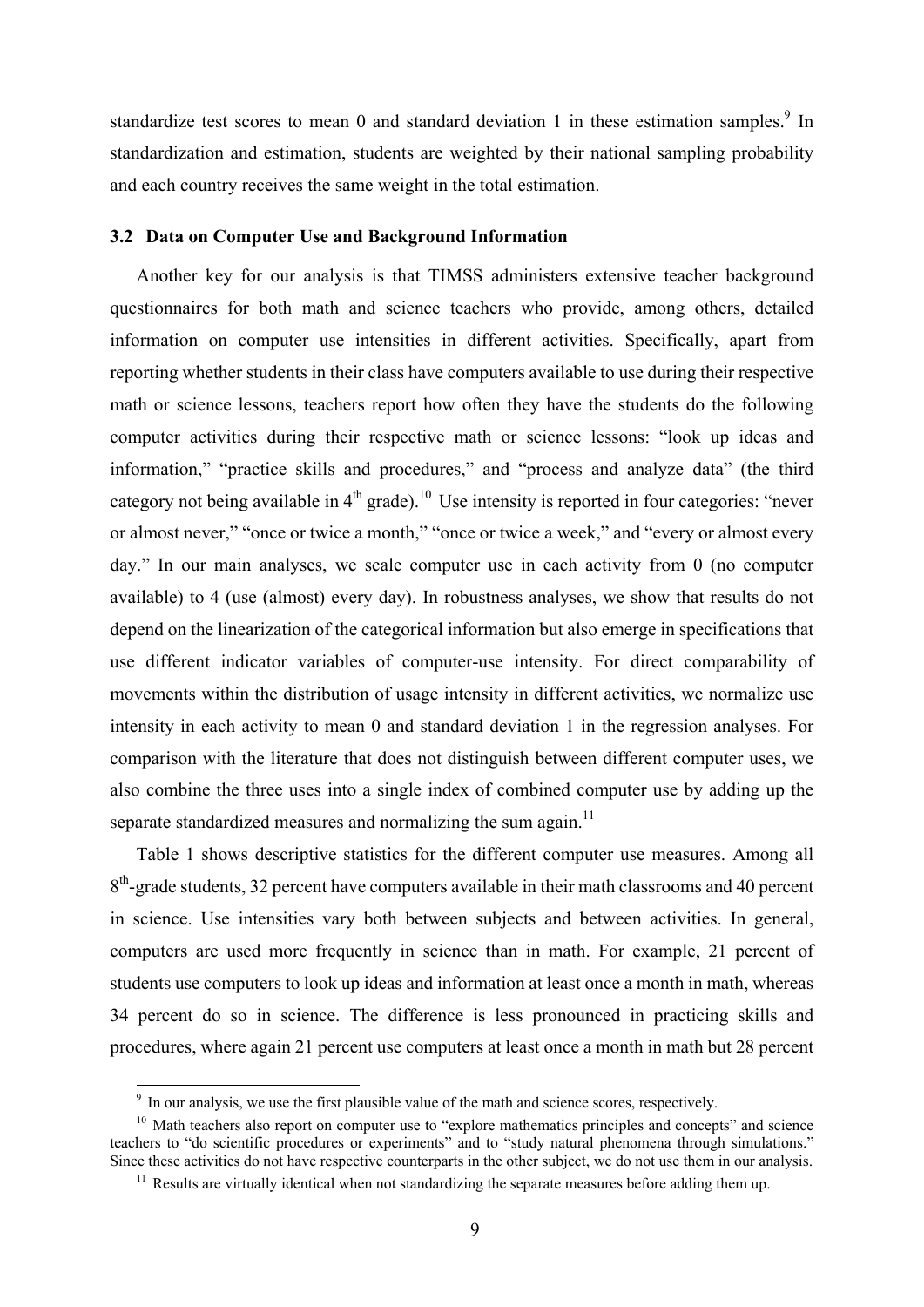standardize test scores to mean 0 and standard deviation 1 in these estimation samples.[9] In standardization and estimation, students are weighted by their national sampling probability and each country receives the same weight in the total estimation.

### 3.2 Data on Computer Use and Background Information

Another key for our analysis is that TIMSS administers extensive teacher background questionnaires for both math and science teachers who provide, among others, detailed information on computer use intensities in different activities. Specifically, apart from reporting whether students in their class have computers available to use during their respective math or science lessons, teachers report how often they have the students do the following computer activities during their respective math or science lessons: "look up ideas and information," "practice skills and procedures," and "process and analyze data" (the third category not being available in 4th grade).[10] Use intensity is reported in four categories: "never or almost never," "once or twice a month," "once or twice a week," and "every or almost every day." In our main analyses, we scale computer use in each activity from 0 (no computer available) to 4 (use (almost) every day). In robustness analyses, we show that results do not depend on the linearization of the categorical information but also emerge in specifications that use different indicator variables of computer-use intensity. For direct comparability of movements within the distribution of usage intensity in different activities, we normalize use intensity in each activity to mean 0 and standard deviation 1 in the regression analyses. For comparison with the literature that does not distinguish between different computer uses, we also combine the three uses into a single index of combined computer use by adding up the separate standardized measures and normalizing the sum again.[11]

Table 1 shows descriptive statistics for the different computer use measures. Among all 8th-grade students, 32 percent have computers available in their math classrooms and 40 percent in science. Use intensities vary both between subjects and between activities. In general, computers are used more frequently in science than in math. For example, 21 percent of students use computers to look up ideas and information at least once a month in math, whereas 34 percent do so in science. The difference is less pronounced in practicing skills and procedures, where again 21 percent use computers at least once a month in math but 28 percent

---

[9] In our analysis, we use the first plausible value of the math and science scores, respectively.

[10] Math teachers also report on computer use to "explore mathematics principles and concepts" and science teachers to "do scientific procedures or experiments" and to "study natural phenomena through simulations." Since these activities do not have respective counterparts in the other subject, we do not use them in our analysis.

[11] Results are virtually identical when not standardizing the separate measures before adding them up.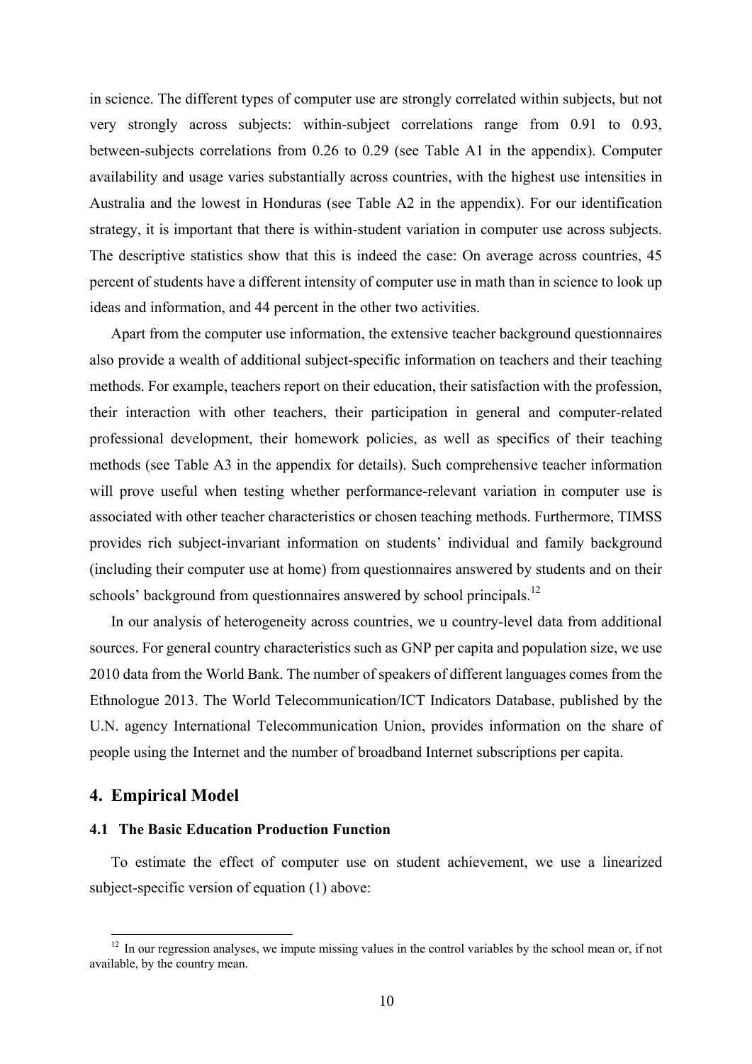in science. The different types of computer use are strongly correlated within subjects, but not very strongly across subjects: within-subject correlations range from 0.91 to 0.93, between-subjects correlations from 0.26 to 0.29 (see Table A1 in the appendix). Computer availability and usage varies substantially across countries, with the highest use intensities in Australia and the lowest in Honduras (see Table A2 in the appendix). For our identification strategy, it is important that there is within-student variation in computer use across subjects. The descriptive statistics show that this is indeed the case: On average across countries, 45 percent of students have a different intensity of computer use in math than in science to look up ideas and information, and 44 percent in the other two activities.

Apart from the computer use information, the extensive teacher background questionnaires also provide a wealth of additional subject-specific information on teachers and their teaching methods. For example, teachers report on their education, their satisfaction with the profession, their interaction with other teachers, their participation in general and computer-related professional development, their homework policies, as well as specifics of their teaching methods (see Table A3 in the appendix for details). Such comprehensive teacher information will prove useful when testing whether performance-relevant variation in computer use is associated with other teacher characteristics or chosen teaching methods. Furthermore, TIMSS provides rich subject-invariant information on students' individual and family background (including their computer use at home) from questionnaires answered by students and on their schools' background from questionnaires answered by school principals.[12]

In our analysis of heterogeneity across countries, we u country-level data from additional sources. For general country characteristics such as GNP per capita and population size, we use 2010 data from the World Bank. The number of speakers of different languages comes from the Ethnologue 2013. The World Telecommunication/ICT Indicators Database, published by the U.N. agency International Telecommunication Union, provides information on the share of people using the Internet and the number of broadband Internet subscriptions per capita.

## 4. Empirical Model

### 4.1 The Basic Education Production Function

To estimate the effect of computer use on student achievement, we use a linearized subject-specific version of equation (1) above:

[12] In our regression analyses, we impute missing values in the control variables by the school mean or, if not available, by the country mean.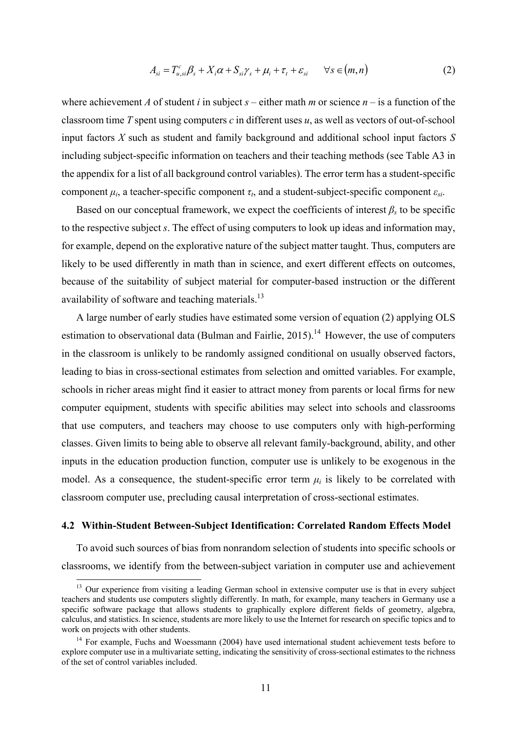$$A_{si} = T^{c}_{u,si}\beta_s + X_i\alpha + S_{si}\gamma_s + \mu_i + \tau_t + \varepsilon_{si} \qquad \forall s \in (m,n) \tag{2}$$

where achievement $A$ of student $i$ in subject $s$ – either math $m$ or science $n$ – is a function of the classroom time $T$ spent using computers $c$ in different uses $u$, as well as vectors of out-of-school input factors $X$ such as student and family background and additional school input factors $S$ including subject-specific information on teachers and their teaching methods (see Table A3 in the appendix for a list of all background control variables). The error term has a student-specific component $\mu_i$, a teacher-specific component $\tau_t$, and a student-subject-specific component $\varepsilon_{si}$.

Based on our conceptual framework, we expect the coefficients of interest $\beta_s$ to be specific to the respective subject $s$. The effect of using computers to look up ideas and information may, for example, depend on the explorative nature of the subject matter taught. Thus, computers are likely to be used differently in math than in science, and exert different effects on outcomes, because of the suitability of subject material for computer-based instruction or the different availability of software and teaching materials.[13]

A large number of early studies have estimated some version of equation (2) applying OLS estimation to observational data (Bulman and Fairlie, 2015).[14] However, the use of computers in the classroom is unlikely to be randomly assigned conditional on usually observed factors, leading to bias in cross-sectional estimates from selection and omitted variables. For example, schools in richer areas might find it easier to attract money from parents or local firms for new computer equipment, students with specific abilities may select into schools and classrooms that use computers, and teachers may choose to use computers only with high-performing classes. Given limits to being able to observe all relevant family-background, ability, and other inputs in the education production function, computer use is unlikely to be exogenous in the model. As a consequence, the student-specific error term $\mu_i$ is likely to be correlated with classroom computer use, precluding causal interpretation of cross-sectional estimates.

### 4.2 Within-Student Between-Subject Identification: Correlated Random Effects Model

To avoid such sources of bias from nonrandom selection of students into specific schools or classrooms, we identify from the between-subject variation in computer use and achievement

---

[13] Our experience from visiting a leading German school in extensive computer use is that in every subject teachers and students use computers slightly differently. In math, for example, many teachers in Germany use a specific software package that allows students to graphically explore different fields of geometry, algebra, calculus, and statistics. In science, students are more likely to use the Internet for research on specific topics and to work on projects with other students.

[14] For example, Fuchs and Woessmann (2004) have used international student achievement tests before to explore computer use in a multivariate setting, indicating the sensitivity of cross-sectional estimates to the richness of the set of control variables included.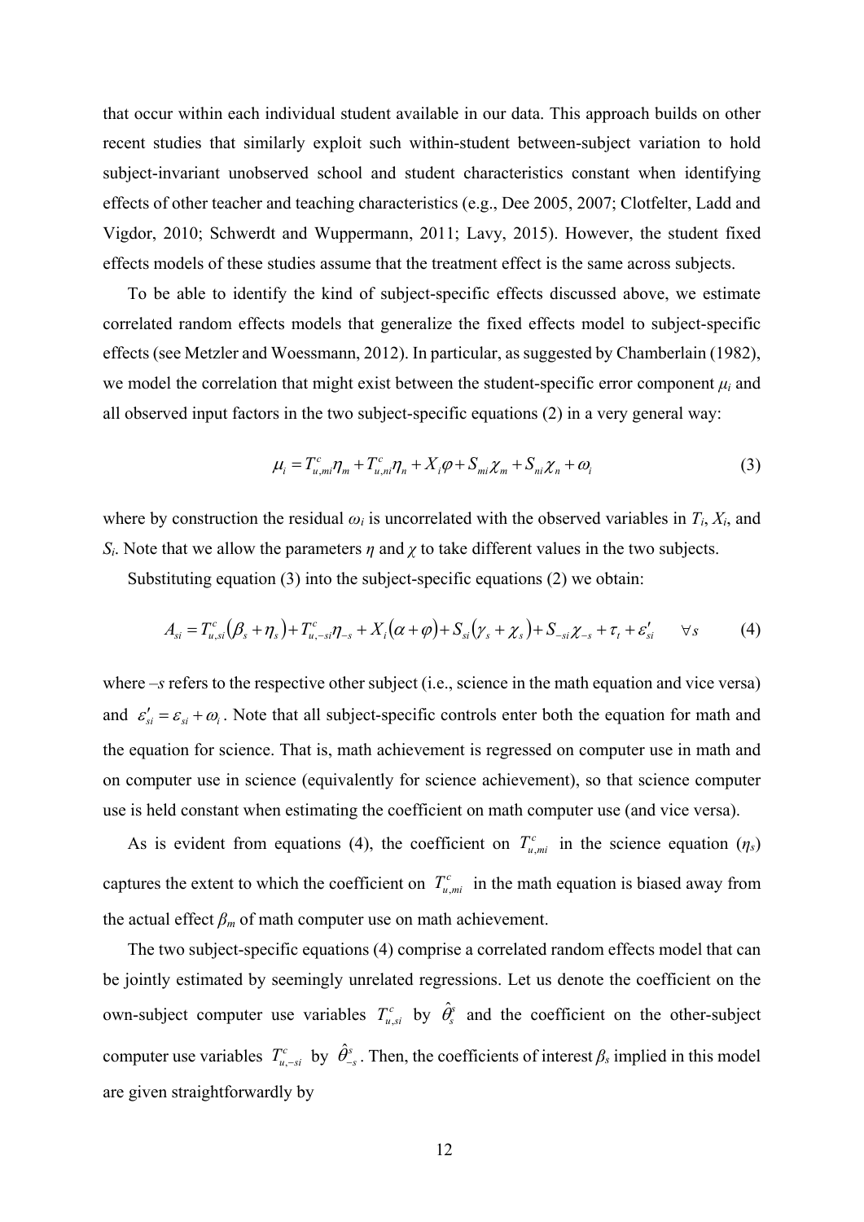that occur within each individual student available in our data. This approach builds on other recent studies that similarly exploit such within-student between-subject variation to hold subject-invariant unobserved school and student characteristics constant when identifying effects of other teacher and teaching characteristics (e.g., Dee 2005, 2007; Clotfelter, Ladd and Vigdor, 2010; Schwerdt and Wuppermann, 2011; Lavy, 2015). However, the student fixed effects models of these studies assume that the treatment effect is the same across subjects.

To be able to identify the kind of subject-specific effects discussed above, we estimate correlated random effects models that generalize the fixed effects model to subject-specific effects (see Metzler and Woessmann, 2012). In particular, as suggested by Chamberlain (1982), we model the correlation that might exist between the student-specific error component $\mu_i$ and all observed input factors in the two subject-specific equations (2) in a very general way:

$$\mu_i = T^c_{u,mi}\eta_m + T^c_{u,ni}\eta_n + X_i\varphi + S_{mi}\chi_m + S_{ni}\chi_n + \omega_i \tag{3}$$

where by construction the residual $\omega_i$ is uncorrelated with the observed variables in $T_i$, $X_i$, and $S_i$. Note that we allow the parameters $\eta$ and $\chi$ to take different values in the two subjects.

Substituting equation (3) into the subject-specific equations (2) we obtain:

$$A_{si} = T^c_{u,si}\left(\beta_s + \eta_s\right) + T^c_{u,-si}\eta_{-s} + X_i\left(\alpha + \varphi\right) + S_{si}\left(\gamma_s + \chi_s\right) + S_{-si}\chi_{-s} + \tau_t + \varepsilon'_{si} \qquad \forall s \tag{4}$$

where $-s$ refers to the respective other subject (i.e., science in the math equation and vice versa) and $\varepsilon'_{si} = \varepsilon_{si} + \omega_i$. Note that all subject-specific controls enter both the equation for math and the equation for science. That is, math achievement is regressed on computer use in math and on computer use in science (equivalently for science achievement), so that science computer use is held constant when estimating the coefficient on math computer use (and vice versa).

As is evident from equations (4), the coefficient on $T^c_{u,mi}$ in the science equation ($\eta_s$) captures the extent to which the coefficient on $T^c_{u,mi}$ in the math equation is biased away from the actual effect $\beta_m$ of math computer use on math achievement.

The two subject-specific equations (4) comprise a correlated random effects model that can be jointly estimated by seemingly unrelated regressions. Let us denote the coefficient on the own-subject computer use variables $T^c_{u,si}$ by $\hat{\theta}^s_s$ and the coefficient on the other-subject computer use variables $T^c_{u,-si}$ by $\hat{\theta}^s_{-s}$. Then, the coefficients of interest $\beta_s$ implied in this model are given straightforwardly by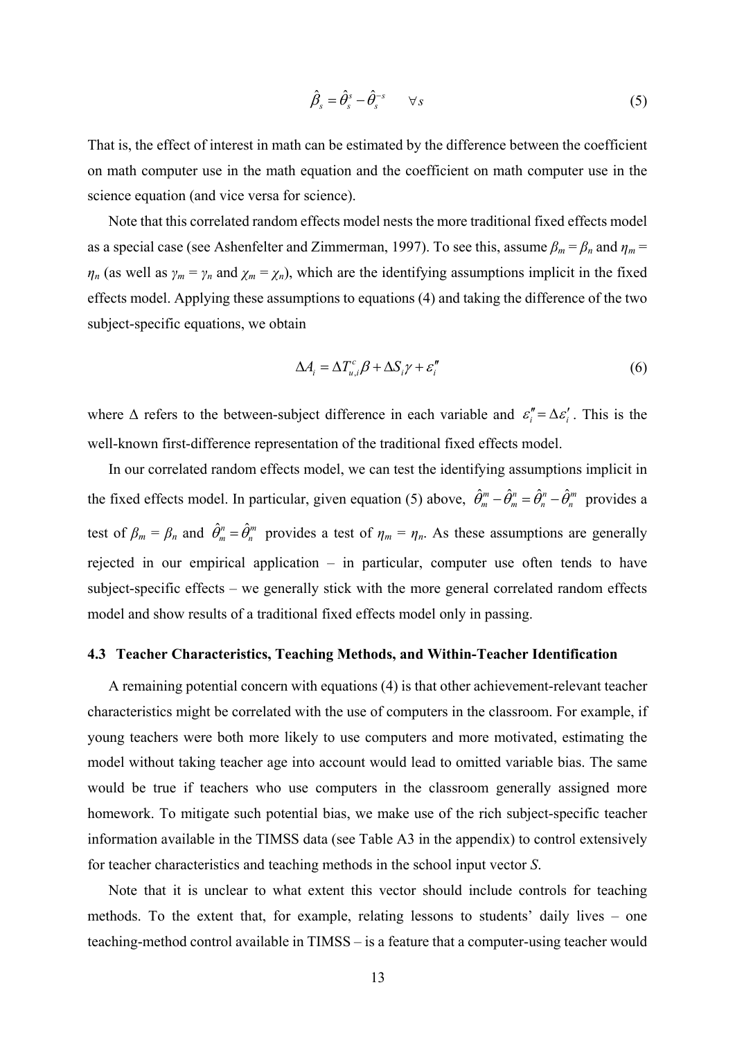$$\hat{\beta}_s = \hat{\theta}_s^s - \hat{\theta}_s^{-s} \qquad \forall s \tag{5}$$

That is, the effect of interest in math can be estimated by the difference between the coefficient on math computer use in the math equation and the coefficient on math computer use in the science equation (and vice versa for science).

Note that this correlated random effects model nests the more traditional fixed effects model as a special case (see Ashenfelter and Zimmerman, 1997). To see this, assume $\beta_m = \beta_n$ and $\eta_m = \eta_n$ (as well as $\gamma_m = \gamma_n$ and $\chi_m = \chi_n$), which are the identifying assumptions implicit in the fixed effects model. Applying these assumptions to equations (4) and taking the difference of the two subject-specific equations, we obtain

$$\Delta A_i = \Delta T_{u,i}^c \beta + \Delta S_i \gamma + \varepsilon_i'' \tag{6}$$

where $\Delta$ refers to the between-subject difference in each variable and $\varepsilon_i'' = \Delta\varepsilon_i'$. This is the well-known first-difference representation of the traditional fixed effects model.

In our correlated random effects model, we can test the identifying assumptions implicit in the fixed effects model. In particular, given equation (5) above, $\hat{\theta}_m^m - \hat{\theta}_m^n = \hat{\theta}_n^n - \hat{\theta}_n^m$ provides a test of $\beta_m = \beta_n$ and $\hat{\theta}_m^n = \hat{\theta}_n^m$ provides a test of $\eta_m = \eta_n$. As these assumptions are generally rejected in our empirical application – in particular, computer use often tends to have subject-specific effects – we generally stick with the more general correlated random effects model and show results of a traditional fixed effects model only in passing.

### 4.3 Teacher Characteristics, Teaching Methods, and Within-Teacher Identification

A remaining potential concern with equations (4) is that other achievement-relevant teacher characteristics might be correlated with the use of computers in the classroom. For example, if young teachers were both more likely to use computers and more motivated, estimating the model without taking teacher age into account would lead to omitted variable bias. The same would be true if teachers who use computers in the classroom generally assigned more homework. To mitigate such potential bias, we make use of the rich subject-specific teacher information available in the TIMSS data (see Table A3 in the appendix) to control extensively for teacher characteristics and teaching methods in the school input vector *S*.

Note that it is unclear to what extent this vector should include controls for teaching methods. To the extent that, for example, relating lessons to students' daily lives – one teaching-method control available in TIMSS – is a feature that a computer-using teacher would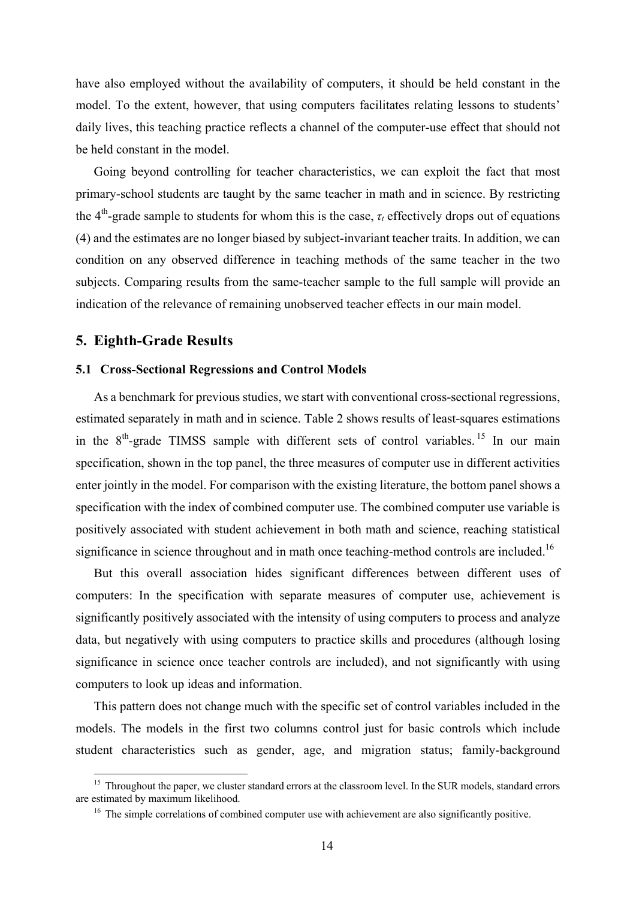have also employed without the availability of computers, it should be held constant in the model. To the extent, however, that using computers facilitates relating lessons to students' daily lives, this teaching practice reflects a channel of the computer-use effect that should not be held constant in the model.

Going beyond controlling for teacher characteristics, we can exploit the fact that most primary-school students are taught by the same teacher in math and in science. By restricting the 4th-grade sample to students for whom this is the case, $\tau_t$ effectively drops out of equations (4) and the estimates are no longer biased by subject-invariant teacher traits. In addition, we can condition on any observed difference in teaching methods of the same teacher in the two subjects. Comparing results from the same-teacher sample to the full sample will provide an indication of the relevance of remaining unobserved teacher effects in our main model.

## 5. Eighth-Grade Results

### 5.1 Cross-Sectional Regressions and Control Models

As a benchmark for previous studies, we start with conventional cross-sectional regressions, estimated separately in math and in science. Table 2 shows results of least-squares estimations in the 8th-grade TIMSS sample with different sets of control variables.[15] In our main specification, shown in the top panel, the three measures of computer use in different activities enter jointly in the model. For comparison with the existing literature, the bottom panel shows a specification with the index of combined computer use. The combined computer use variable is positively associated with student achievement in both math and science, reaching statistical significance in science throughout and in math once teaching-method controls are included.[16]

But this overall association hides significant differences between different uses of computers: In the specification with separate measures of computer use, achievement is significantly positively associated with the intensity of using computers to process and analyze data, but negatively with using computers to practice skills and procedures (although losing significance in science once teacher controls are included), and not significantly with using computers to look up ideas and information.

This pattern does not change much with the specific set of control variables included in the models. The models in the first two columns control just for basic controls which include student characteristics such as gender, age, and migration status; family-background

[15] Throughout the paper, we cluster standard errors at the classroom level. In the SUR models, standard errors are estimated by maximum likelihood.

[16] The simple correlations of combined computer use with achievement are also significantly positive.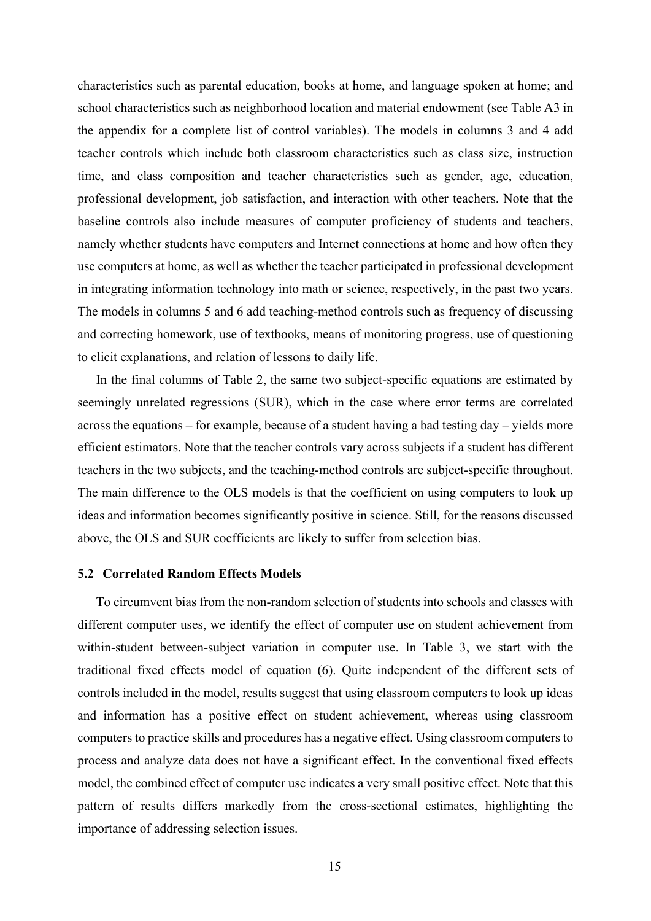characteristics such as parental education, books at home, and language spoken at home; and school characteristics such as neighborhood location and material endowment (see Table A3 in the appendix for a complete list of control variables). The models in columns 3 and 4 add teacher controls which include both classroom characteristics such as class size, instruction time, and class composition and teacher characteristics such as gender, age, education, professional development, job satisfaction, and interaction with other teachers. Note that the baseline controls also include measures of computer proficiency of students and teachers, namely whether students have computers and Internet connections at home and how often they use computers at home, as well as whether the teacher participated in professional development in integrating information technology into math or science, respectively, in the past two years. The models in columns 5 and 6 add teaching-method controls such as frequency of discussing and correcting homework, use of textbooks, means of monitoring progress, use of questioning to elicit explanations, and relation of lessons to daily life.

In the final columns of Table 2, the same two subject-specific equations are estimated by seemingly unrelated regressions (SUR), which in the case where error terms are correlated across the equations – for example, because of a student having a bad testing day – yields more efficient estimators. Note that the teacher controls vary across subjects if a student has different teachers in the two subjects, and the teaching-method controls are subject-specific throughout. The main difference to the OLS models is that the coefficient on using computers to look up ideas and information becomes significantly positive in science. Still, for the reasons discussed above, the OLS and SUR coefficients are likely to suffer from selection bias.

### 5.2 Correlated Random Effects Models

To circumvent bias from the non-random selection of students into schools and classes with different computer uses, we identify the effect of computer use on student achievement from within-student between-subject variation in computer use. In Table 3, we start with the traditional fixed effects model of equation (6). Quite independent of the different sets of controls included in the model, results suggest that using classroom computers to look up ideas and information has a positive effect on student achievement, whereas using classroom computers to practice skills and procedures has a negative effect. Using classroom computers to process and analyze data does not have a significant effect. In the conventional fixed effects model, the combined effect of computer use indicates a very small positive effect. Note that this pattern of results differs markedly from the cross-sectional estimates, highlighting the importance of addressing selection issues.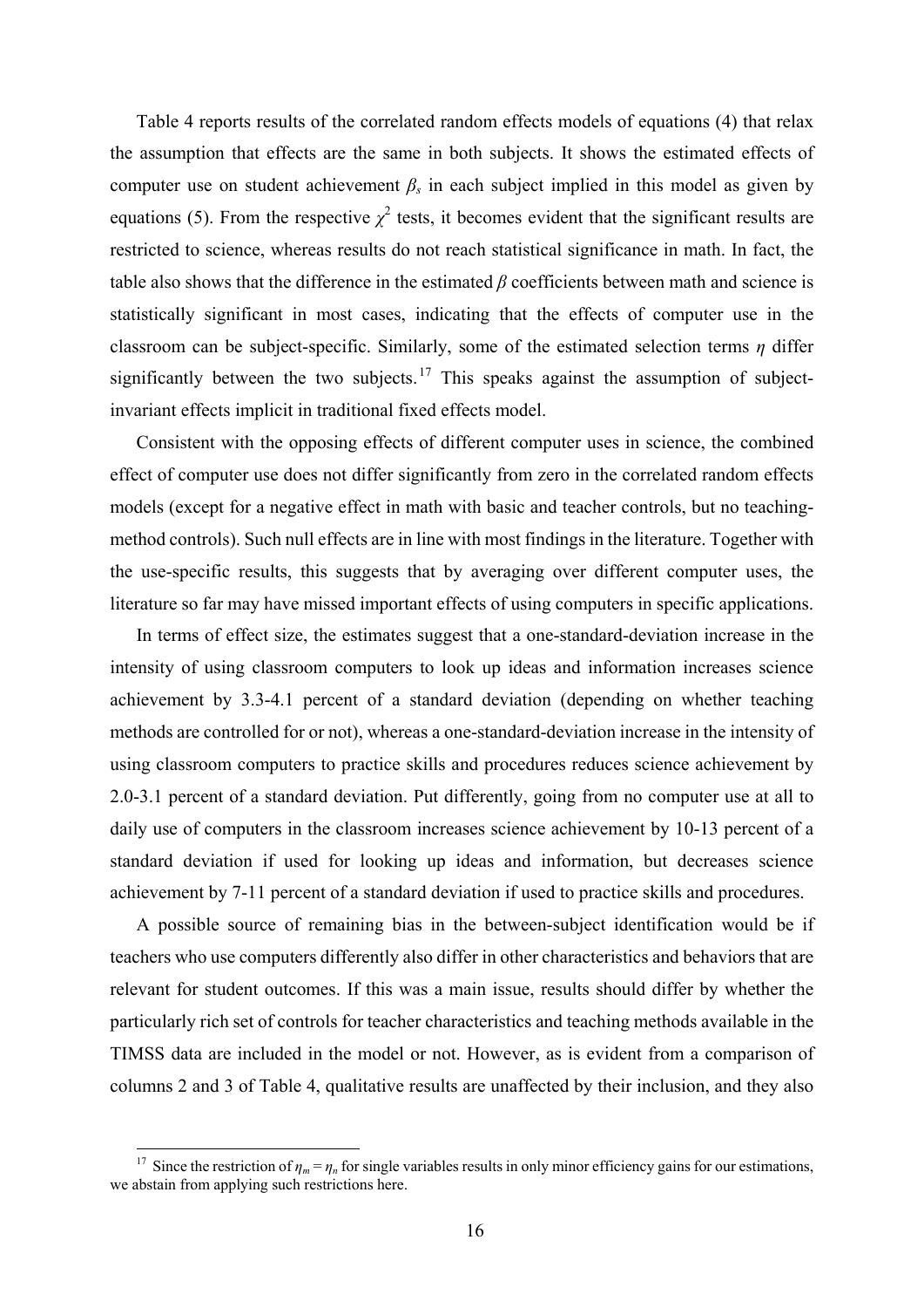Table 4 reports results of the correlated random effects models of equations (4) that relax the assumption that effects are the same in both subjects. It shows the estimated effects of computer use on student achievement $\beta_s$ in each subject implied in this model as given by equations (5). From the respective $\chi^2$ tests, it becomes evident that the significant results are restricted to science, whereas results do not reach statistical significance in math. In fact, the table also shows that the difference in the estimated $\beta$ coefficients between math and science is statistically significant in most cases, indicating that the effects of computer use in the classroom can be subject-specific. Similarly, some of the estimated selection terms $\eta$ differ significantly between the two subjects.[17] This speaks against the assumption of subject-invariant effects implicit in traditional fixed effects model.

Consistent with the opposing effects of different computer uses in science, the combined effect of computer use does not differ significantly from zero in the correlated random effects models (except for a negative effect in math with basic and teacher controls, but no teaching-method controls). Such null effects are in line with most findings in the literature. Together with the use-specific results, this suggests that by averaging over different computer uses, the literature so far may have missed important effects of using computers in specific applications.

In terms of effect size, the estimates suggest that a one-standard-deviation increase in the intensity of using classroom computers to look up ideas and information increases science achievement by 3.3-4.1 percent of a standard deviation (depending on whether teaching methods are controlled for or not), whereas a one-standard-deviation increase in the intensity of using classroom computers to practice skills and procedures reduces science achievement by 2.0-3.1 percent of a standard deviation. Put differently, going from no computer use at all to daily use of computers in the classroom increases science achievement by 10-13 percent of a standard deviation if used for looking up ideas and information, but decreases science achievement by 7-11 percent of a standard deviation if used to practice skills and procedures.

A possible source of remaining bias in the between-subject identification would be if teachers who use computers differently also differ in other characteristics and behaviors that are relevant for student outcomes. If this was a main issue, results should differ by whether the particularly rich set of controls for teacher characteristics and teaching methods available in the TIMSS data are included in the model or not. However, as is evident from a comparison of columns 2 and 3 of Table 4, qualitative results are unaffected by their inclusion, and they also

[17] Since the restriction of $\eta_m = \eta_n$ for single variables results in only minor efficiency gains for our estimations, we abstain from applying such restrictions here.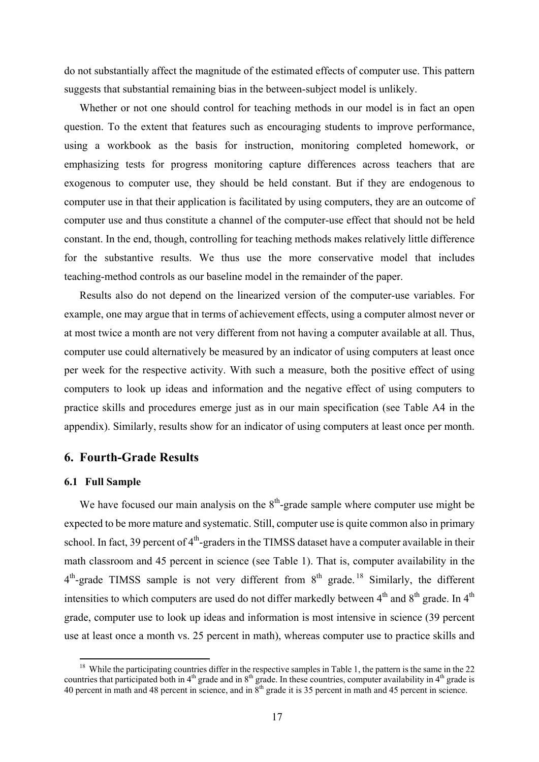do not substantially affect the magnitude of the estimated effects of computer use. This pattern suggests that substantial remaining bias in the between-subject model is unlikely.

Whether or not one should control for teaching methods in our model is in fact an open question. To the extent that features such as encouraging students to improve performance, using a workbook as the basis for instruction, monitoring completed homework, or emphasizing tests for progress monitoring capture differences across teachers that are exogenous to computer use, they should be held constant. But if they are endogenous to computer use in that their application is facilitated by using computers, they are an outcome of computer use and thus constitute a channel of the computer-use effect that should not be held constant. In the end, though, controlling for teaching methods makes relatively little difference for the substantive results. We thus use the more conservative model that includes teaching-method controls as our baseline model in the remainder of the paper.

Results also do not depend on the linearized version of the computer-use variables. For example, one may argue that in terms of achievement effects, using a computer almost never or at most twice a month are not very different from not having a computer available at all. Thus, computer use could alternatively be measured by an indicator of using computers at least once per week for the respective activity. With such a measure, both the positive effect of using computers to look up ideas and information and the negative effect of using computers to practice skills and procedures emerge just as in our main specification (see Table A4 in the appendix). Similarly, results show for an indicator of using computers at least once per month.

## 6. Fourth-Grade Results

### 6.1 Full Sample

We have focused our main analysis on the 8th-grade sample where computer use might be expected to be more mature and systematic. Still, computer use is quite common also in primary school. In fact, 39 percent of 4th-graders in the TIMSS dataset have a computer available in their math classroom and 45 percent in science (see Table 1). That is, computer availability in the 4th-grade TIMSS sample is not very different from 8th grade.[18] Similarly, the different intensities to which computers are used do not differ markedly between 4th and 8th grade. In 4th grade, computer use to look up ideas and information is most intensive in science (39 percent use at least once a month vs. 25 percent in math), whereas computer use to practice skills and

[18] While the participating countries differ in the respective samples in Table 1, the pattern is the same in the 22 countries that participated both in 4th grade and in 8th grade. In these countries, computer availability in 4th grade is 40 percent in math and 48 percent in science, and in 8th grade it is 35 percent in math and 45 percent in science.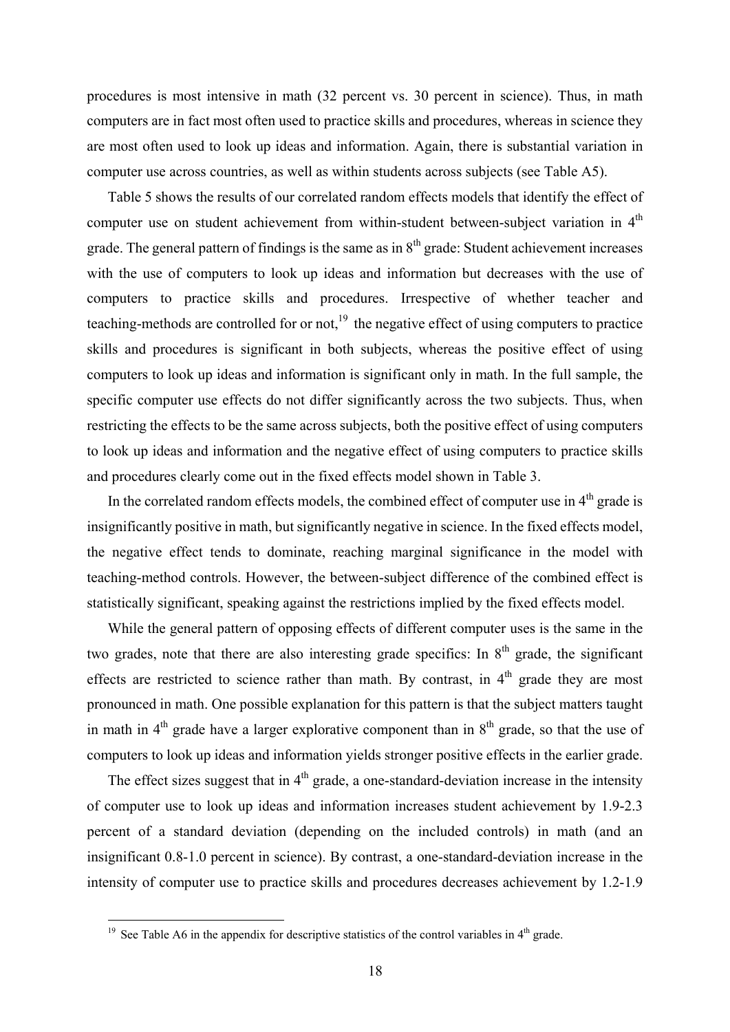procedures is most intensive in math (32 percent vs. 30 percent in science). Thus, in math computers are in fact most often used to practice skills and procedures, whereas in science they are most often used to look up ideas and information. Again, there is substantial variation in computer use across countries, as well as within students across subjects (see Table A5).

Table 5 shows the results of our correlated random effects models that identify the effect of computer use on student achievement from within-student between-subject variation in 4th grade. The general pattern of findings is the same as in 8th grade: Student achievement increases with the use of computers to look up ideas and information but decreases with the use of computers to practice skills and procedures. Irrespective of whether teacher and teaching-methods are controlled for or not,[19] the negative effect of using computers to practice skills and procedures is significant in both subjects, whereas the positive effect of using computers to look up ideas and information is significant only in math. In the full sample, the specific computer use effects do not differ significantly across the two subjects. Thus, when restricting the effects to be the same across subjects, both the positive effect of using computers to look up ideas and information and the negative effect of using computers to practice skills and procedures clearly come out in the fixed effects model shown in Table 3.

In the correlated random effects models, the combined effect of computer use in 4th grade is insignificantly positive in math, but significantly negative in science. In the fixed effects model, the negative effect tends to dominate, reaching marginal significance in the model with teaching-method controls. However, the between-subject difference of the combined effect is statistically significant, speaking against the restrictions implied by the fixed effects model.

While the general pattern of opposing effects of different computer uses is the same in the two grades, note that there are also interesting grade specifics: In 8th grade, the significant effects are restricted to science rather than math. By contrast, in 4th grade they are most pronounced in math. One possible explanation for this pattern is that the subject matters taught in math in 4th grade have a larger explorative component than in 8th grade, so that the use of computers to look up ideas and information yields stronger positive effects in the earlier grade.

The effect sizes suggest that in 4th grade, a one-standard-deviation increase in the intensity of computer use to look up ideas and information increases student achievement by 1.9-2.3 percent of a standard deviation (depending on the included controls) in math (and an insignificant 0.8-1.0 percent in science). By contrast, a one-standard-deviation increase in the intensity of computer use to practice skills and procedures decreases achievement by 1.2-1.9

[19] See Table A6 in the appendix for descriptive statistics of the control variables in 4th grade.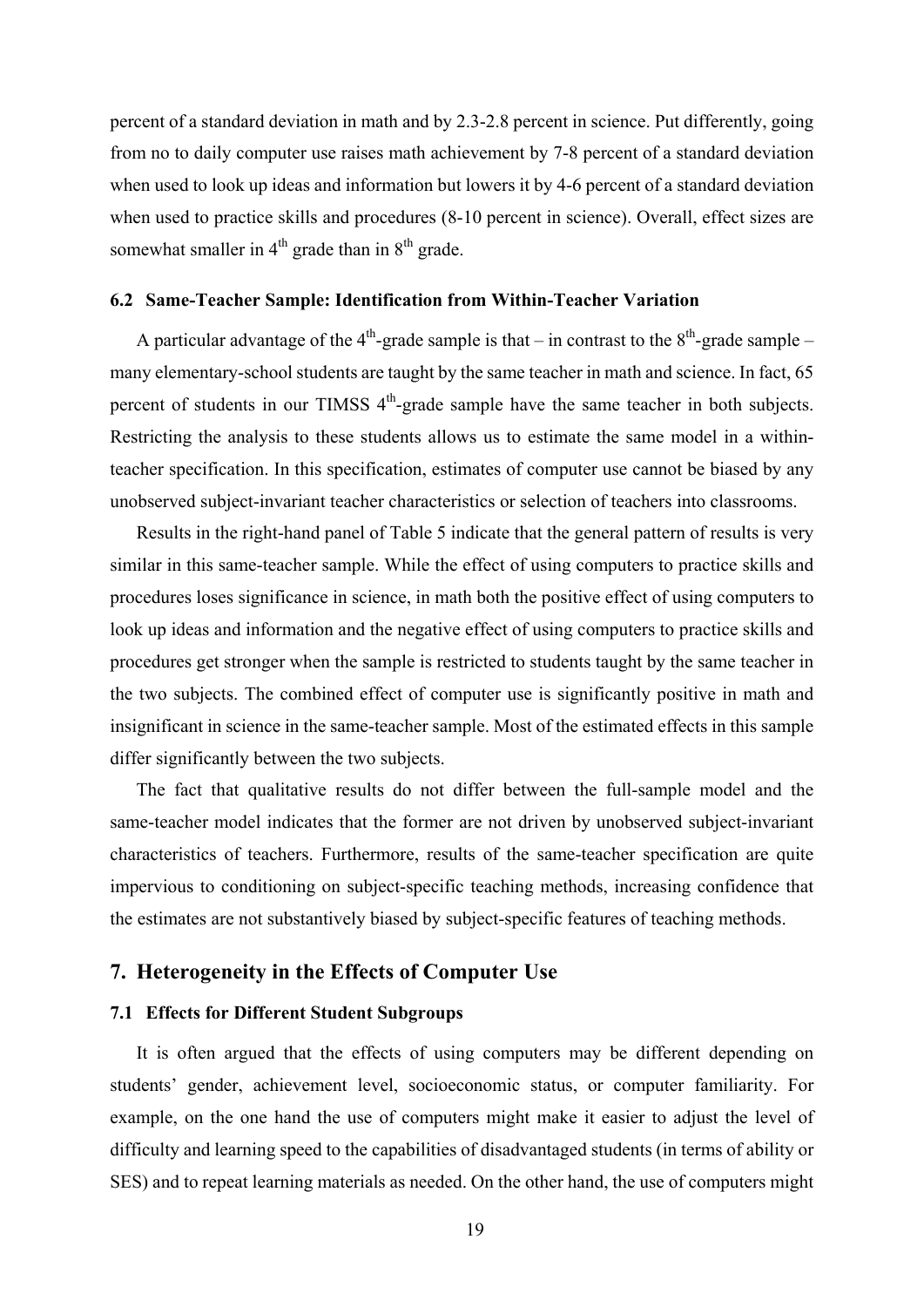percent of a standard deviation in math and by 2.3-2.8 percent in science. Put differently, going from no to daily computer use raises math achievement by 7-8 percent of a standard deviation when used to look up ideas and information but lowers it by 4-6 percent of a standard deviation when used to practice skills and procedures (8-10 percent in science). Overall, effect sizes are somewhat smaller in 4th grade than in 8th grade.

### 6.2 Same-Teacher Sample: Identification from Within-Teacher Variation

A particular advantage of the 4th-grade sample is that – in contrast to the 8th-grade sample – many elementary-school students are taught by the same teacher in math and science. In fact, 65 percent of students in our TIMSS 4th-grade sample have the same teacher in both subjects. Restricting the analysis to these students allows us to estimate the same model in a within-teacher specification. In this specification, estimates of computer use cannot be biased by any unobserved subject-invariant teacher characteristics or selection of teachers into classrooms.

Results in the right-hand panel of Table 5 indicate that the general pattern of results is very similar in this same-teacher sample. While the effect of using computers to practice skills and procedures loses significance in science, in math both the positive effect of using computers to look up ideas and information and the negative effect of using computers to practice skills and procedures get stronger when the sample is restricted to students taught by the same teacher in the two subjects. The combined effect of computer use is significantly positive in math and insignificant in science in the same-teacher sample. Most of the estimated effects in this sample differ significantly between the two subjects.

The fact that qualitative results do not differ between the full-sample model and the same-teacher model indicates that the former are not driven by unobserved subject-invariant characteristics of teachers. Furthermore, results of the same-teacher specification are quite impervious to conditioning on subject-specific teaching methods, increasing confidence that the estimates are not substantively biased by subject-specific features of teaching methods.

## 7. Heterogeneity in the Effects of Computer Use

### 7.1 Effects for Different Student Subgroups

It is often argued that the effects of using computers may be different depending on students' gender, achievement level, socioeconomic status, or computer familiarity. For example, on the one hand the use of computers might make it easier to adjust the level of difficulty and learning speed to the capabilities of disadvantaged students (in terms of ability or SES) and to repeat learning materials as needed. On the other hand, the use of computers might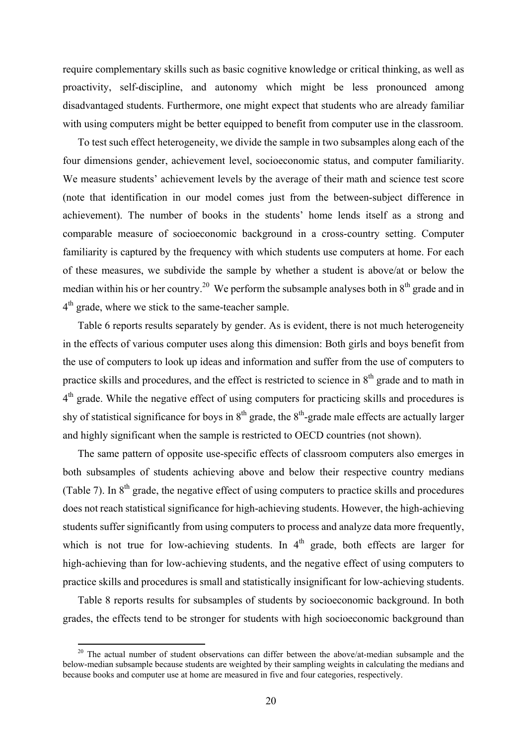require complementary skills such as basic cognitive knowledge or critical thinking, as well as proactivity, self-discipline, and autonomy which might be less pronounced among disadvantaged students. Furthermore, one might expect that students who are already familiar with using computers might be better equipped to benefit from computer use in the classroom.

To test such effect heterogeneity, we divide the sample in two subsamples along each of the four dimensions gender, achievement level, socioeconomic status, and computer familiarity. We measure students' achievement levels by the average of their math and science test score (note that identification in our model comes just from the between-subject difference in achievement). The number of books in the students' home lends itself as a strong and comparable measure of socioeconomic background in a cross-country setting. Computer familiarity is captured by the frequency with which students use computers at home. For each of these measures, we subdivide the sample by whether a student is above/at or below the median within his or her country.[20] We perform the subsample analyses both in 8th grade and in 4th grade, where we stick to the same-teacher sample.

Table 6 reports results separately by gender. As is evident, there is not much heterogeneity in the effects of various computer uses along this dimension: Both girls and boys benefit from the use of computers to look up ideas and information and suffer from the use of computers to practice skills and procedures, and the effect is restricted to science in 8th grade and to math in 4th grade. While the negative effect of using computers for practicing skills and procedures is shy of statistical significance for boys in 8th grade, the 8th-grade male effects are actually larger and highly significant when the sample is restricted to OECD countries (not shown).

The same pattern of opposite use-specific effects of classroom computers also emerges in both subsamples of students achieving above and below their respective country medians (Table 7). In 8th grade, the negative effect of using computers to practice skills and procedures does not reach statistical significance for high-achieving students. However, the high-achieving students suffer significantly from using computers to process and analyze data more frequently, which is not true for low-achieving students. In 4th grade, both effects are larger for high-achieving than for low-achieving students, and the negative effect of using computers to practice skills and procedures is small and statistically insignificant for low-achieving students.

Table 8 reports results for subsamples of students by socioeconomic background. In both grades, the effects tend to be stronger for students with high socioeconomic background than

[20] The actual number of student observations can differ between the above/at-median subsample and the below-median subsample because students are weighted by their sampling weights in calculating the medians and because books and computer use at home are measured in five and four categories, respectively.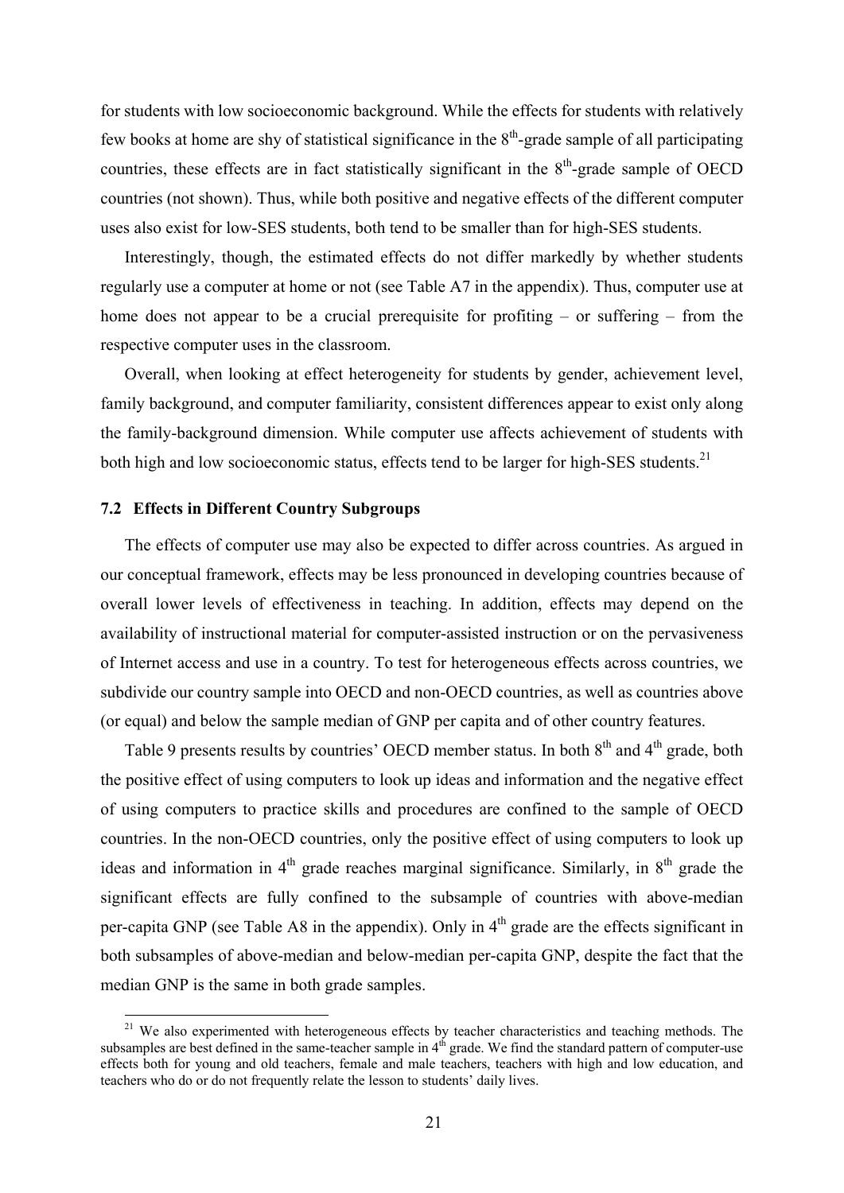for students with low socioeconomic background. While the effects for students with relatively few books at home are shy of statistical significance in the 8th-grade sample of all participating countries, these effects are in fact statistically significant in the 8th-grade sample of OECD countries (not shown). Thus, while both positive and negative effects of the different computer uses also exist for low-SES students, both tend to be smaller than for high-SES students.

Interestingly, though, the estimated effects do not differ markedly by whether students regularly use a computer at home or not (see Table A7 in the appendix). Thus, computer use at home does not appear to be a crucial prerequisite for profiting – or suffering – from the respective computer uses in the classroom.

Overall, when looking at effect heterogeneity for students by gender, achievement level, family background, and computer familiarity, consistent differences appear to exist only along the family-background dimension. While computer use affects achievement of students with both high and low socioeconomic status, effects tend to be larger for high-SES students.[21]

### 7.2 Effects in Different Country Subgroups

The effects of computer use may also be expected to differ across countries. As argued in our conceptual framework, effects may be less pronounced in developing countries because of overall lower levels of effectiveness in teaching. In addition, effects may depend on the availability of instructional material for computer-assisted instruction or on the pervasiveness of Internet access and use in a country. To test for heterogeneous effects across countries, we subdivide our country sample into OECD and non-OECD countries, as well as countries above (or equal) and below the sample median of GNP per capita and of other country features.

Table 9 presents results by countries' OECD member status. In both 8th and 4th grade, both the positive effect of using computers to look up ideas and information and the negative effect of using computers to practice skills and procedures are confined to the sample of OECD countries. In the non-OECD countries, only the positive effect of using computers to look up ideas and information in 4th grade reaches marginal significance. Similarly, in 8th grade the significant effects are fully confined to the subsample of countries with above-median per-capita GNP (see Table A8 in the appendix). Only in 4th grade are the effects significant in both subsamples of above-median and below-median per-capita GNP, despite the fact that the median GNP is the same in both grade samples.

[21] We also experimented with heterogeneous effects by teacher characteristics and teaching methods. The subsamples are best defined in the same-teacher sample in 4th grade. We find the standard pattern of computer-use effects both for young and old teachers, female and male teachers, teachers with high and low education, and teachers who do or do not frequently relate the lesson to students' daily lives.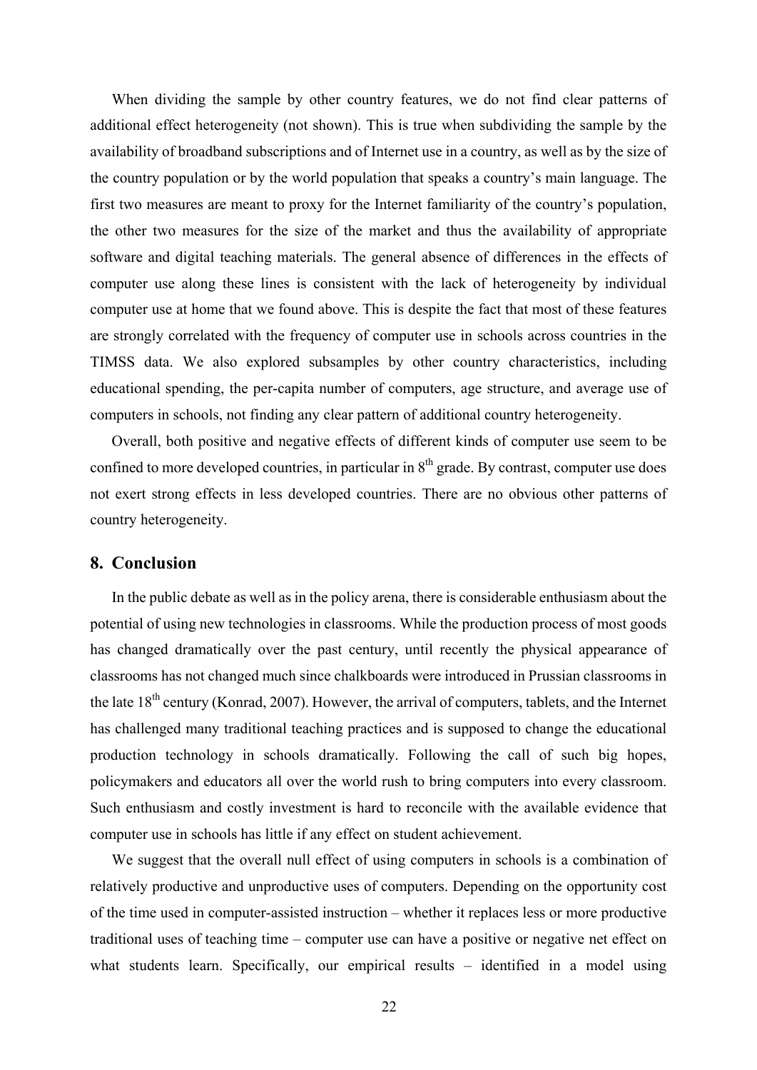When dividing the sample by other country features, we do not find clear patterns of additional effect heterogeneity (not shown). This is true when subdividing the sample by the availability of broadband subscriptions and of Internet use in a country, as well as by the size of the country population or by the world population that speaks a country's main language. The first two measures are meant to proxy for the Internet familiarity of the country's population, the other two measures for the size of the market and thus the availability of appropriate software and digital teaching materials. The general absence of differences in the effects of computer use along these lines is consistent with the lack of heterogeneity by individual computer use at home that we found above. This is despite the fact that most of these features are strongly correlated with the frequency of computer use in schools across countries in the TIMSS data. We also explored subsamples by other country characteristics, including educational spending, the per-capita number of computers, age structure, and average use of computers in schools, not finding any clear pattern of additional country heterogeneity.

Overall, both positive and negative effects of different kinds of computer use seem to be confined to more developed countries, in particular in 8th grade. By contrast, computer use does not exert strong effects in less developed countries. There are no obvious other patterns of country heterogeneity.

## 8. Conclusion

In the public debate as well as in the policy arena, there is considerable enthusiasm about the potential of using new technologies in classrooms. While the production process of most goods has changed dramatically over the past century, until recently the physical appearance of classrooms has not changed much since chalkboards were introduced in Prussian classrooms in the late 18th century (Konrad, 2007). However, the arrival of computers, tablets, and the Internet has challenged many traditional teaching practices and is supposed to change the educational production technology in schools dramatically. Following the call of such big hopes, policymakers and educators all over the world rush to bring computers into every classroom. Such enthusiasm and costly investment is hard to reconcile with the available evidence that computer use in schools has little if any effect on student achievement.

We suggest that the overall null effect of using computers in schools is a combination of relatively productive and unproductive uses of computers. Depending on the opportunity cost of the time used in computer-assisted instruction – whether it replaces less or more productive traditional uses of teaching time – computer use can have a positive or negative net effect on what students learn. Specifically, our empirical results – identified in a model using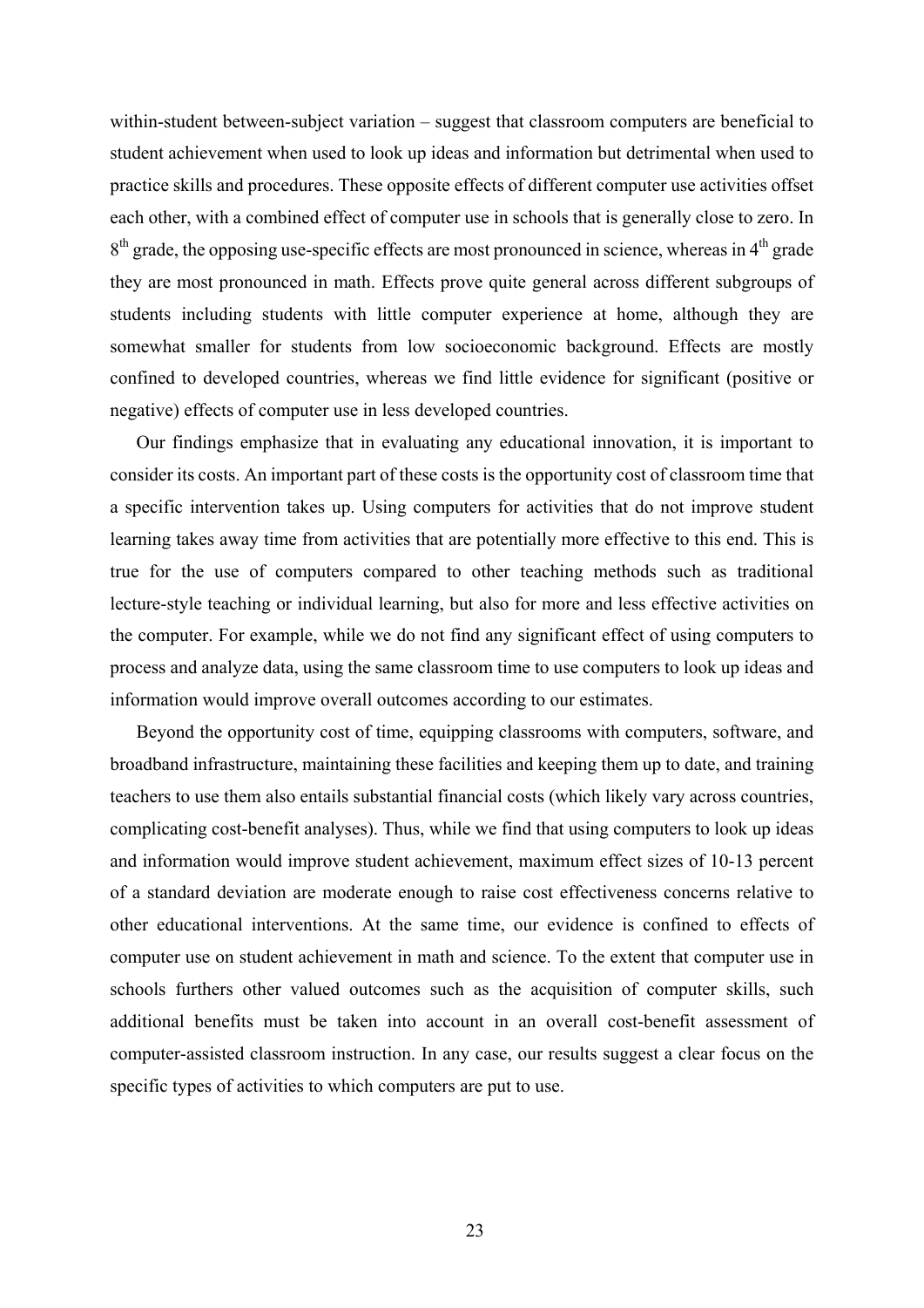within-student between-subject variation – suggest that classroom computers are beneficial to student achievement when used to look up ideas and information but detrimental when used to practice skills and procedures. These opposite effects of different computer use activities offset each other, with a combined effect of computer use in schools that is generally close to zero. In 8$^{th}$ grade, the opposing use-specific effects are most pronounced in science, whereas in 4$^{th}$ grade they are most pronounced in math. Effects prove quite general across different subgroups of students including students with little computer experience at home, although they are somewhat smaller for students from low socioeconomic background. Effects are mostly confined to developed countries, whereas we find little evidence for significant (positive or negative) effects of computer use in less developed countries.

Our findings emphasize that in evaluating any educational innovation, it is important to consider its costs. An important part of these costs is the opportunity cost of classroom time that a specific intervention takes up. Using computers for activities that do not improve student learning takes away time from activities that are potentially more effective to this end. This is true for the use of computers compared to other teaching methods such as traditional lecture-style teaching or individual learning, but also for more and less effective activities on the computer. For example, while we do not find any significant effect of using computers to process and analyze data, using the same classroom time to use computers to look up ideas and information would improve overall outcomes according to our estimates.

Beyond the opportunity cost of time, equipping classrooms with computers, software, and broadband infrastructure, maintaining these facilities and keeping them up to date, and training teachers to use them also entails substantial financial costs (which likely vary across countries, complicating cost-benefit analyses). Thus, while we find that using computers to look up ideas and information would improve student achievement, maximum effect sizes of 10-13 percent of a standard deviation are moderate enough to raise cost effectiveness concerns relative to other educational interventions. At the same time, our evidence is confined to effects of computer use on student achievement in math and science. To the extent that computer use in schools furthers other valued outcomes such as the acquisition of computer skills, such additional benefits must be taken into account in an overall cost-benefit assessment of computer-assisted classroom instruction. In any case, our results suggest a clear focus on the specific types of activities to which computers are put to use.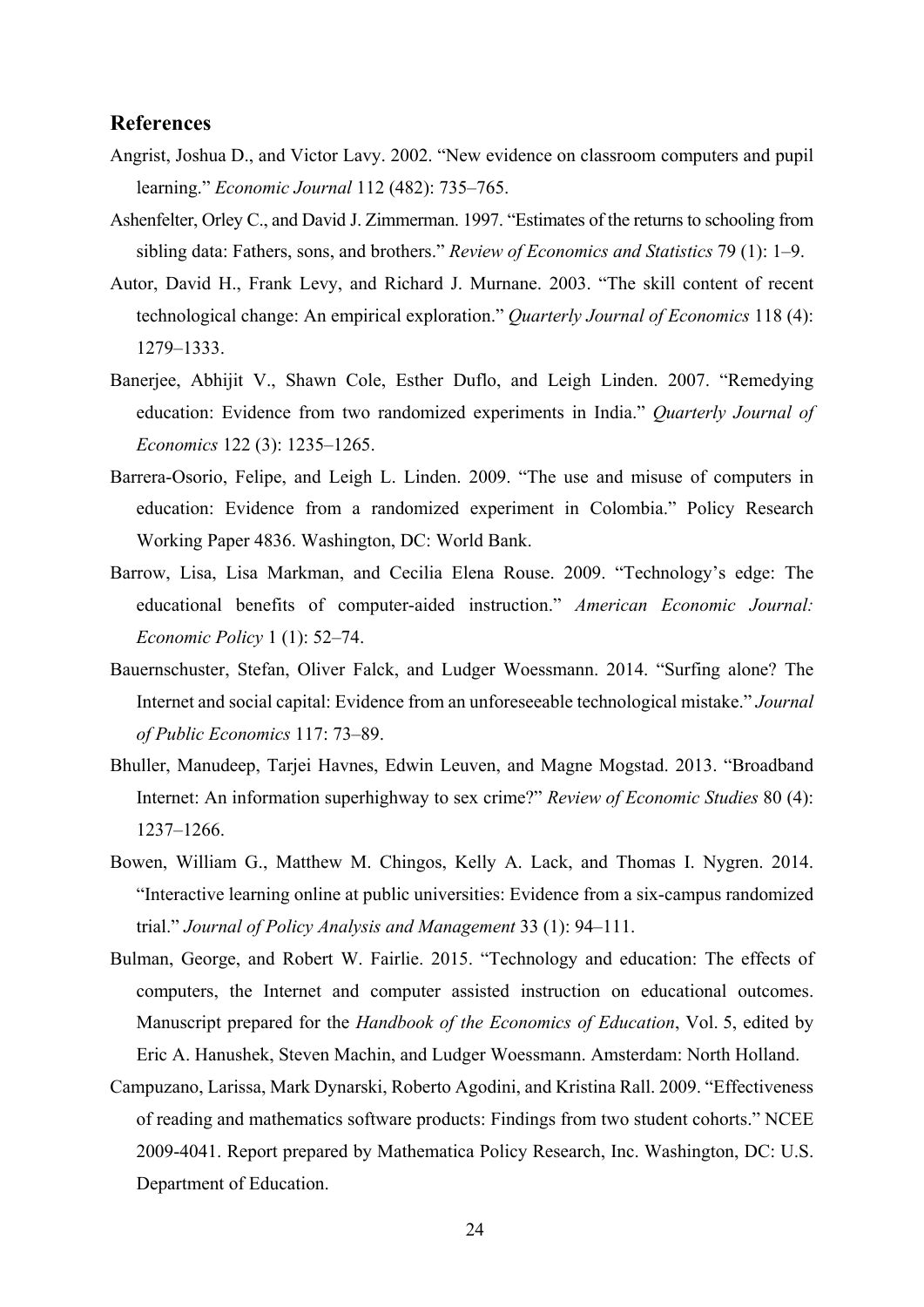## References

Angrist, Joshua D., and Victor Lavy. 2002. "New evidence on classroom computers and pupil learning." *Economic Journal* 112 (482): 735–765.

Ashenfelter, Orley C., and David J. Zimmerman. 1997. "Estimates of the returns to schooling from sibling data: Fathers, sons, and brothers." *Review of Economics and Statistics* 79 (1): 1–9.

Autor, David H., Frank Levy, and Richard J. Murnane. 2003. "The skill content of recent technological change: An empirical exploration." *Quarterly Journal of Economics* 118 (4): 1279–1333.

Banerjee, Abhijit V., Shawn Cole, Esther Duflo, and Leigh Linden. 2007. "Remedying education: Evidence from two randomized experiments in India." *Quarterly Journal of Economics* 122 (3): 1235–1265.

Barrera-Osorio, Felipe, and Leigh L. Linden. 2009. "The use and misuse of computers in education: Evidence from a randomized experiment in Colombia." Policy Research Working Paper 4836. Washington, DC: World Bank.

Barrow, Lisa, Lisa Markman, and Cecilia Elena Rouse. 2009. "Technology's edge: The educational benefits of computer-aided instruction." *American Economic Journal: Economic Policy* 1 (1): 52–74.

Bauernschuster, Stefan, Oliver Falck, and Ludger Woessmann. 2014. "Surfing alone? The Internet and social capital: Evidence from an unforeseeable technological mistake." *Journal of Public Economics* 117: 73–89.

Bhuller, Manudeep, Tarjei Havnes, Edwin Leuven, and Magne Mogstad. 2013. "Broadband Internet: An information superhighway to sex crime?" *Review of Economic Studies* 80 (4): 1237–1266.

Bowen, William G., Matthew M. Chingos, Kelly A. Lack, and Thomas I. Nygren. 2014. "Interactive learning online at public universities: Evidence from a six-campus randomized trial." *Journal of Policy Analysis and Management* 33 (1): 94–111.

Bulman, George, and Robert W. Fairlie. 2015. "Technology and education: The effects of computers, the Internet and computer assisted instruction on educational outcomes. Manuscript prepared for the *Handbook of the Economics of Education*, Vol. 5, edited by Eric A. Hanushek, Steven Machin, and Ludger Woessmann. Amsterdam: North Holland.

Campuzano, Larissa, Mark Dynarski, Roberto Agodini, and Kristina Rall. 2009. "Effectiveness of reading and mathematics software products: Findings from two student cohorts." NCEE 2009-4041. Report prepared by Mathematica Policy Research, Inc. Washington, DC: U.S. Department of Education.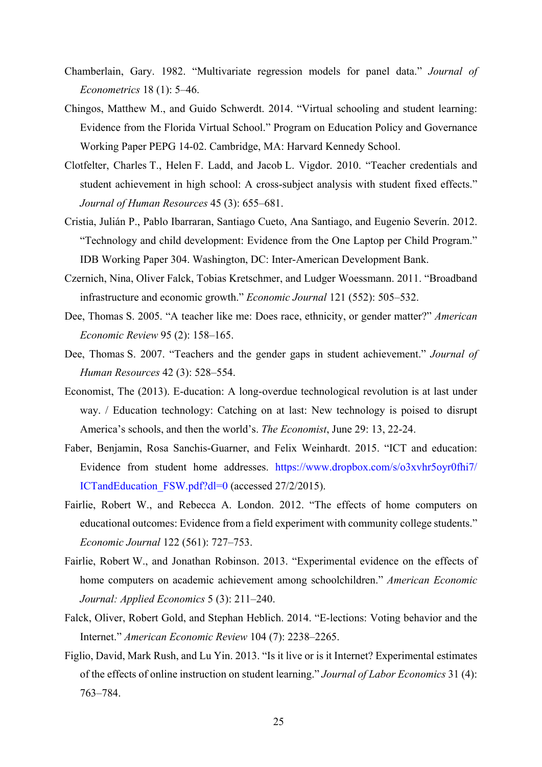Chamberlain, Gary. 1982. "Multivariate regression models for panel data." *Journal of Econometrics* 18 (1): 5–46.

Chingos, Matthew M., and Guido Schwerdt. 2014. "Virtual schooling and student learning: Evidence from the Florida Virtual School." Program on Education Policy and Governance Working Paper PEPG 14-02. Cambridge, MA: Harvard Kennedy School.

Clotfelter, Charles T., Helen F. Ladd, and Jacob L. Vigdor. 2010. "Teacher credentials and student achievement in high school: A cross-subject analysis with student fixed effects." *Journal of Human Resources* 45 (3): 655–681.

Cristia, Julián P., Pablo Ibarraran, Santiago Cueto, Ana Santiago, and Eugenio Severín. 2012. "Technology and child development: Evidence from the One Laptop per Child Program." IDB Working Paper 304. Washington, DC: Inter-American Development Bank.

Czernich, Nina, Oliver Falck, Tobias Kretschmer, and Ludger Woessmann. 2011. "Broadband infrastructure and economic growth." *Economic Journal* 121 (552): 505–532.

Dee, Thomas S. 2005. "A teacher like me: Does race, ethnicity, or gender matter?" *American Economic Review* 95 (2): 158–165.

Dee, Thomas S. 2007. "Teachers and the gender gaps in student achievement." *Journal of Human Resources* 42 (3): 528–554.

Economist, The (2013). E-ducation: A long-overdue technological revolution is at last under way. / Education technology: Catching on at last: New technology is poised to disrupt America's schools, and then the world's. *The Economist*, June 29: 13, 22-24.

Faber, Benjamin, Rosa Sanchis-Guarner, and Felix Weinhardt. 2015. "ICT and education: Evidence from student home addresses. https://www.dropbox.com/s/o3xvhr5oyr0fhi7/ICTandEducation_FSW.pdf?dl=0 (accessed 27/2/2015).

Fairlie, Robert W., and Rebecca A. London. 2012. "The effects of home computers on educational outcomes: Evidence from a field experiment with community college students." *Economic Journal* 122 (561): 727–753.

Fairlie, Robert W., and Jonathan Robinson. 2013. "Experimental evidence on the effects of home computers on academic achievement among schoolchildren." *American Economic Journal: Applied Economics* 5 (3): 211–240.

Falck, Oliver, Robert Gold, and Stephan Heblich. 2014. "E-lections: Voting behavior and the Internet." *American Economic Review* 104 (7): 2238–2265.

Figlio, David, Mark Rush, and Lu Yin. 2013. "Is it live or is it Internet? Experimental estimates of the effects of online instruction on student learning." *Journal of Labor Economics* 31 (4): 763–784.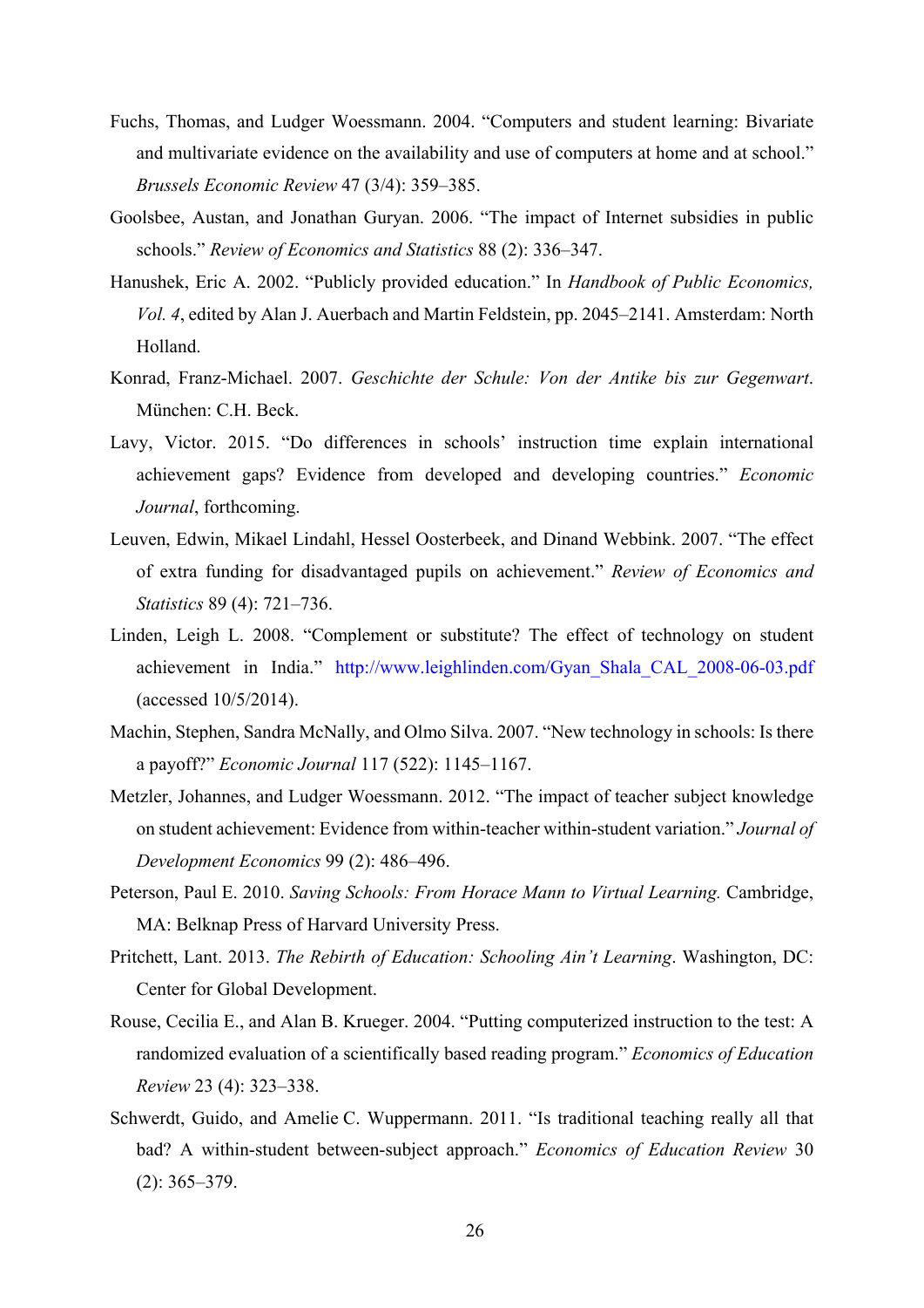Fuchs, Thomas, and Ludger Woessmann. 2004. "Computers and student learning: Bivariate and multivariate evidence on the availability and use of computers at home and at school." *Brussels Economic Review* 47 (3/4): 359–385.

Goolsbee, Austan, and Jonathan Guryan. 2006. "The impact of Internet subsidies in public schools." *Review of Economics and Statistics* 88 (2): 336–347.

Hanushek, Eric A. 2002. "Publicly provided education." In *Handbook of Public Economics, Vol. 4*, edited by Alan J. Auerbach and Martin Feldstein, pp. 2045–2141. Amsterdam: North Holland.

Konrad, Franz-Michael. 2007. *Geschichte der Schule: Von der Antike bis zur Gegenwart*. München: C.H. Beck.

Lavy, Victor. 2015. "Do differences in schools' instruction time explain international achievement gaps? Evidence from developed and developing countries." *Economic Journal*, forthcoming.

Leuven, Edwin, Mikael Lindahl, Hessel Oosterbeek, and Dinand Webbink. 2007. "The effect of extra funding for disadvantaged pupils on achievement." *Review of Economics and Statistics* 89 (4): 721–736.

Linden, Leigh L. 2008. "Complement or substitute? The effect of technology on student achievement in India." http://www.leighlinden.com/Gyan_Shala_CAL_2008-06-03.pdf (accessed 10/5/2014).

Machin, Stephen, Sandra McNally, and Olmo Silva. 2007. "New technology in schools: Is there a payoff?" *Economic Journal* 117 (522): 1145–1167.

Metzler, Johannes, and Ludger Woessmann. 2012. "The impact of teacher subject knowledge on student achievement: Evidence from within-teacher within-student variation." *Journal of Development Economics* 99 (2): 486–496.

Peterson, Paul E. 2010. *Saving Schools: From Horace Mann to Virtual Learning.* Cambridge, MA: Belknap Press of Harvard University Press.

Pritchett, Lant. 2013. *The Rebirth of Education: Schooling Ain't Learning*. Washington, DC: Center for Global Development.

Rouse, Cecilia E., and Alan B. Krueger. 2004. "Putting computerized instruction to the test: A randomized evaluation of a scientifically based reading program." *Economics of Education Review* 23 (4): 323–338.

Schwerdt, Guido, and Amelie C. Wuppermann. 2011. "Is traditional teaching really all that bad? A within-student between-subject approach." *Economics of Education Review* 30 (2): 365–379.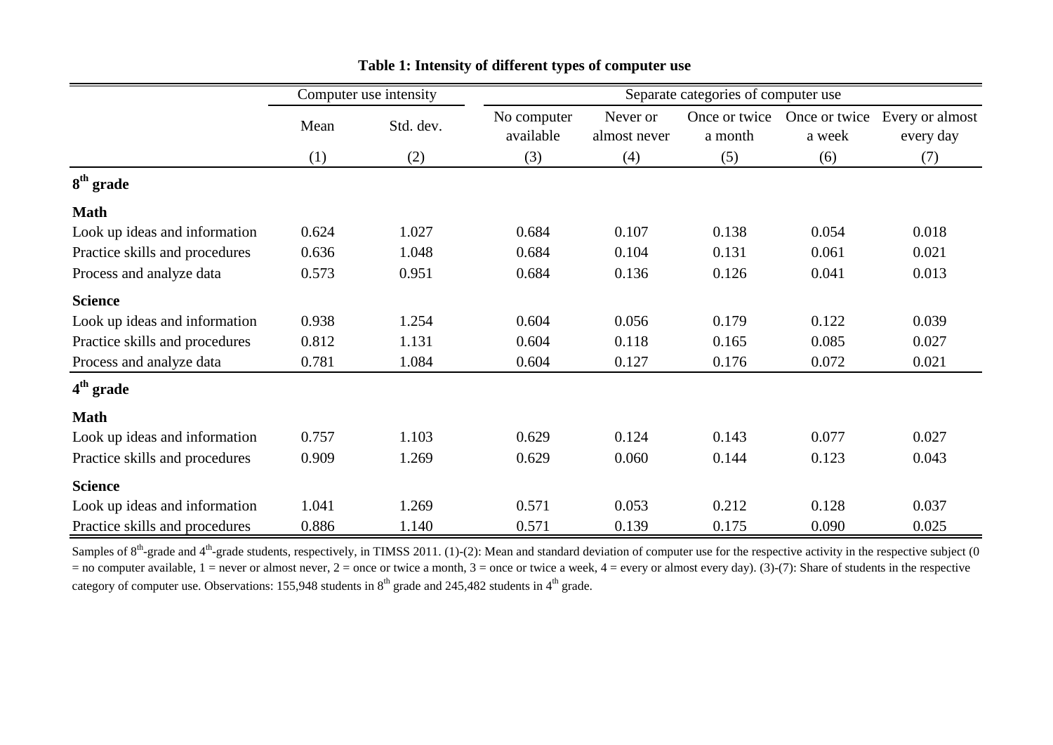**Table 1: Intensity of different types of computer use**

| | Computer use intensity | | Separate categories of computer use | | | | |
|---|---|---|---|---|---|---|---|
| | Mean | Std. dev. | No computer available | Never or almost never | Once or twice a month | Once or twice a week | Every or almost every day |
| | (1) | (2) | (3) | (4) | (5) | (6) | (7) |
| **8$^{th}$ grade** | | | | | | | |
| **Math** | | | | | | | |
| Look up ideas and information | 0.624 | 1.027 | 0.684 | 0.107 | 0.138 | 0.054 | 0.018 |
| Practice skills and procedures | 0.636 | 1.048 | 0.684 | 0.104 | 0.131 | 0.061 | 0.021 |
| Process and analyze data | 0.573 | 0.951 | 0.684 | 0.136 | 0.126 | 0.041 | 0.013 |
| **Science** | | | | | | | |
| Look up ideas and information | 0.938 | 1.254 | 0.604 | 0.056 | 0.179 | 0.122 | 0.039 |
| Practice skills and procedures | 0.812 | 1.131 | 0.604 | 0.118 | 0.165 | 0.085 | 0.027 |
| Process and analyze data | 0.781 | 1.084 | 0.604 | 0.127 | 0.176 | 0.072 | 0.021 |
| **4$^{th}$ grade** | | | | | | | |
| **Math** | | | | | | | |
| Look up ideas and information | 0.757 | 1.103 | 0.629 | 0.124 | 0.143 | 0.077 | 0.027 |
| Practice skills and procedures | 0.909 | 1.269 | 0.629 | 0.060 | 0.144 | 0.123 | 0.043 |
| **Science** | | | | | | | |
| Look up ideas and information | 1.041 | 1.269 | 0.571 | 0.053 | 0.212 | 0.128 | 0.037 |
| Practice skills and procedures | 0.886 | 1.140 | 0.571 | 0.139 | 0.175 | 0.090 | 0.025 |

Samples of 8$^{th}$-grade and 4$^{th}$-grade students, respectively, in TIMSS 2011. (1)-(2): Mean and standard deviation of computer use for the respective activity in the respective subject (0 = no computer available, 1 = never or almost never, 2 = once or twice a month, 3 = once or twice a week, 4 = every or almost every day). (3)-(7): Share of students in the respective category of computer use. Observations: 155,948 students in 8$^{th}$ grade and 245,482 students in 4$^{th}$ grade.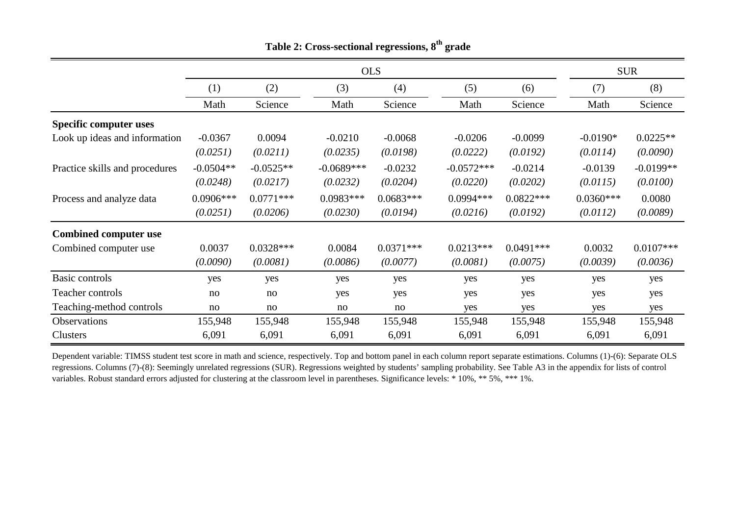**Table 2: Cross-sectional regressions, 8$^{th}$ grade**

| | OLS | | | | | | SUR | |
|---|---|---|---|---|---|---|---|---|
| | (1) | (2) | (3) | (4) | (5) | (6) | (7) | (8) |
| | Math | Science | Math | Science | Math | Science | Math | Science |
| **Specific computer uses** | | | | | | | | |
| Look up ideas and information | -0.0367 | 0.0094 | -0.0210 | -0.0068 | -0.0206 | -0.0099 | -0.0190* | 0.0225** |
| | *(0.0251)* | *(0.0211)* | *(0.0235)* | *(0.0198)* | *(0.0222)* | *(0.0192)* | *(0.0114)* | *(0.0090)* |
| Practice skills and procedures | -0.0504** | -0.0525** | -0.0689*** | -0.0232 | -0.0572*** | -0.0214 | -0.0139 | -0.0199** |
| | *(0.0248)* | *(0.0217)* | *(0.0232)* | *(0.0204)* | *(0.0220)* | *(0.0202)* | *(0.0115)* | *(0.0100)* |
| Process and analyze data | 0.0906*** | 0.0771*** | 0.0983*** | 0.0683*** | 0.0994*** | 0.0822*** | 0.0360*** | 0.0080 |
| | *(0.0251)* | *(0.0206)* | *(0.0230)* | *(0.0194)* | *(0.0216)* | *(0.0192)* | *(0.0112)* | *(0.0089)* |
| **Combined computer use** | | | | | | | | |
| Combined computer use | 0.0037 | 0.0328*** | 0.0084 | 0.0371*** | 0.0213*** | 0.0491*** | 0.0032 | 0.0107*** |
| | *(0.0090)* | *(0.0081)* | *(0.0086)* | *(0.0077)* | *(0.0081)* | *(0.0075)* | *(0.0039)* | *(0.0036)* |
| Basic controls | yes | yes | yes | yes | yes | yes | yes | yes |
| Teacher controls | no | no | yes | yes | yes | yes | yes | yes |
| Teaching-method controls | no | no | no | no | yes | yes | yes | yes |
| Observations | 155,948 | 155,948 | 155,948 | 155,948 | 155,948 | 155,948 | 155,948 | 155,948 |
| Clusters | 6,091 | 6,091 | 6,091 | 6,091 | 6,091 | 6,091 | 6,091 | 6,091 |

Dependent variable: TIMSS student test score in math and science, respectively. Top and bottom panel in each column report separate estimations. Columns (1)-(6): Separate OLS regressions. Columns (7)-(8): Seemingly unrelated regressions (SUR). Regressions weighted by students' sampling probability. See Table A3 in the appendix for lists of control variables. Robust standard errors adjusted for clustering at the classroom level in parentheses. Significance levels: * 10%, ** 5%, *** 1%.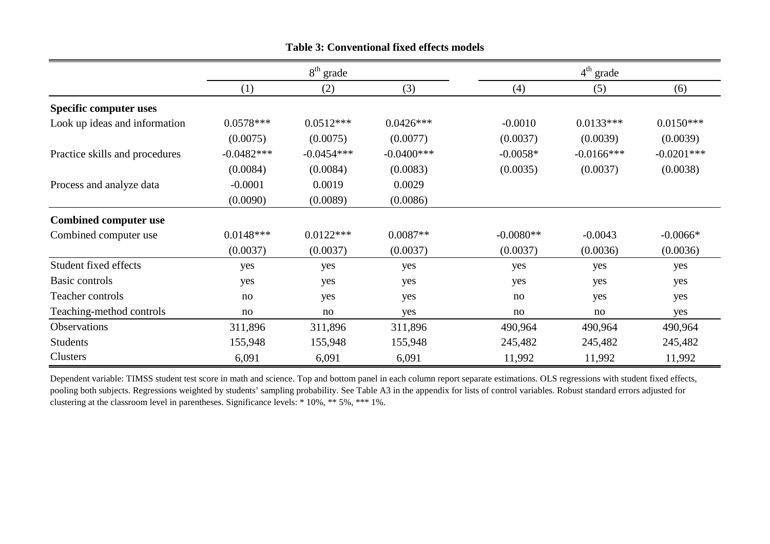**Table 3: Conventional fixed effects models**

| | 8th grade | | | 4th grade | | |
|---|---|---|---|---|---|---|
| | (1) | (2) | (3) | (4) | (5) | (6) |
| **Specific computer uses** | | | | | | |
| Look up ideas and information | 0.0578*** | 0.0512*** | 0.0426*** | -0.0010 | 0.0133*** | 0.0150*** |
| | (0.0075) | (0.0075) | (0.0077) | (0.0037) | (0.0039) | (0.0039) |
| Practice skills and procedures | -0.0482*** | -0.0454*** | -0.0400*** | -0.0058* | -0.0166*** | -0.0201*** |
| | (0.0084) | (0.0084) | (0.0083) | (0.0035) | (0.0037) | (0.0038) |
| Process and analyze data | -0.0001 | 0.0019 | 0.0029 | | | |
| | (0.0090) | (0.0089) | (0.0086) | | | |
| **Combined computer use** | | | | | | |
| Combined computer use | 0.0148*** | 0.0122*** | 0.0087** | -0.0080** | -0.0043 | -0.0066* |
| | (0.0037) | (0.0037) | (0.0037) | (0.0037) | (0.0036) | (0.0036) |
| Student fixed effects | yes | yes | yes | yes | yes | yes |
| Basic controls | yes | yes | yes | yes | yes | yes |
| Teacher controls | no | yes | yes | no | yes | yes |
| Teaching-method controls | no | no | yes | no | no | yes |
| Observations | 311,896 | 311,896 | 311,896 | 490,964 | 490,964 | 490,964 |
| Students | 155,948 | 155,948 | 155,948 | 245,482 | 245,482 | 245,482 |
| Clusters | 6,091 | 6,091 | 6,091 | 11,992 | 11,992 | 11,992 |

Dependent variable: TIMSS student test score in math and science. Top and bottom panel in each column report separate estimations. OLS regressions with student fixed effects, pooling both subjects. Regressions weighted by students' sampling probability. See Table A3 in the appendix for lists of control variables. Robust standard errors adjusted for clustering at the classroom level in parentheses. Significance levels: * 10%, ** 5%, *** 1%.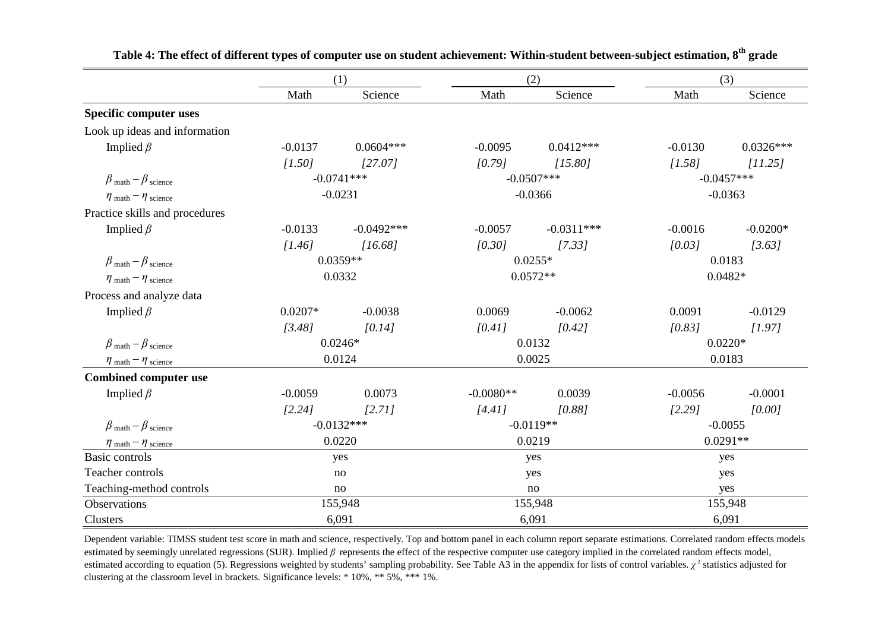**Table 4: The effect of different types of computer use on student achievement: Within-student between-subject estimation, 8th grade**

| | (1) | | (2) | | (3) | |
|---|---|---|---|---|---|---|
| | Math | Science | Math | Science | Math | Science |
| **Specific computer uses** | | | | | | |
| Look up ideas and information | | | | | | |
| Implied $\beta$ | -0.0137 | 0.0604*** | -0.0095 | 0.0412*** | -0.0130 | 0.0326*** |
| | *[1.50]* | *[27.07]* | *[0.79]* | *[15.80]* | *[1.58]* | *[11.25]* |
| $\beta_{\text{math}} - \beta_{\text{science}}$ | -0.0741*** | | -0.0507*** | | -0.0457*** | |
| $\eta_{\text{math}} - \eta_{\text{science}}$ | -0.0231 | | -0.0366 | | -0.0363 | |
| Practice skills and procedures | | | | | | |
| Implied $\beta$ | -0.0133 | -0.0492*** | -0.0057 | -0.0311*** | -0.0016 | -0.0200* |
| | *[1.46]* | *[16.68]* | *[0.30]* | *[7.33]* | *[0.03]* | *[3.63]* |
| $\beta_{\text{math}} - \beta_{\text{science}}$ | 0.0359** | | 0.0255* | | 0.0183 | |
| $\eta_{\text{math}} - \eta_{\text{science}}$ | 0.0332 | | 0.0572** | | 0.0482* | |
| Process and analyze data | | | | | | |
| Implied $\beta$ | 0.0207* | -0.0038 | 0.0069 | -0.0062 | 0.0091 | -0.0129 |
| | *[3.48]* | *[0.14]* | *[0.41]* | *[0.42]* | *[0.83]* | *[1.97]* |
| $\beta_{\text{math}} - \beta_{\text{science}}$ | 0.0246* | | 0.0132 | | 0.0220* | |
| $\eta_{\text{math}} - \eta_{\text{science}}$ | 0.0124 | | 0.0025 | | 0.0183 | |
| **Combined computer use** | | | | | | |
| Implied $\beta$ | -0.0059 | 0.0073 | -0.0080** | 0.0039 | -0.0056 | -0.0001 |
| | *[2.24]* | *[2.71]* | *[4.41]* | *[0.88]* | *[2.29]* | *[0.00]* |
| $\beta_{\text{math}} - \beta_{\text{science}}$ | -0.0132*** | | -0.0119** | | -0.0055 | |
| $\eta_{\text{math}} - \eta_{\text{science}}$ | 0.0220 | | 0.0219 | | 0.0291** | |
| Basic controls | yes | | yes | | yes | |
| Teacher controls | no | | yes | | yes | |
| Teaching-method controls | no | | no | | yes | |
| Observations | 155,948 | | 155,948 | | 155,948 | |
| Clusters | 6,091 | | 6,091 | | 6,091 | |

Dependent variable: TIMSS student test score in math and science, respectively. Top and bottom panel in each column report separate estimations. Correlated random effects models estimated by seemingly unrelated regressions (SUR). Implied $\beta$ represents the effect of the respective computer use category implied in the correlated random effects model, estimated according to equation (5). Regressions weighted by students' sampling probability. See Table A3 in the appendix for lists of control variables. $\chi^2$ statistics adjusted for clustering at the classroom level in brackets. Significance levels: * 10%, ** 5%, *** 1%.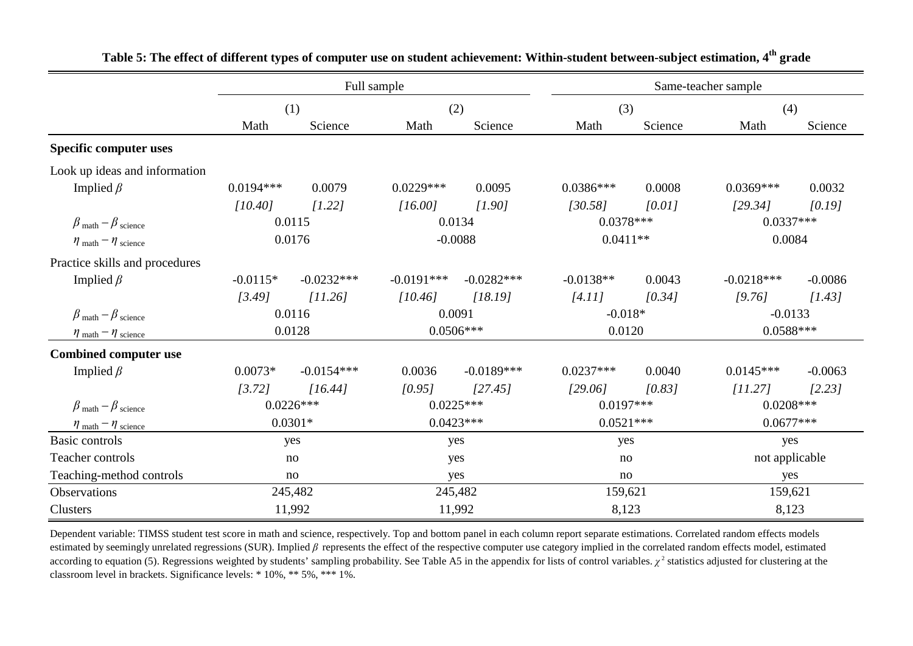**Table 5: The effect of different types of computer use on student achievement: Within-student between-subject estimation, 4th grade**

| | Full sample | | | | Same-teacher sample | | | |
|---|---|---|---|---|---|---|---|---|
| | (1) | | (2) | | (3) | | (4) | |
| | Math | Science | Math | Science | Math | Science | Math | Science |
| **Specific computer uses** | | | | | | | | |
| Look up ideas and information | | | | | | | | |
| Implied $\beta$ | 0.0194*** | 0.0079 | 0.0229*** | 0.0095 | 0.0386*** | 0.0008 | 0.0369*** | 0.0032 |
| | *[10.40]* | *[1.22]* | *[16.00]* | *[1.90]* | *[30.58]* | *[0.01]* | *[29.34]* | *[0.19]* |
| $\beta_{\text{math}} - \beta_{\text{science}}$ | 0.0115 | | 0.0134 | | 0.0378*** | | 0.0337*** | |
| $\eta_{\text{math}} - \eta_{\text{science}}$ | 0.0176 | | -0.0088 | | 0.0411** | | 0.0084 | |
| Practice skills and procedures | | | | | | | | |
| Implied $\beta$ | -0.0115* | -0.0232*** | -0.0191*** | -0.0282*** | -0.0138** | 0.0043 | -0.0218*** | -0.0086 |
| | *[3.49]* | *[11.26]* | *[10.46]* | *[18.19]* | *[4.11]* | *[0.34]* | *[9.76]* | *[1.43]* |
| $\beta_{\text{math}} - \beta_{\text{science}}$ | 0.0116 | | 0.0091 | | -0.018* | | -0.0133 | |
| $\eta_{\text{math}} - \eta_{\text{science}}$ | 0.0128 | | 0.0506*** | | 0.0120 | | 0.0588*** | |
| **Combined computer use** | | | | | | | | |
| Implied $\beta$ | 0.0073* | -0.0154*** | 0.0036 | -0.0189*** | 0.0237*** | 0.0040 | 0.0145*** | -0.0063 |
| | *[3.72]* | *[16.44]* | *[0.95]* | *[27.45]* | *[29.06]* | *[0.83]* | *[11.27]* | *[2.23]* |
| $\beta_{\text{math}} - \beta_{\text{science}}$ | 0.0226*** | | 0.0225*** | | 0.0197*** | | 0.0208*** | |
| $\eta_{\text{math}} - \eta_{\text{science}}$ | 0.0301* | | 0.0423*** | | 0.0521*** | | 0.0677*** | |
| Basic controls | yes | | yes | | yes | | yes | |
| Teacher controls | no | | yes | | no | | not applicable | |
| Teaching-method controls | no | | yes | | no | | yes | |
| Observations | 245,482 | | 245,482 | | 159,621 | | 159,621 | |
| Clusters | 11,992 | | 11,992 | | 8,123 | | 8,123 | |

Dependent variable: TIMSS student test score in math and science, respectively. Top and bottom panel in each column report separate estimations. Correlated random effects models estimated by seemingly unrelated regressions (SUR). Implied $\beta$ represents the effect of the respective computer use category implied in the correlated random effects model, estimated according to equation (5). Regressions weighted by students' sampling probability. See Table A5 in the appendix for lists of control variables. $\chi^2$ statistics adjusted for clustering at the classroom level in brackets. Significance levels: * 10%, ** 5%, *** 1%.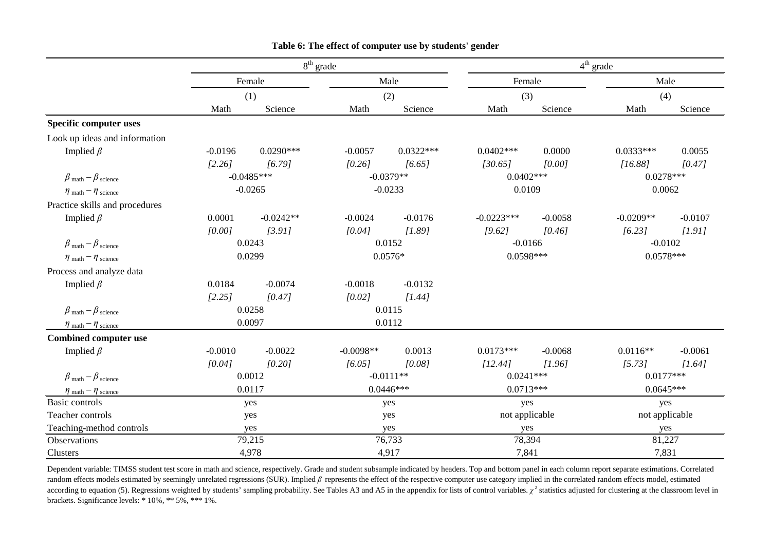**Table 6: The effect of computer use by students' gender**

| | 8th grade | | | | 4th grade | | | |
|---|---|---|---|---|---|---|---|---|
| | Female | | Male | | Female | | Male | |
| | (1) | | (2) | | (3) | | (4) | |
| | Math | Science | Math | Science | Math | Science | Math | Science |
| **Specific computer uses** | | | | | | | | |
| Look up ideas and information | | | | | | | | |
| Implied $\beta$ | -0.0196 | 0.0290*** | -0.0057 | 0.0322*** | 0.0402*** | 0.0000 | 0.0333*** | 0.0055 |
| | *[2.26]* | *[6.79]* | *[0.26]* | *[6.65]* | *[30.65]* | *[0.00]* | *[16.88]* | *[0.47]* |
| $\beta_{\text{math}} - \beta_{\text{science}}$ | -0.0485*** | | -0.0379** | | 0.0402*** | | 0.0278*** | |
| $\eta_{\text{math}} - \eta_{\text{science}}$ | -0.0265 | | -0.0233 | | 0.0109 | | 0.0062 | |
| Practice skills and procedures | | | | | | | | |
| Implied $\beta$ | 0.0001 | -0.0242** | -0.0024 | -0.0176 | -0.0223*** | -0.0058 | -0.0209** | -0.0107 |
| | *[0.00]* | *[3.91]* | *[0.04]* | *[1.89]* | *[9.62]* | *[0.46]* | *[6.23]* | *[1.91]* |
| $\beta_{\text{math}} - \beta_{\text{science}}$ | 0.0243 | | 0.0152 | | -0.0166 | | -0.0102 | |
| $\eta_{\text{math}} - \eta_{\text{science}}$ | 0.0299 | | 0.0576* | | 0.0598*** | | 0.0578*** | |
| Process and analyze data | | | | | | | | |
| Implied $\beta$ | 0.0184 | -0.0074 | -0.0018 | -0.0132 | | | | |
| | *[2.25]* | *[0.47]* | *[0.02]* | *[1.44]* | | | | |
| $\beta_{\text{math}} - \beta_{\text{science}}$ | 0.0258 | | 0.0115 | | | | | |
| $\eta_{\text{math}} - \eta_{\text{science}}$ | 0.0097 | | 0.0112 | | | | | |
| **Combined computer use** | | | | | | | | |
| Implied $\beta$ | -0.0010 | -0.0022 | -0.0098** | 0.0013 | 0.0173*** | -0.0068 | 0.0116** | -0.0061 |
| | *[0.04]* | *[0.20]* | *[6.05]* | *[0.08]* | *[12.44]* | *[1.96]* | *[5.73]* | *[1.64]* |
| $\beta_{\text{math}} - \beta_{\text{science}}$ | 0.0012 | | -0.0111** | | 0.0241*** | | 0.0177*** | |
| $\eta_{\text{math}} - \eta_{\text{science}}$ | 0.0117 | | 0.0446*** | | 0.0713*** | | 0.0645*** | |
| Basic controls | yes | | yes | | yes | | yes | |
| Teacher controls | yes | | yes | | not applicable | | not applicable | |
| Teaching-method controls | yes | | yes | | yes | | yes | |
| Observations | 79,215 | | 76,733 | | 78,394 | | 81,227 | |
| Clusters | 4,978 | | 4,917 | | 7,841 | | 7,831 | |

Dependent variable: TIMSS student test score in math and science, respectively. Grade and student subsample indicated by headers. Top and bottom panel in each column report separate estimations. Correlated random effects models estimated by seemingly unrelated regressions (SUR). Implied $\beta$ represents the effect of the respective computer use category implied in the correlated random effects model, estimated according to equation (5). Regressions weighted by students' sampling probability. See Tables A3 and A5 in the appendix for lists of control variables. $\chi^2$ statistics adjusted for clustering at the classroom level in brackets. Significance levels: * 10%, ** 5%, *** 1%.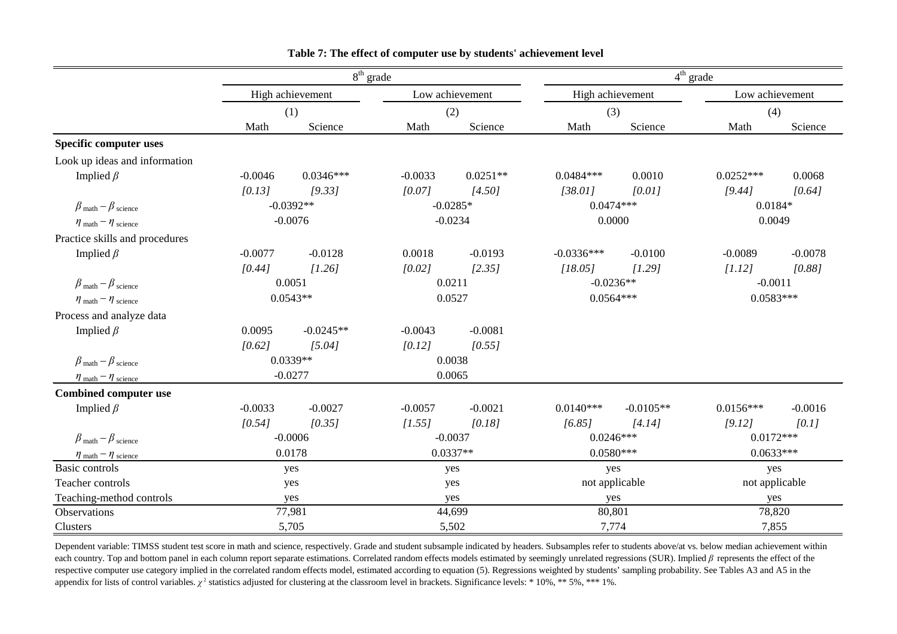**Table 7: The effect of computer use by students' achievement level**

| | 8th grade | | | | 4th grade | | | |
|---|---|---|---|---|---|---|---|---|
| | High achievement | | Low achievement | | High achievement | | Low achievement | |
| | (1) | | (2) | | (3) | | (4) | |
| | Math | Science | Math | Science | Math | Science | Math | Science |
| **Specific computer uses** | | | | | | | | |
| Look up ideas and information | | | | | | | | |
| Implied $\beta$ | -0.0046 | 0.0346*** | -0.0033 | 0.0251** | 0.0484*** | 0.0010 | 0.0252*** | 0.0068 |
| | *[0.13]* | *[9.33]* | *[0.07]* | *[4.50]* | *[38.01]* | *[0.01]* | *[9.44]* | *[0.64]* |
| $\beta_{\text{math}} - \beta_{\text{science}}$ | -0.0392** | | -0.0285* | | 0.0474*** | | 0.0184* | |
| $\eta_{\text{math}} - \eta_{\text{science}}$ | -0.0076 | | -0.0234 | | 0.0000 | | 0.0049 | |
| Practice skills and procedures | | | | | | | | |
| Implied $\beta$ | -0.0077 | -0.0128 | 0.0018 | -0.0193 | -0.0336*** | -0.0100 | -0.0089 | -0.0078 |
| | *[0.44]* | *[1.26]* | *[0.02]* | *[2.35]* | *[18.05]* | *[1.29]* | *[1.12]* | *[0.88]* |
| $\beta_{\text{math}} - \beta_{\text{science}}$ | 0.0051 | | 0.0211 | | -0.0236** | | -0.0011 | |
| $\eta_{\text{math}} - \eta_{\text{science}}$ | 0.0543** | | 0.0527 | | 0.0564*** | | 0.0583*** | |
| Process and analyze data | | | | | | | | |
| Implied $\beta$ | 0.0095 | -0.0245** | -0.0043 | -0.0081 | | | | |
| | *[0.62]* | *[5.04]* | *[0.12]* | *[0.55]* | | | | |
| $\beta_{\text{math}} - \beta_{\text{science}}$ | 0.0339** | | 0.0038 | | | | | |
| $\eta_{\text{math}} - \eta_{\text{science}}$ | -0.0277 | | 0.0065 | | | | | |
| **Combined computer use** | | | | | | | | |
| Implied $\beta$ | -0.0033 | -0.0027 | -0.0057 | -0.0021 | 0.0140*** | -0.0105** | 0.0156*** | -0.0016 |
| | *[0.54]* | *[0.35]* | *[1.55]* | *[0.18]* | *[6.85]* | *[4.14]* | *[9.12]* | *[0.1]* |
| $\beta_{\text{math}} - \beta_{\text{science}}$ | -0.0006 | | -0.0037 | | 0.0246*** | | 0.0172*** | |
| $\eta_{\text{math}} - \eta_{\text{science}}$ | 0.0178 | | 0.0337** | | 0.0580*** | | 0.0633*** | |
| Basic controls | yes | | yes | | yes | | yes | |
| Teacher controls | yes | | yes | | not applicable | | not applicable | |
| Teaching-method controls | yes | | yes | | yes | | yes | |
| Observations | 77,981 | | 44,699 | | 80,801 | | 78,820 | |
| Clusters | 5,705 | | 5,502 | | 7,774 | | 7,855 | |

Dependent variable: TIMSS student test score in math and science, respectively. Grade and student subsample indicated by headers. Subsamples refer to students above/at vs. below median achievement within each country. Top and bottom panel in each column report separate estimations. Correlated random effects models estimated by seemingly unrelated regressions (SUR). Implied $\beta$ represents the effect of the respective computer use category implied in the correlated random effects model, estimated according to equation (5). Regressions weighted by students' sampling probability. See Tables A3 and A5 in the appendix for lists of control variables. $\chi^2$ statistics adjusted for clustering at the classroom level in brackets. Significance levels: * 10%, ** 5%, *** 1%.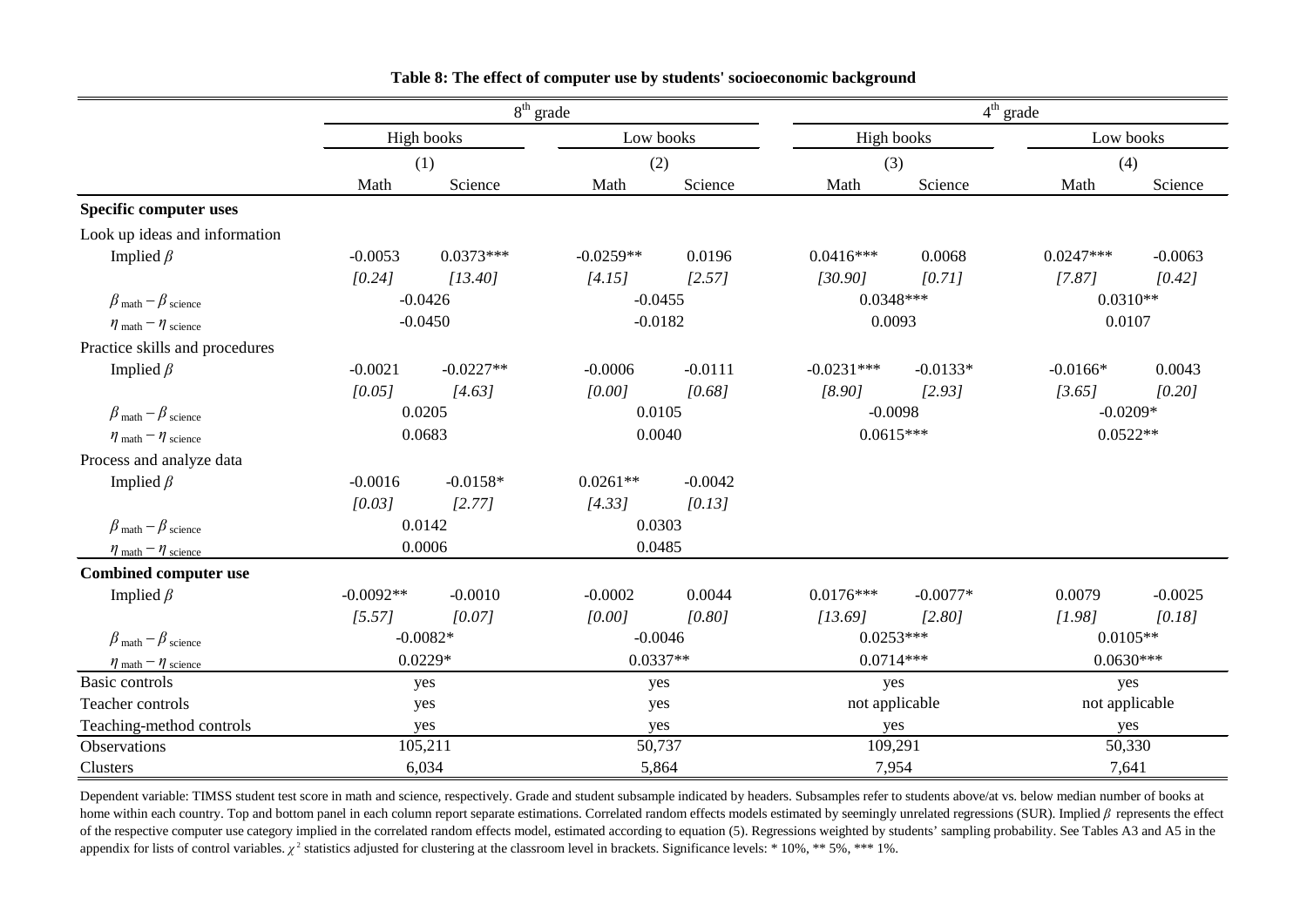**Table 8: The effect of computer use by students' socioeconomic background**

| | 8th grade | | | | 4th grade | | | |
|---|---|---|---|---|---|---|---|---|
| | High books | | Low books | | High books | | Low books | |
| | (1) | | (2) | | (3) | | (4) | |
| | Math | Science | Math | Science | Math | Science | Math | Science |
| **Specific computer uses** | | | | | | | | |
| Look up ideas and information | | | | | | | | |
| Implied $\beta$ | -0.0053 | 0.0373*** | -0.0259** | 0.0196 | 0.0416*** | 0.0068 | 0.0247*** | -0.0063 |
| | *[0.24]* | *[13.40]* | *[4.15]* | *[2.57]* | *[30.90]* | *[0.71]* | *[7.87]* | *[0.42]* |
| $\beta_{\text{math}} - \beta_{\text{science}}$ | -0.0426 | | -0.0455 | | 0.0348*** | | 0.0310** | |
| $\eta_{\text{math}} - \eta_{\text{science}}$ | -0.0450 | | -0.0182 | | 0.0093 | | 0.0107 | |
| Practice skills and procedures | | | | | | | | |
| Implied $\beta$ | -0.0021 | -0.0227** | -0.0006 | -0.0111 | -0.0231*** | -0.0133* | -0.0166* | 0.0043 |
| | *[0.05]* | *[4.63]* | *[0.00]* | *[0.68]* | *[8.90]* | *[2.93]* | *[3.65]* | *[0.20]* |
| $\beta_{\text{math}} - \beta_{\text{science}}$ | 0.0205 | | 0.0105 | | -0.0098 | | -0.0209* | |
| $\eta_{\text{math}} - \eta_{\text{science}}$ | 0.0683 | | 0.0040 | | 0.0615*** | | 0.0522** | |
| Process and analyze data | | | | | | | | |
| Implied $\beta$ | -0.0016 | -0.0158* | 0.0261** | -0.0042 | | | | |
| | *[0.03]* | *[2.77]* | *[4.33]* | *[0.13]* | | | | |
| $\beta_{\text{math}} - \beta_{\text{science}}$ | 0.0142 | | 0.0303 | | | | | |
| $\eta_{\text{math}} - \eta_{\text{science}}$ | 0.0006 | | 0.0485 | | | | | |
| **Combined computer use** | | | | | | | | |
| Implied $\beta$ | -0.0092** | -0.0010 | -0.0002 | 0.0044 | 0.0176*** | -0.0077* | 0.0079 | -0.0025 |
| | *[5.57]* | *[0.07]* | *[0.00]* | *[0.80]* | *[13.69]* | *[2.80]* | *[1.98]* | *[0.18]* |
| $\beta_{\text{math}} - \beta_{\text{science}}$ | -0.0082* | | -0.0046 | | 0.0253*** | | 0.0105** | |
| $\eta_{\text{math}} - \eta_{\text{science}}$ | 0.0229* | | 0.0337** | | 0.0714*** | | 0.0630*** | |
| Basic controls | yes | | yes | | yes | | yes | |
| Teacher controls | yes | | yes | | not applicable | | not applicable | |
| Teaching-method controls | yes | | yes | | yes | | yes | |
| Observations | 105,211 | | 50,737 | | 109,291 | | 50,330 | |
| Clusters | 6,034 | | 5,864 | | 7,954 | | 7,641 | |

Dependent variable: TIMSS student test score in math and science, respectively. Grade and student subsample indicated by headers. Subsamples refer to students above/at vs. below median number of books at home within each country. Top and bottom panel in each column report separate estimations. Correlated random effects models estimated by seemingly unrelated regressions (SUR). Implied $\beta$ represents the effect of the respective computer use category implied in the correlated random effects model, estimated according to equation (5). Regressions weighted by students' sampling probability. See Tables A3 and A5 in the appendix for lists of control variables. $\chi^2$ statistics adjusted for clustering at the classroom level in brackets. Significance levels: * 10%, ** 5%, *** 1%.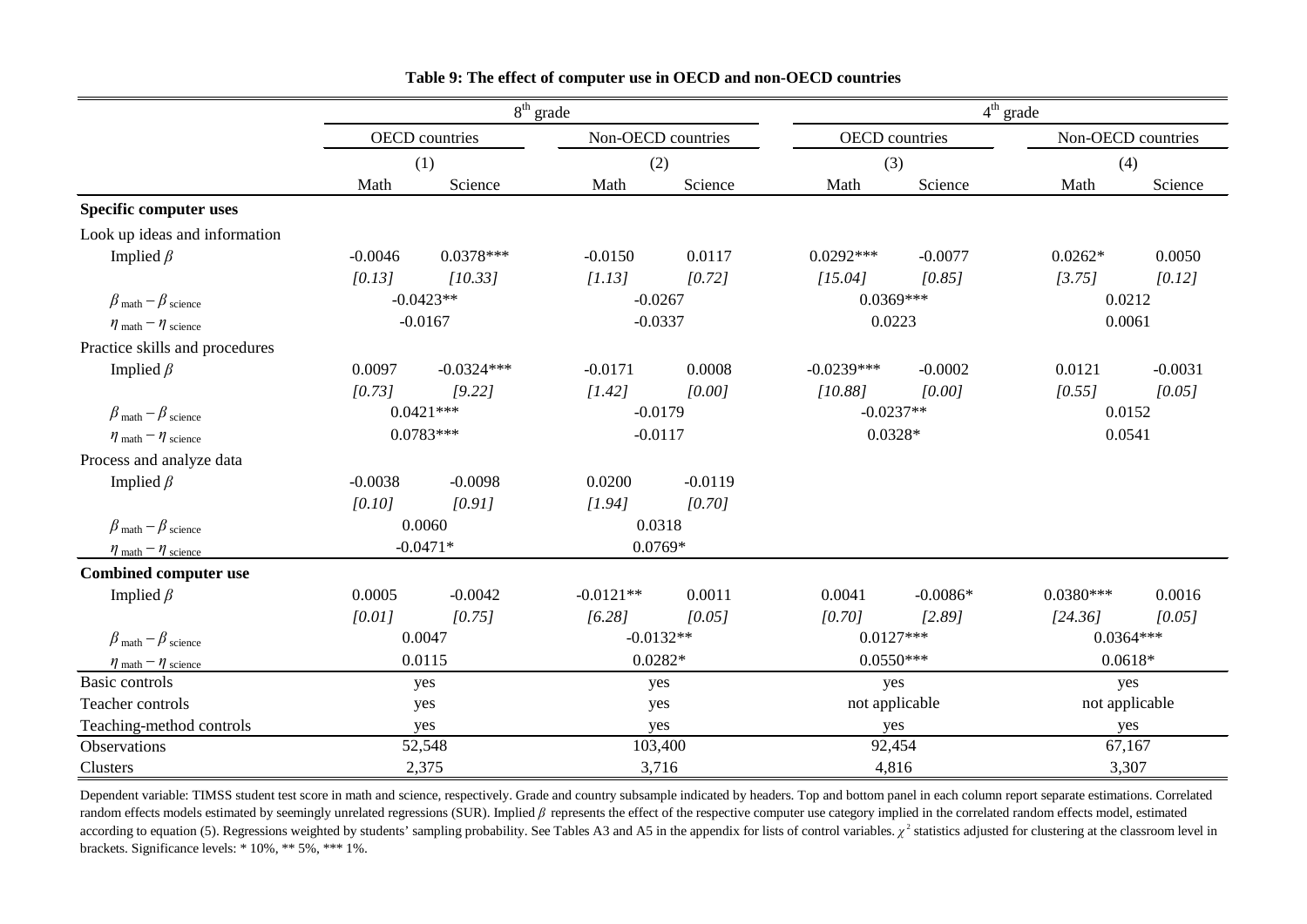**Table 9: The effect of computer use in OECD and non-OECD countries**

| | 8th grade | | | | 4th grade | | | |
|---|---|---|---|---|---|---|---|---|
| | OECD countries | | Non-OECD countries | | OECD countries | | Non-OECD countries | |
| | (1) | | (2) | | (3) | | (4) | |
| | Math | Science | Math | Science | Math | Science | Math | Science |
| **Specific computer uses** | | | | | | | | |
| Look up ideas and information | | | | | | | | |
| Implied $\beta$ | -0.0046 | 0.0378*** | -0.0150 | 0.0117 | 0.0292*** | -0.0077 | 0.0262* | 0.0050 |
| | *[0.13]* | *[10.33]* | *[1.13]* | *[0.72]* | *[15.04]* | *[0.85]* | *[3.75]* | *[0.12]* |
| $\beta_{\text{math}} - \beta_{\text{science}}$ | -0.0423** | | -0.0267 | | 0.0369*** | | 0.0212 | |
| $\eta_{\text{math}} - \eta_{\text{science}}$ | -0.0167 | | -0.0337 | | 0.0223 | | 0.0061 | |
| Practice skills and procedures | | | | | | | | |
| Implied $\beta$ | 0.0097 | -0.0324*** | -0.0171 | 0.0008 | -0.0239*** | -0.0002 | 0.0121 | -0.0031 |
| | *[0.73]* | *[9.22]* | *[1.42]* | *[0.00]* | *[10.88]* | *[0.00]* | *[0.55]* | *[0.05]* |
| $\beta_{\text{math}} - \beta_{\text{science}}$ | 0.0421*** | | -0.0179 | | -0.0237** | | 0.0152 | |
| $\eta_{\text{math}} - \eta_{\text{science}}$ | 0.0783*** | | -0.0117 | | 0.0328* | | 0.0541 | |
| Process and analyze data | | | | | | | | |
| Implied $\beta$ | -0.0038 | -0.0098 | 0.0200 | -0.0119 | | | | |
| | *[0.10]* | *[0.91]* | *[1.94]* | *[0.70]* | | | | |
| $\beta_{\text{math}} - \beta_{\text{science}}$ | 0.0060 | | 0.0318 | | | | | |
| $\eta_{\text{math}} - \eta_{\text{science}}$ | -0.0471* | | 0.0769* | | | | | |
| **Combined computer use** | | | | | | | | |
| Implied $\beta$ | 0.0005 | -0.0042 | -0.0121** | 0.0011 | 0.0041 | -0.0086* | 0.0380*** | 0.0016 |
| | *[0.01]* | *[0.75]* | *[6.28]* | *[0.05]* | *[0.70]* | *[2.89]* | *[24.36]* | *[0.05]* |
| $\beta_{\text{math}} - \beta_{\text{science}}$ | 0.0047 | | -0.0132** | | 0.0127*** | | 0.0364*** | |
| $\eta_{\text{math}} - \eta_{\text{science}}$ | 0.0115 | | 0.0282* | | 0.0550*** | | 0.0618* | |
| Basic controls | yes | | yes | | yes | | yes | |
| Teacher controls | yes | | yes | | not applicable | | not applicable | |
| Teaching-method controls | yes | | yes | | yes | | yes | |
| Observations | 52,548 | | 103,400 | | 92,454 | | 67,167 | |
| Clusters | 2,375 | | 3,716 | | 4,816 | | 3,307 | |

Dependent variable: TIMSS student test score in math and science, respectively. Grade and country subsample indicated by headers. Top and bottom panel in each column report separate estimations. Correlated random effects models estimated by seemingly unrelated regressions (SUR). Implied $\beta$ represents the effect of the respective computer use category implied in the correlated random effects model, estimated according to equation (5). Regressions weighted by students' sampling probability. See Tables A3 and A5 in the appendix for lists of control variables. $\chi^2$ statistics adjusted for clustering at the classroom level in brackets. Significance levels: * 10%, ** 5%, *** 1%.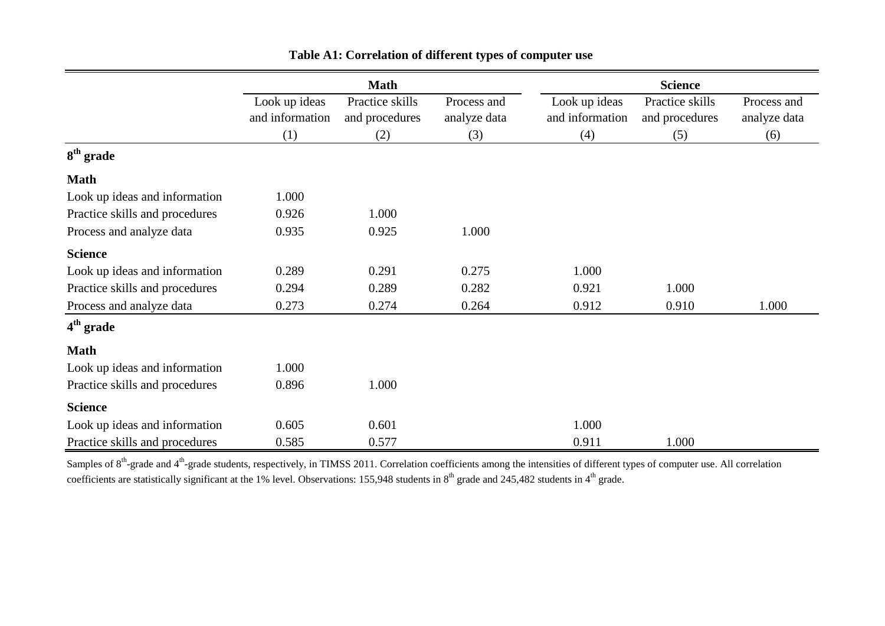**Table A1: Correlation of different types of computer use**

| | Math | | | Science | | |
|---|---|---|---|---|---|---|
| | Look up ideas and information | Practice skills and procedures | Process and analyze data | Look up ideas and information | Practice skills and procedures | Process and analyze data |
| | (1) | (2) | (3) | (4) | (5) | (6) |
| **8th grade** | | | | | | |
| **Math** | | | | | | |
| Look up ideas and information | 1.000 | | | | | |
| Practice skills and procedures | 0.926 | 1.000 | | | | |
| Process and analyze data | 0.935 | 0.925 | 1.000 | | | |
| **Science** | | | | | | |
| Look up ideas and information | 0.289 | 0.291 | 0.275 | 1.000 | | |
| Practice skills and procedures | 0.294 | 0.289 | 0.282 | 0.921 | 1.000 | |
| Process and analyze data | 0.273 | 0.274 | 0.264 | 0.912 | 0.910 | 1.000 |
| **4th grade** | | | | | | |
| **Math** | | | | | | |
| Look up ideas and information | 1.000 | | | | | |
| Practice skills and procedures | 0.896 | 1.000 | | | | |
| **Science** | | | | | | |
| Look up ideas and information | 0.605 | 0.601 | | 1.000 | | |
| Practice skills and procedures | 0.585 | 0.577 | | 0.911 | 1.000 | |

Samples of 8th-grade and 4th-grade students, respectively, in TIMSS 2011. Correlation coefficients among the intensities of different types of computer use. All correlation coefficients are statistically significant at the 1% level. Observations: 155,948 students in 8th grade and 245,482 students in 4th grade.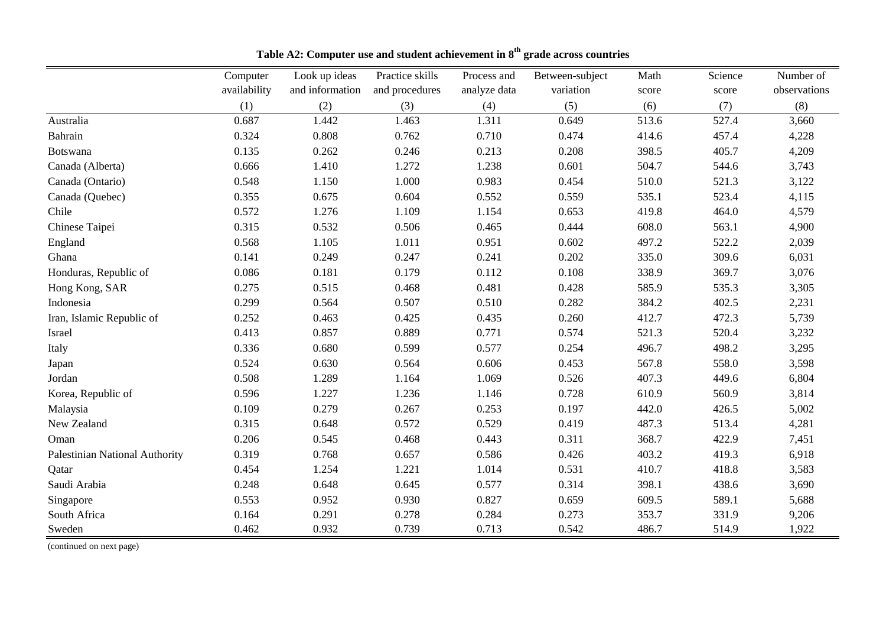**Table A2: Computer use and student achievement in 8$^{th}$ grade across countries**

| | Computer availability | Look up ideas and information | Practice skills and procedures | Process and analyze data | Between-subject variation | Math score | Science score | Number of observations |
|---|---|---|---|---|---|---|---|---|
| | (1) | (2) | (3) | (4) | (5) | (6) | (7) | (8) |
| Australia | 0.687 | 1.442 | 1.463 | 1.311 | 0.649 | 513.6 | 527.4 | 3,660 |
| Bahrain | 0.324 | 0.808 | 0.762 | 0.710 | 0.474 | 414.6 | 457.4 | 4,228 |
| Botswana | 0.135 | 0.262 | 0.246 | 0.213 | 0.208 | 398.5 | 405.7 | 4,209 |
| Canada (Alberta) | 0.666 | 1.410 | 1.272 | 1.238 | 0.601 | 504.7 | 544.6 | 3,743 |
| Canada (Ontario) | 0.548 | 1.150 | 1.000 | 0.983 | 0.454 | 510.0 | 521.3 | 3,122 |
| Canada (Quebec) | 0.355 | 0.675 | 0.604 | 0.552 | 0.559 | 535.1 | 523.4 | 4,115 |
| Chile | 0.572 | 1.276 | 1.109 | 1.154 | 0.653 | 419.8 | 464.0 | 4,579 |
| Chinese Taipei | 0.315 | 0.532 | 0.506 | 0.465 | 0.444 | 608.0 | 563.1 | 4,900 |
| England | 0.568 | 1.105 | 1.011 | 0.951 | 0.602 | 497.2 | 522.2 | 2,039 |
| Ghana | 0.141 | 0.249 | 0.247 | 0.241 | 0.202 | 335.0 | 309.6 | 6,031 |
| Honduras, Republic of | 0.086 | 0.181 | 0.179 | 0.112 | 0.108 | 338.9 | 369.7 | 3,076 |
| Hong Kong, SAR | 0.275 | 0.515 | 0.468 | 0.481 | 0.428 | 585.9 | 535.3 | 3,305 |
| Indonesia | 0.299 | 0.564 | 0.507 | 0.510 | 0.282 | 384.2 | 402.5 | 2,231 |
| Iran, Islamic Republic of | 0.252 | 0.463 | 0.425 | 0.435 | 0.260 | 412.7 | 472.3 | 5,739 |
| Israel | 0.413 | 0.857 | 0.889 | 0.771 | 0.574 | 521.3 | 520.4 | 3,232 |
| Italy | 0.336 | 0.680 | 0.599 | 0.577 | 0.254 | 496.7 | 498.2 | 3,295 |
| Japan | 0.524 | 0.630 | 0.564 | 0.606 | 0.453 | 567.8 | 558.0 | 3,598 |
| Jordan | 0.508 | 1.289 | 1.164 | 1.069 | 0.526 | 407.3 | 449.6 | 6,804 |
| Korea, Republic of | 0.596 | 1.227 | 1.236 | 1.146 | 0.728 | 610.9 | 560.9 | 3,814 |
| Malaysia | 0.109 | 0.279 | 0.267 | 0.253 | 0.197 | 442.0 | 426.5 | 5,002 |
| New Zealand | 0.315 | 0.648 | 0.572 | 0.529 | 0.419 | 487.3 | 513.4 | 4,281 |
| Oman | 0.206 | 0.545 | 0.468 | 0.443 | 0.311 | 368.7 | 422.9 | 7,451 |
| Palestinian National Authority | 0.319 | 0.768 | 0.657 | 0.586 | 0.426 | 403.2 | 419.3 | 6,918 |
| Qatar | 0.454 | 1.254 | 1.221 | 1.014 | 0.531 | 410.7 | 418.8 | 3,583 |
| Saudi Arabia | 0.248 | 0.648 | 0.645 | 0.577 | 0.314 | 398.1 | 438.6 | 3,690 |
| Singapore | 0.553 | 0.952 | 0.930 | 0.827 | 0.659 | 609.5 | 589.1 | 5,688 |
| South Africa | 0.164 | 0.291 | 0.278 | 0.284 | 0.273 | 353.7 | 331.9 | 9,206 |
| Sweden | 0.462 | 0.932 | 0.739 | 0.713 | 0.542 | 486.7 | 514.9 | 1,922 |

(continued on next page)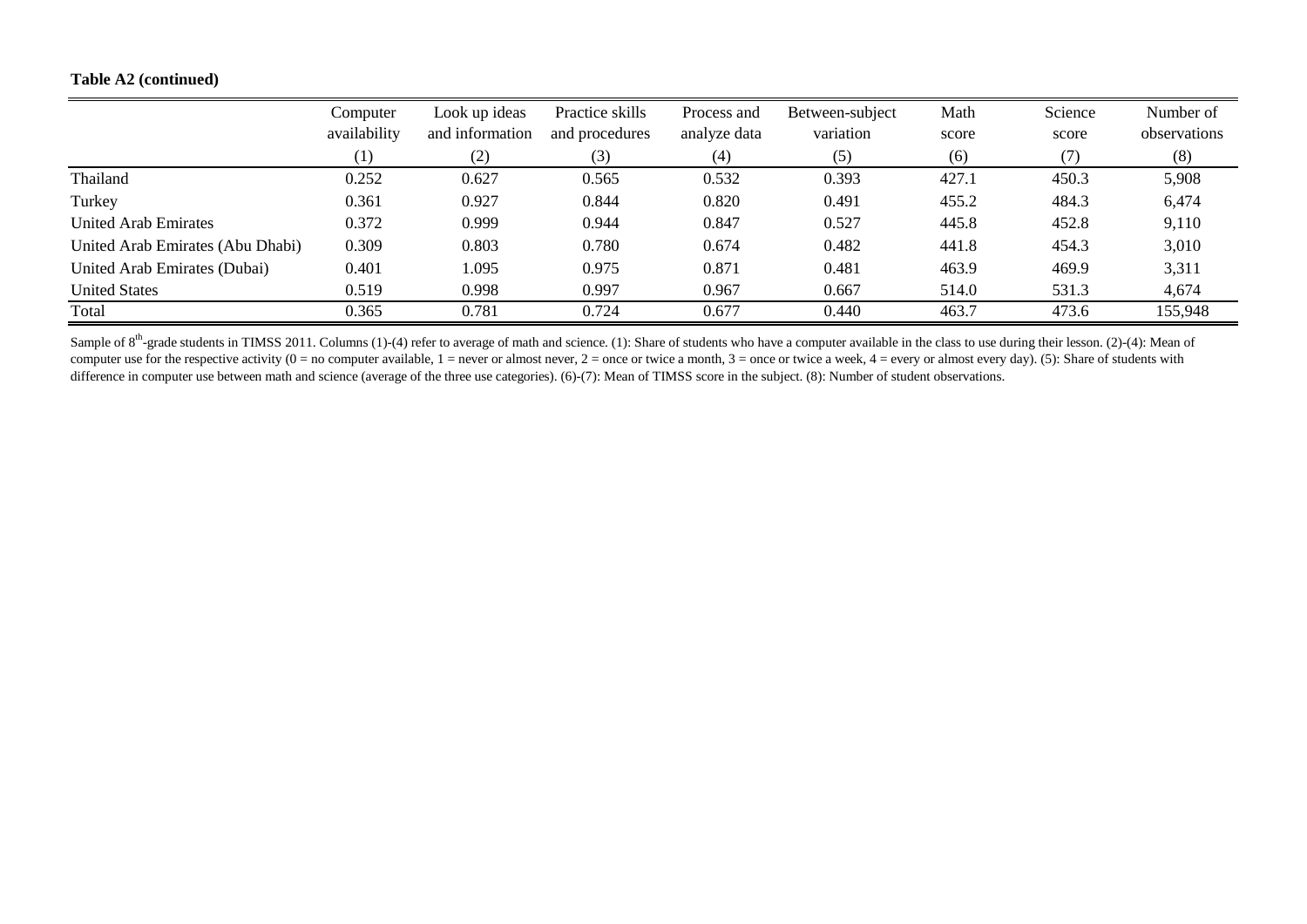**Table A2 (continued)**

| | Computer availability | Look up ideas and information | Practice skills and procedures | Process and analyze data | Between-subject variation | Math score | Science score | Number of observations |
|---|---|---|---|---|---|---|---|---|
| | (1) | (2) | (3) | (4) | (5) | (6) | (7) | (8) |
| Thailand | 0.252 | 0.627 | 0.565 | 0.532 | 0.393 | 427.1 | 450.3 | 5,908 |
| Turkey | 0.361 | 0.927 | 0.844 | 0.820 | 0.491 | 455.2 | 484.3 | 6,474 |
| United Arab Emirates | 0.372 | 0.999 | 0.944 | 0.847 | 0.527 | 445.8 | 452.8 | 9,110 |
| United Arab Emirates (Abu Dhabi) | 0.309 | 0.803 | 0.780 | 0.674 | 0.482 | 441.8 | 454.3 | 3,010 |
| United Arab Emirates (Dubai) | 0.401 | 1.095 | 0.975 | 0.871 | 0.481 | 463.9 | 469.9 | 3,311 |
| United States | 0.519 | 0.998 | 0.997 | 0.967 | 0.667 | 514.0 | 531.3 | 4,674 |
| Total | 0.365 | 0.781 | 0.724 | 0.677 | 0.440 | 463.7 | 473.6 | 155,948 |

Sample of 8[th]-grade students in TIMSS 2011. Columns (1)-(4) refer to average of math and science. (1): Share of students who have a computer available in the class to use during their lesson. (2)-(4): Mean of computer use for the respective activity (0 = no computer available, 1 = never or almost never, 2 = once or twice a month, 3 = once or twice a week, 4 = every or almost every day). (5): Share of students with difference in computer use between math and science (average of the three use categories). (6)-(7): Mean of TIMSS score in the subject. (8): Number of student observations.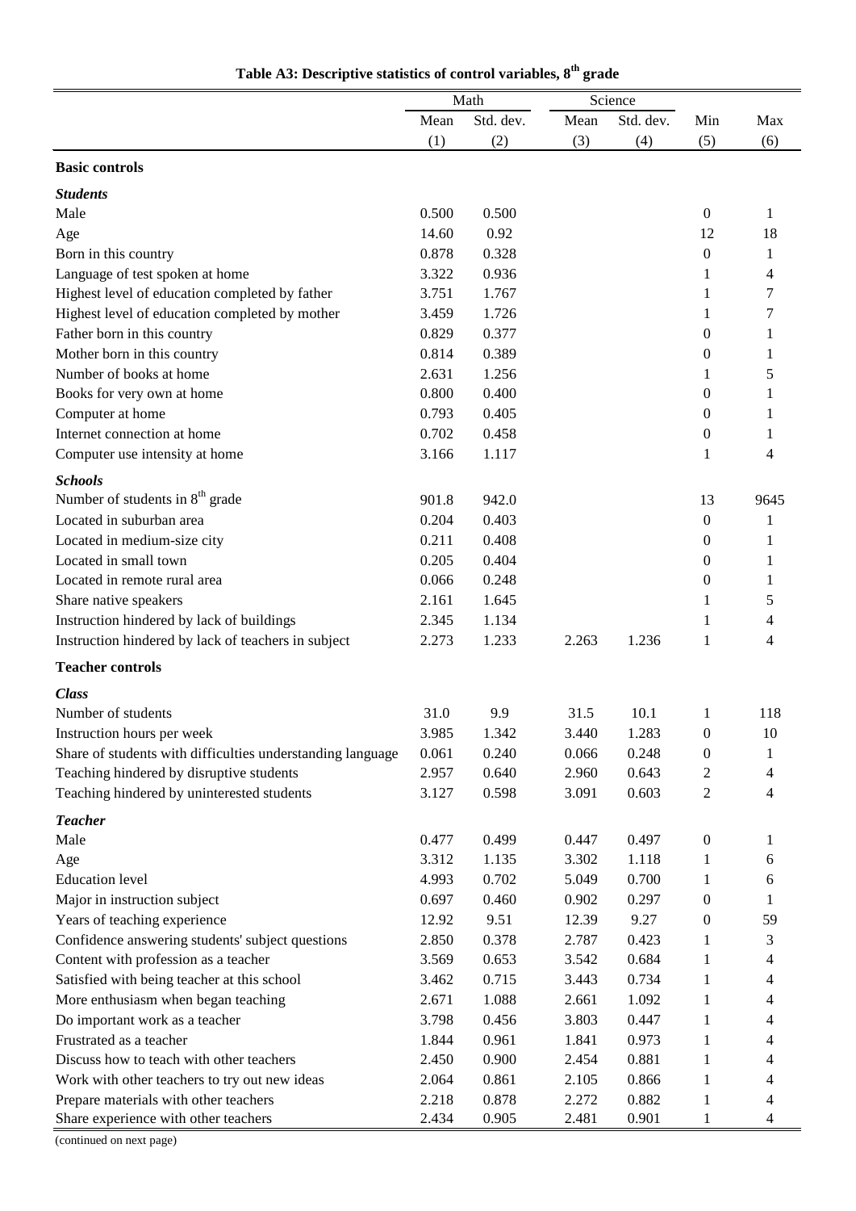**Table A3: Descriptive statistics of control variables, 8th grade**

| | Math | | Science | | | |
|---|---|---|---|---|---|---|
| | Mean | Std. dev. | Mean | Std. dev. | Min | Max |
| | (1) | (2) | (3) | (4) | (5) | (6) |
| **Basic controls** | | | | | | |
| ***Students*** | | | | | | |
| Male | 0.500 | 0.500 | | | 0 | 1 |
| Age | 14.60 | 0.92 | | | 12 | 18 |
| Born in this country | 0.878 | 0.328 | | | 0 | 1 |
| Language of test spoken at home | 3.322 | 0.936 | | | 1 | 4 |
| Highest level of education completed by father | 3.751 | 1.767 | | | 1 | 7 |
| Highest level of education completed by mother | 3.459 | 1.726 | | | 1 | 7 |
| Father born in this country | 0.829 | 0.377 | | | 0 | 1 |
| Mother born in this country | 0.814 | 0.389 | | | 0 | 1 |
| Number of books at home | 2.631 | 1.256 | | | 1 | 5 |
| Books for very own at home | 0.800 | 0.400 | | | 0 | 1 |
| Computer at home | 0.793 | 0.405 | | | 0 | 1 |
| Internet connection at home | 0.702 | 0.458 | | | 0 | 1 |
| Computer use intensity at home | 3.166 | 1.117 | | | 1 | 4 |
| ***Schools*** | | | | | | |
| Number of students in 8th grade | 901.8 | 942.0 | | | 13 | 9645 |
| Located in suburban area | 0.204 | 0.403 | | | 0 | 1 |
| Located in medium-size city | 0.211 | 0.408 | | | 0 | 1 |
| Located in small town | 0.205 | 0.404 | | | 0 | 1 |
| Located in remote rural area | 0.066 | 0.248 | | | 0 | 1 |
| Share native speakers | 2.161 | 1.645 | | | 1 | 5 |
| Instruction hindered by lack of buildings | 2.345 | 1.134 | | | 1 | 4 |
| Instruction hindered by lack of teachers in subject | 2.273 | 1.233 | 2.263 | 1.236 | 1 | 4 |
| **Teacher controls** | | | | | | |
| ***Class*** | | | | | | |
| Number of students | 31.0 | 9.9 | 31.5 | 10.1 | 1 | 118 |
| Instruction hours per week | 3.985 | 1.342 | 3.440 | 1.283 | 0 | 10 |
| Share of students with difficulties understanding language | 0.061 | 0.240 | 0.066 | 0.248 | 0 | 1 |
| Teaching hindered by disruptive students | 2.957 | 0.640 | 2.960 | 0.643 | 2 | 4 |
| Teaching hindered by uninterested students | 3.127 | 0.598 | 3.091 | 0.603 | 2 | 4 |
| ***Teacher*** | | | | | | |
| Male | 0.477 | 0.499 | 0.447 | 0.497 | 0 | 1 |
| Age | 3.312 | 1.135 | 3.302 | 1.118 | 1 | 6 |
| Education level | 4.993 | 0.702 | 5.049 | 0.700 | 1 | 6 |
| Major in instruction subject | 0.697 | 0.460 | 0.902 | 0.297 | 0 | 1 |
| Years of teaching experience | 12.92 | 9.51 | 12.39 | 9.27 | 0 | 59 |
| Confidence answering students' subject questions | 2.850 | 0.378 | 2.787 | 0.423 | 1 | 3 |
| Content with profession as a teacher | 3.569 | 0.653 | 3.542 | 0.684 | 1 | 4 |
| Satisfied with being teacher at this school | 3.462 | 0.715 | 3.443 | 0.734 | 1 | 4 |
| More enthusiasm when began teaching | 2.671 | 1.088 | 2.661 | 1.092 | 1 | 4 |
| Do important work as a teacher | 3.798 | 0.456 | 3.803 | 0.447 | 1 | 4 |
| Frustrated as a teacher | 1.844 | 0.961 | 1.841 | 0.973 | 1 | 4 |
| Discuss how to teach with other teachers | 2.450 | 0.900 | 2.454 | 0.881 | 1 | 4 |
| Work with other teachers to try out new ideas | 2.064 | 0.861 | 2.105 | 0.866 | 1 | 4 |
| Prepare materials with other teachers | 2.218 | 0.878 | 2.272 | 0.882 | 1 | 4 |
| Share experience with other teachers | 2.434 | 0.905 | 2.481 | 0.901 | 1 | 4 |

(continued on next page)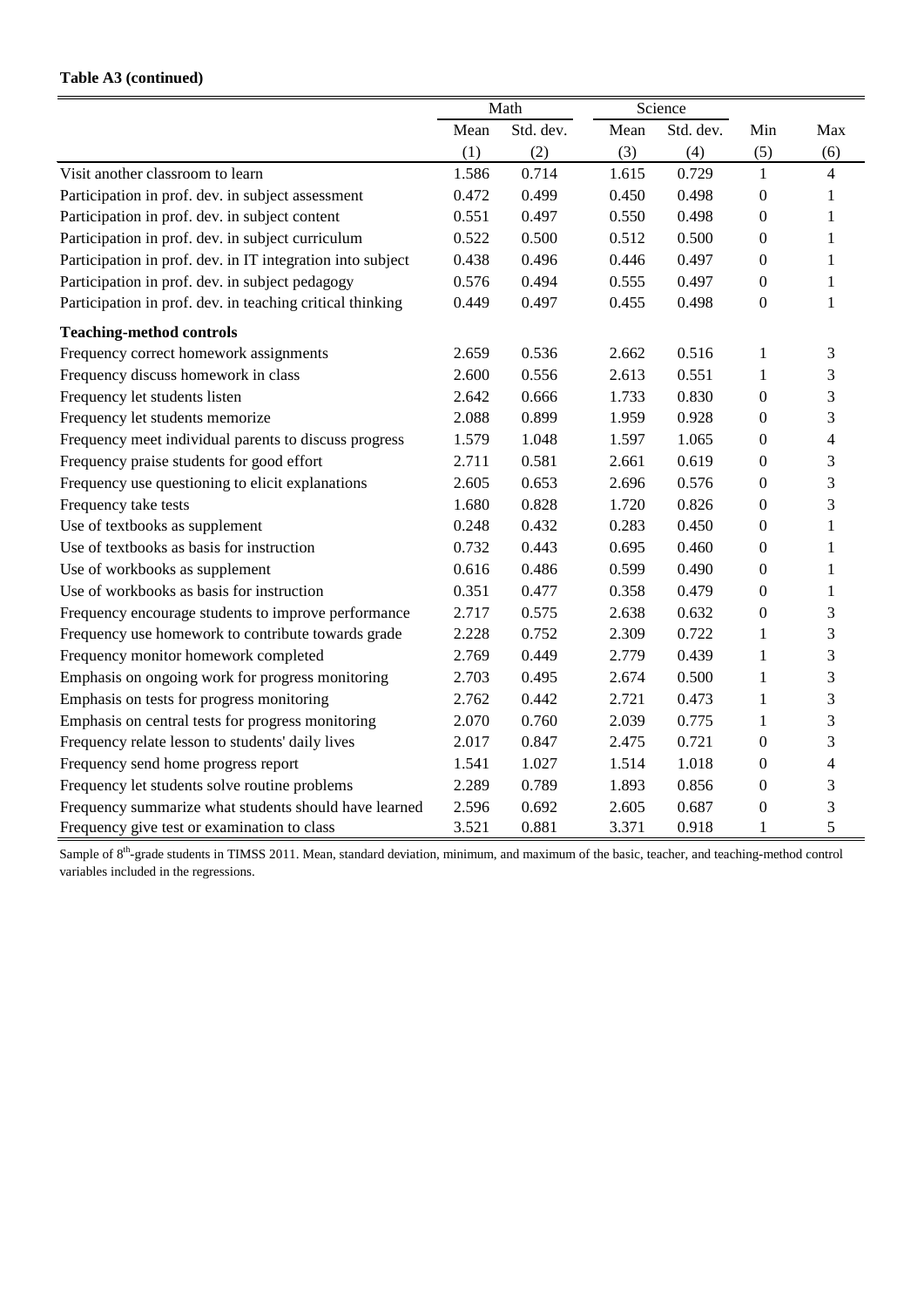**Table A3 (continued)**

| | Math | | Science | | | |
|---|---|---|---|---|---|---|
| | Mean | Std. dev. | Mean | Std. dev. | Min | Max |
| | (1) | (2) | (3) | (4) | (5) | (6) |
| Visit another classroom to learn | 1.586 | 0.714 | 1.615 | 0.729 | 1 | 4 |
| Participation in prof. dev. in subject assessment | 0.472 | 0.499 | 0.450 | 0.498 | 0 | 1 |
| Participation in prof. dev. in subject content | 0.551 | 0.497 | 0.550 | 0.498 | 0 | 1 |
| Participation in prof. dev. in subject curriculum | 0.522 | 0.500 | 0.512 | 0.500 | 0 | 1 |
| Participation in prof. dev. in IT integration into subject | 0.438 | 0.496 | 0.446 | 0.497 | 0 | 1 |
| Participation in prof. dev. in subject pedagogy | 0.576 | 0.494 | 0.555 | 0.497 | 0 | 1 |
| Participation in prof. dev. in teaching critical thinking | 0.449 | 0.497 | 0.455 | 0.498 | 0 | 1 |
| **Teaching-method controls** | | | | | | |
| Frequency correct homework assignments | 2.659 | 0.536 | 2.662 | 0.516 | 1 | 3 |
| Frequency discuss homework in class | 2.600 | 0.556 | 2.613 | 0.551 | 1 | 3 |
| Frequency let students listen | 2.642 | 0.666 | 1.733 | 0.830 | 0 | 3 |
| Frequency let students memorize | 2.088 | 0.899 | 1.959 | 0.928 | 0 | 3 |
| Frequency meet individual parents to discuss progress | 1.579 | 1.048 | 1.597 | 1.065 | 0 | 4 |
| Frequency praise students for good effort | 2.711 | 0.581 | 2.661 | 0.619 | 0 | 3 |
| Frequency use questioning to elicit explanations | 2.605 | 0.653 | 2.696 | 0.576 | 0 | 3 |
| Frequency take tests | 1.680 | 0.828 | 1.720 | 0.826 | 0 | 3 |
| Use of textbooks as supplement | 0.248 | 0.432 | 0.283 | 0.450 | 0 | 1 |
| Use of textbooks as basis for instruction | 0.732 | 0.443 | 0.695 | 0.460 | 0 | 1 |
| Use of workbooks as supplement | 0.616 | 0.486 | 0.599 | 0.490 | 0 | 1 |
| Use of workbooks as basis for instruction | 0.351 | 0.477 | 0.358 | 0.479 | 0 | 1 |
| Frequency encourage students to improve performance | 2.717 | 0.575 | 2.638 | 0.632 | 0 | 3 |
| Frequency use homework to contribute towards grade | 2.228 | 0.752 | 2.309 | 0.722 | 1 | 3 |
| Frequency monitor homework completed | 2.769 | 0.449 | 2.779 | 0.439 | 1 | 3 |
| Emphasis on ongoing work for progress monitoring | 2.703 | 0.495 | 2.674 | 0.500 | 1 | 3 |
| Emphasis on tests for progress monitoring | 2.762 | 0.442 | 2.721 | 0.473 | 1 | 3 |
| Emphasis on central tests for progress monitoring | 2.070 | 0.760 | 2.039 | 0.775 | 1 | 3 |
| Frequency relate lesson to students' daily lives | 2.017 | 0.847 | 2.475 | 0.721 | 0 | 3 |
| Frequency send home progress report | 1.541 | 1.027 | 1.514 | 1.018 | 0 | 4 |
| Frequency let students solve routine problems | 2.289 | 0.789 | 1.893 | 0.856 | 0 | 3 |
| Frequency summarize what students should have learned | 2.596 | 0.692 | 2.605 | 0.687 | 0 | 3 |
| Frequency give test or examination to class | 3.521 | 0.881 | 3.371 | 0.918 | 1 | 5 |

Sample of 8th-grade students in TIMSS 2011. Mean, standard deviation, minimum, and maximum of the basic, teacher, and teaching-method control variables included in the regressions.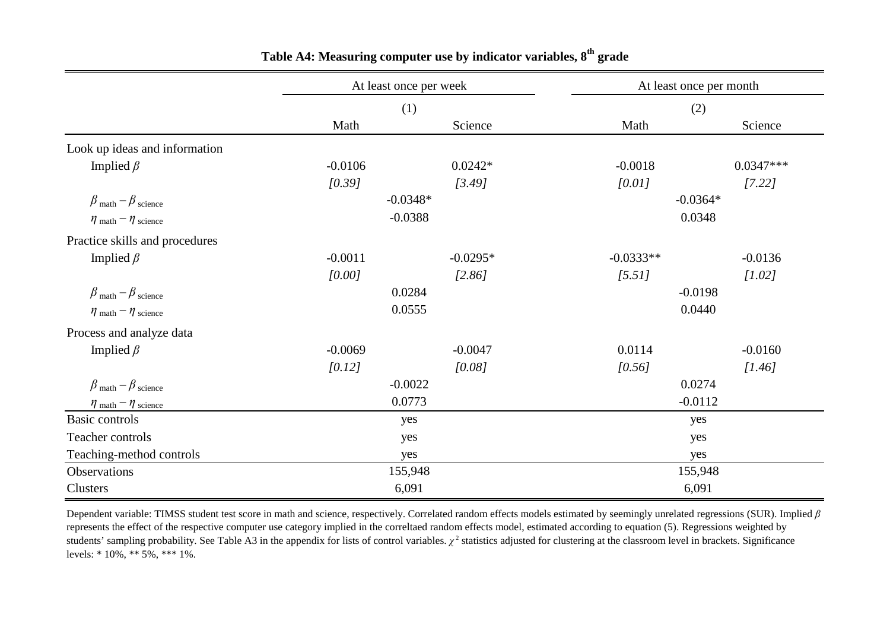**Table A4: Measuring computer use by indicator variables, 8th grade**

| | At least once per week | | At least once per month | |
|---|---|---|---|---|
| | (1) | | (2) | |
| | Math | Science | Math | Science |
| Look up ideas and information | | | | |
| Implied $\beta$ | -0.0106 | 0.0242* | -0.0018 | 0.0347*** |
| | *[0.39]* | *[3.49]* | *[0.01]* | *[7.22]* |
| $\beta_{\text{math}} - \beta_{\text{science}}$ | -0.0348* | | -0.0364* | |
| $\eta_{\text{math}} - \eta_{\text{science}}$ | -0.0388 | | 0.0348 | |
| Practice skills and procedures | | | | |
| Implied $\beta$ | -0.0011 | -0.0295* | -0.0333** | -0.0136 |
| | *[0.00]* | *[2.86]* | *[5.51]* | *[1.02]* |
| $\beta_{\text{math}} - \beta_{\text{science}}$ | 0.0284 | | -0.0198 | |
| $\eta_{\text{math}} - \eta_{\text{science}}$ | 0.0555 | | 0.0440 | |
| Process and analyze data | | | | |
| Implied $\beta$ | -0.0069 | -0.0047 | 0.0114 | -0.0160 |
| | *[0.12]* | *[0.08]* | *[0.56]* | *[1.46]* |
| $\beta_{\text{math}} - \beta_{\text{science}}$ | -0.0022 | | 0.0274 | |
| $\eta_{\text{math}} - \eta_{\text{science}}$ | 0.0773 | | -0.0112 | |
| Basic controls | yes | | yes | |
| Teacher controls | yes | | yes | |
| Teaching-method controls | yes | | yes | |
| Observations | 155,948 | | 155,948 | |
| Clusters | 6,091 | | 6,091 | |

Dependent variable: TIMSS student test score in math and science, respectively. Correlated random effects models estimated by seemingly unrelated regressions (SUR). Implied $\beta$ represents the effect of the respective computer use category implied in the correltaed random effects model, estimated according to equation (5). Regressions weighted by students' sampling probability. See Table A3 in the appendix for lists of control variables. $\chi^2$ statistics adjusted for clustering at the classroom level in brackets. Significance levels: * 10%, ** 5%, *** 1%.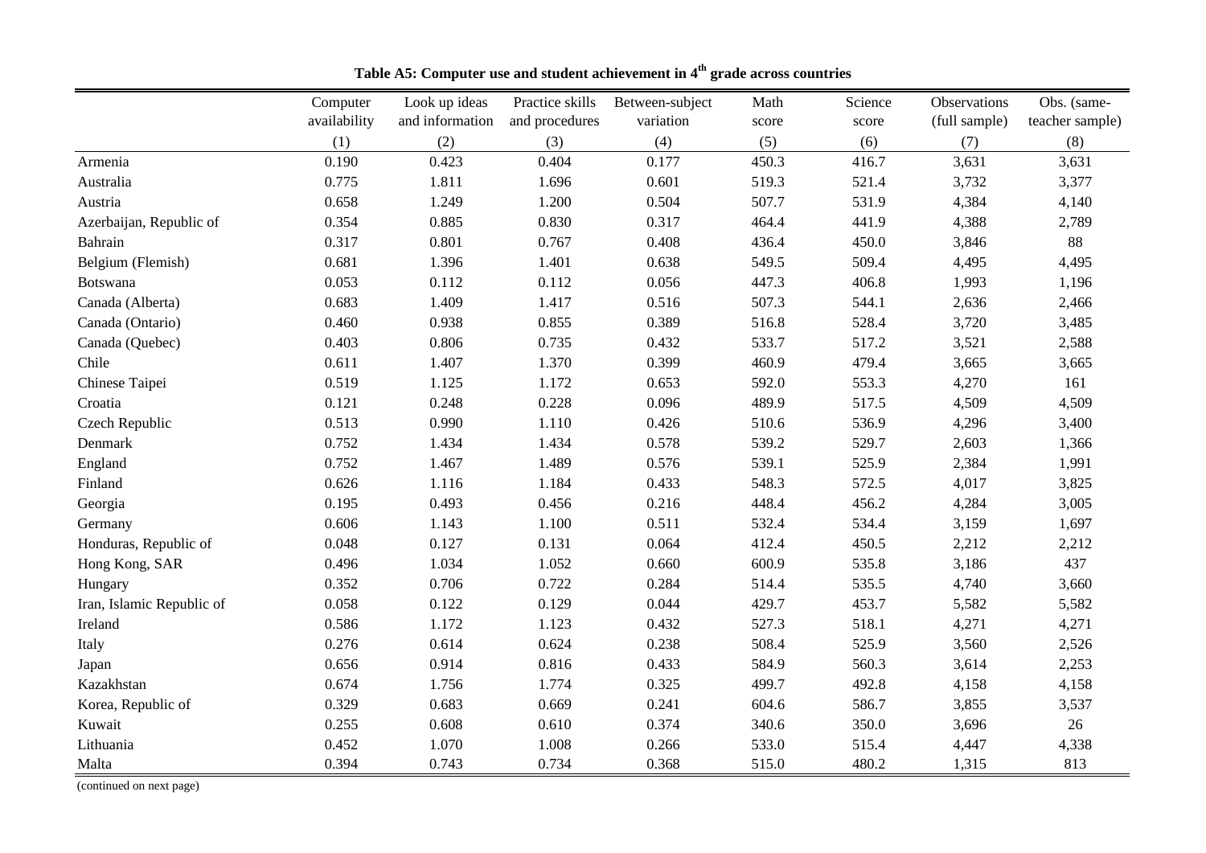**Table A5: Computer use and student achievement in 4$^{th}$ grade across countries**

| | Computer availability | Look up ideas and information | Practice skills and procedures | Between-subject variation | Math score | Science score | Observations (full sample) | Obs. (same-teacher sample) |
|---|---|---|---|---|---|---|---|---|
| | (1) | (2) | (3) | (4) | (5) | (6) | (7) | (8) |
| Armenia | 0.190 | 0.423 | 0.404 | 0.177 | 450.3 | 416.7 | 3,631 | 3,631 |
| Australia | 0.775 | 1.811 | 1.696 | 0.601 | 519.3 | 521.4 | 3,732 | 3,377 |
| Austria | 0.658 | 1.249 | 1.200 | 0.504 | 507.7 | 531.9 | 4,384 | 4,140 |
| Azerbaijan, Republic of | 0.354 | 0.885 | 0.830 | 0.317 | 464.4 | 441.9 | 4,388 | 2,789 |
| Bahrain | 0.317 | 0.801 | 0.767 | 0.408 | 436.4 | 450.0 | 3,846 | 88 |
| Belgium (Flemish) | 0.681 | 1.396 | 1.401 | 0.638 | 549.5 | 509.4 | 4,495 | 4,495 |
| Botswana | 0.053 | 0.112 | 0.112 | 0.056 | 447.3 | 406.8 | 1,993 | 1,196 |
| Canada (Alberta) | 0.683 | 1.409 | 1.417 | 0.516 | 507.3 | 544.1 | 2,636 | 2,466 |
| Canada (Ontario) | 0.460 | 0.938 | 0.855 | 0.389 | 516.8 | 528.4 | 3,720 | 3,485 |
| Canada (Quebec) | 0.403 | 0.806 | 0.735 | 0.432 | 533.7 | 517.2 | 3,521 | 2,588 |
| Chile | 0.611 | 1.407 | 1.370 | 0.399 | 460.9 | 479.4 | 3,665 | 3,665 |
| Chinese Taipei | 0.519 | 1.125 | 1.172 | 0.653 | 592.0 | 553.3 | 4,270 | 161 |
| Croatia | 0.121 | 0.248 | 0.228 | 0.096 | 489.9 | 517.5 | 4,509 | 4,509 |
| Czech Republic | 0.513 | 0.990 | 1.110 | 0.426 | 510.6 | 536.9 | 4,296 | 3,400 |
| Denmark | 0.752 | 1.434 | 1.434 | 0.578 | 539.2 | 529.7 | 2,603 | 1,366 |
| England | 0.752 | 1.467 | 1.489 | 0.576 | 539.1 | 525.9 | 2,384 | 1,991 |
| Finland | 0.626 | 1.116 | 1.184 | 0.433 | 548.3 | 572.5 | 4,017 | 3,825 |
| Georgia | 0.195 | 0.493 | 0.456 | 0.216 | 448.4 | 456.2 | 4,284 | 3,005 |
| Germany | 0.606 | 1.143 | 1.100 | 0.511 | 532.4 | 534.4 | 3,159 | 1,697 |
| Honduras, Republic of | 0.048 | 0.127 | 0.131 | 0.064 | 412.4 | 450.5 | 2,212 | 2,212 |
| Hong Kong, SAR | 0.496 | 1.034 | 1.052 | 0.660 | 600.9 | 535.8 | 3,186 | 437 |
| Hungary | 0.352 | 0.706 | 0.722 | 0.284 | 514.4 | 535.5 | 4,740 | 3,660 |
| Iran, Islamic Republic of | 0.058 | 0.122 | 0.129 | 0.044 | 429.7 | 453.7 | 5,582 | 5,582 |
| Ireland | 0.586 | 1.172 | 1.123 | 0.432 | 527.3 | 518.1 | 4,271 | 4,271 |
| Italy | 0.276 | 0.614 | 0.624 | 0.238 | 508.4 | 525.9 | 3,560 | 2,526 |
| Japan | 0.656 | 0.914 | 0.816 | 0.433 | 584.9 | 560.3 | 3,614 | 2,253 |
| Kazakhstan | 0.674 | 1.756 | 1.774 | 0.325 | 499.7 | 492.8 | 4,158 | 4,158 |
| Korea, Republic of | 0.329 | 0.683 | 0.669 | 0.241 | 604.6 | 586.7 | 3,855 | 3,537 |
| Kuwait | 0.255 | 0.608 | 0.610 | 0.374 | 340.6 | 350.0 | 3,696 | 26 |
| Lithuania | 0.452 | 1.070 | 1.008 | 0.266 | 533.0 | 515.4 | 4,447 | 4,338 |
| Malta | 0.394 | 0.743 | 0.734 | 0.368 | 515.0 | 480.2 | 1,315 | 813 |

(continued on next page)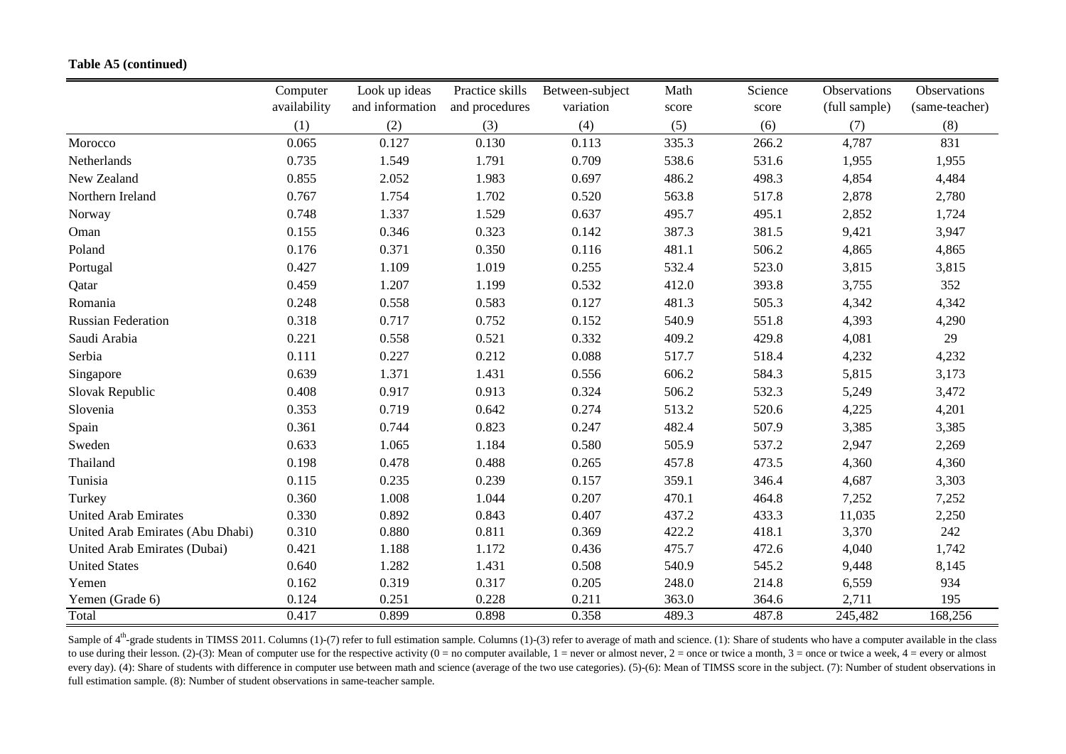**Table A5 (continued)**

| | Computer availability | Look up ideas and information | Practice skills and procedures | Between-subject variation | Math score | Science score | Observations (full sample) | Observations (same-teacher) |
|---|---|---|---|---|---|---|---|---|
| | (1) | (2) | (3) | (4) | (5) | (6) | (7) | (8) |
| Morocco | 0.065 | 0.127 | 0.130 | 0.113 | 335.3 | 266.2 | 4,787 | 831 |
| Netherlands | 0.735 | 1.549 | 1.791 | 0.709 | 538.6 | 531.6 | 1,955 | 1,955 |
| New Zealand | 0.855 | 2.052 | 1.983 | 0.697 | 486.2 | 498.3 | 4,854 | 4,484 |
| Northern Ireland | 0.767 | 1.754 | 1.702 | 0.520 | 563.8 | 517.8 | 2,878 | 2,780 |
| Norway | 0.748 | 1.337 | 1.529 | 0.637 | 495.7 | 495.1 | 2,852 | 1,724 |
| Oman | 0.155 | 0.346 | 0.323 | 0.142 | 387.3 | 381.5 | 9,421 | 3,947 |
| Poland | 0.176 | 0.371 | 0.350 | 0.116 | 481.1 | 506.2 | 4,865 | 4,865 |
| Portugal | 0.427 | 1.109 | 1.019 | 0.255 | 532.4 | 523.0 | 3,815 | 3,815 |
| Qatar | 0.459 | 1.207 | 1.199 | 0.532 | 412.0 | 393.8 | 3,755 | 352 |
| Romania | 0.248 | 0.558 | 0.583 | 0.127 | 481.3 | 505.3 | 4,342 | 4,342 |
| Russian Federation | 0.318 | 0.717 | 0.752 | 0.152 | 540.9 | 551.8 | 4,393 | 4,290 |
| Saudi Arabia | 0.221 | 0.558 | 0.521 | 0.332 | 409.2 | 429.8 | 4,081 | 29 |
| Serbia | 0.111 | 0.227 | 0.212 | 0.088 | 517.7 | 518.4 | 4,232 | 4,232 |
| Singapore | 0.639 | 1.371 | 1.431 | 0.556 | 606.2 | 584.3 | 5,815 | 3,173 |
| Slovak Republic | 0.408 | 0.917 | 0.913 | 0.324 | 506.2 | 532.3 | 5,249 | 3,472 |
| Slovenia | 0.353 | 0.719 | 0.642 | 0.274 | 513.2 | 520.6 | 4,225 | 4,201 |
| Spain | 0.361 | 0.744 | 0.823 | 0.247 | 482.4 | 507.9 | 3,385 | 3,385 |
| Sweden | 0.633 | 1.065 | 1.184 | 0.580 | 505.9 | 537.2 | 2,947 | 2,269 |
| Thailand | 0.198 | 0.478 | 0.488 | 0.265 | 457.8 | 473.5 | 4,360 | 4,360 |
| Tunisia | 0.115 | 0.235 | 0.239 | 0.157 | 359.1 | 346.4 | 4,687 | 3,303 |
| Turkey | 0.360 | 1.008 | 1.044 | 0.207 | 470.1 | 464.8 | 7,252 | 7,252 |
| United Arab Emirates | 0.330 | 0.892 | 0.843 | 0.407 | 437.2 | 433.3 | 11,035 | 2,250 |
| United Arab Emirates (Abu Dhabi) | 0.310 | 0.880 | 0.811 | 0.369 | 422.2 | 418.1 | 3,370 | 242 |
| United Arab Emirates (Dubai) | 0.421 | 1.188 | 1.172 | 0.436 | 475.7 | 472.6 | 4,040 | 1,742 |
| United States | 0.640 | 1.282 | 1.431 | 0.508 | 540.9 | 545.2 | 9,448 | 8,145 |
| Yemen | 0.162 | 0.319 | 0.317 | 0.205 | 248.0 | 214.8 | 6,559 | 934 |
| Yemen (Grade 6) | 0.124 | 0.251 | 0.228 | 0.211 | 363.0 | 364.6 | 2,711 | 195 |
| Total | 0.417 | 0.899 | 0.898 | 0.358 | 489.3 | 487.8 | 245,482 | 168,256 |

Sample of 4th-grade students in TIMSS 2011. Columns (1)-(7) refer to full estimation sample. Columns (1)-(3) refer to average of math and science. (1): Share of students who have a computer available in the class to use during their lesson. (2)-(3): Mean of computer use for the respective activity (0 = no computer available, 1 = never or almost never, 2 = once or twice a month, 3 = once or twice a week, 4 = every or almost every day). (4): Share of students with difference in computer use between math and science (average of the two use categories). (5)-(6): Mean of TIMSS score in the subject. (7): Number of student observations in full estimation sample. (8): Number of student observations in same-teacher sample.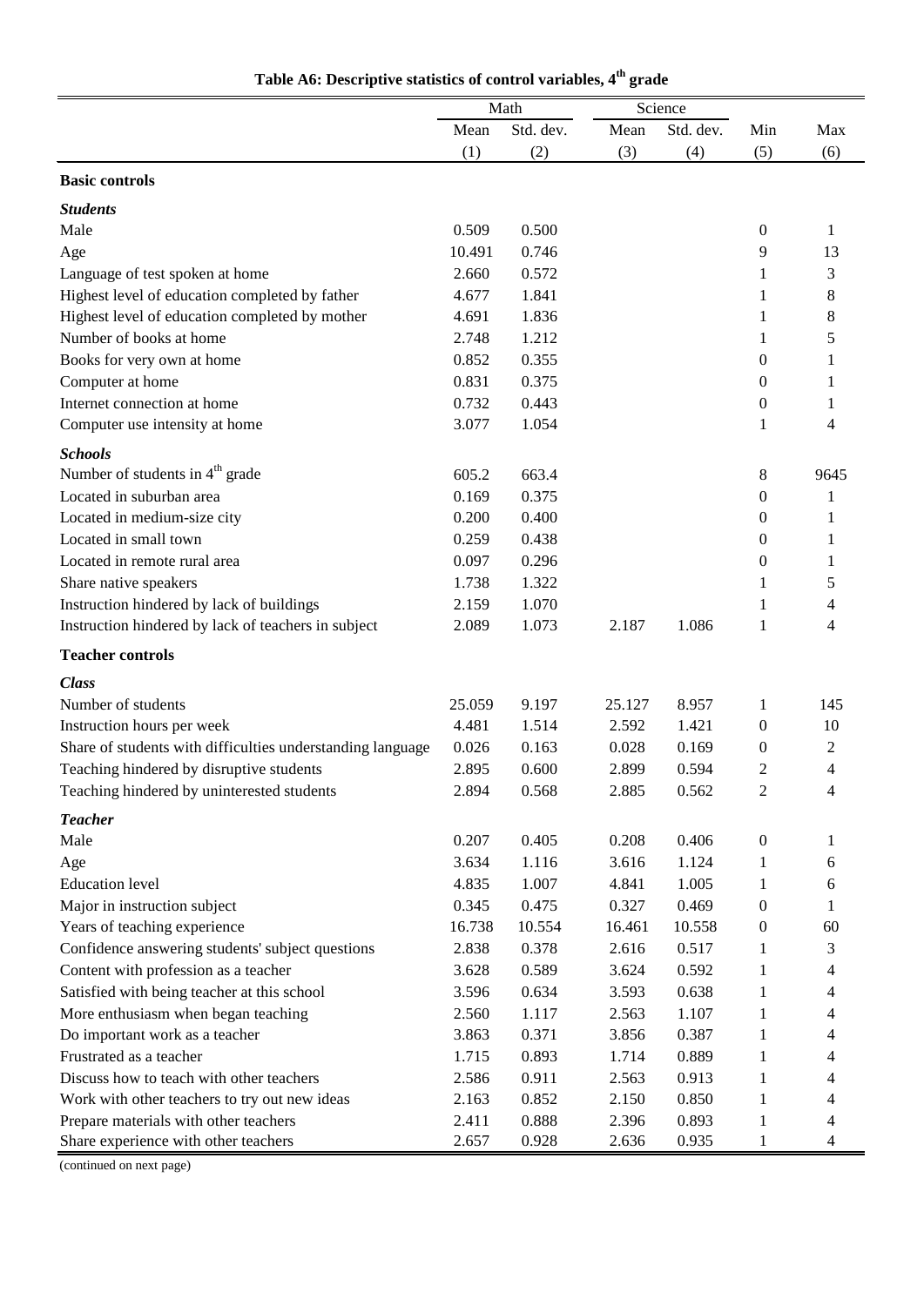**Table A6: Descriptive statistics of control variables, 4th grade**

| | Math | | Science | | | |
|---|---|---|---|---|---|---|
| | Mean | Std. dev. | Mean | Std. dev. | Min | Max |
| | (1) | (2) | (3) | (4) | (5) | (6) |
| **Basic controls** | | | | | | |
| ***Students*** | | | | | | |
| Male | 0.509 | 0.500 | | | 0 | 1 |
| Age | 10.491 | 0.746 | | | 9 | 13 |
| Language of test spoken at home | 2.660 | 0.572 | | | 1 | 3 |
| Highest level of education completed by father | 4.677 | 1.841 | | | 1 | 8 |
| Highest level of education completed by mother | 4.691 | 1.836 | | | 1 | 8 |
| Number of books at home | 2.748 | 1.212 | | | 1 | 5 |
| Books for very own at home | 0.852 | 0.355 | | | 0 | 1 |
| Computer at home | 0.831 | 0.375 | | | 0 | 1 |
| Internet connection at home | 0.732 | 0.443 | | | 0 | 1 |
| Computer use intensity at home | 3.077 | 1.054 | | | 1 | 4 |
| ***Schools*** | | | | | | |
| Number of students in 4th grade | 605.2 | 663.4 | | | 8 | 9645 |
| Located in suburban area | 0.169 | 0.375 | | | 0 | 1 |
| Located in medium-size city | 0.200 | 0.400 | | | 0 | 1 |
| Located in small town | 0.259 | 0.438 | | | 0 | 1 |
| Located in remote rural area | 0.097 | 0.296 | | | 0 | 1 |
| Share native speakers | 1.738 | 1.322 | | | 1 | 5 |
| Instruction hindered by lack of buildings | 2.159 | 1.070 | | | 1 | 4 |
| Instruction hindered by lack of teachers in subject | 2.089 | 1.073 | 2.187 | 1.086 | 1 | 4 |
| **Teacher controls** | | | | | | |
| ***Class*** | | | | | | |
| Number of students | 25.059 | 9.197 | 25.127 | 8.957 | 1 | 145 |
| Instruction hours per week | 4.481 | 1.514 | 2.592 | 1.421 | 0 | 10 |
| Share of students with difficulties understanding language | 0.026 | 0.163 | 0.028 | 0.169 | 0 | 2 |
| Teaching hindered by disruptive students | 2.895 | 0.600 | 2.899 | 0.594 | 2 | 4 |
| Teaching hindered by uninterested students | 2.894 | 0.568 | 2.885 | 0.562 | 2 | 4 |
| ***Teacher*** | | | | | | |
| Male | 0.207 | 0.405 | 0.208 | 0.406 | 0 | 1 |
| Age | 3.634 | 1.116 | 3.616 | 1.124 | 1 | 6 |
| Education level | 4.835 | 1.007 | 4.841 | 1.005 | 1 | 6 |
| Major in instruction subject | 0.345 | 0.475 | 0.327 | 0.469 | 0 | 1 |
| Years of teaching experience | 16.738 | 10.554 | 16.461 | 10.558 | 0 | 60 |
| Confidence answering students' subject questions | 2.838 | 0.378 | 2.616 | 0.517 | 1 | 3 |
| Content with profession as a teacher | 3.628 | 0.589 | 3.624 | 0.592 | 1 | 4 |
| Satisfied with being teacher at this school | 3.596 | 0.634 | 3.593 | 0.638 | 1 | 4 |
| More enthusiasm when began teaching | 2.560 | 1.117 | 2.563 | 1.107 | 1 | 4 |
| Do important work as a teacher | 3.863 | 0.371 | 3.856 | 0.387 | 1 | 4 |
| Frustrated as a teacher | 1.715 | 0.893 | 1.714 | 0.889 | 1 | 4 |
| Discuss how to teach with other teachers | 2.586 | 0.911 | 2.563 | 0.913 | 1 | 4 |
| Work with other teachers to try out new ideas | 2.163 | 0.852 | 2.150 | 0.850 | 1 | 4 |
| Prepare materials with other teachers | 2.411 | 0.888 | 2.396 | 0.893 | 1 | 4 |
| Share experience with other teachers | 2.657 | 0.928 | 2.636 | 0.935 | 1 | 4 |

(continued on next page)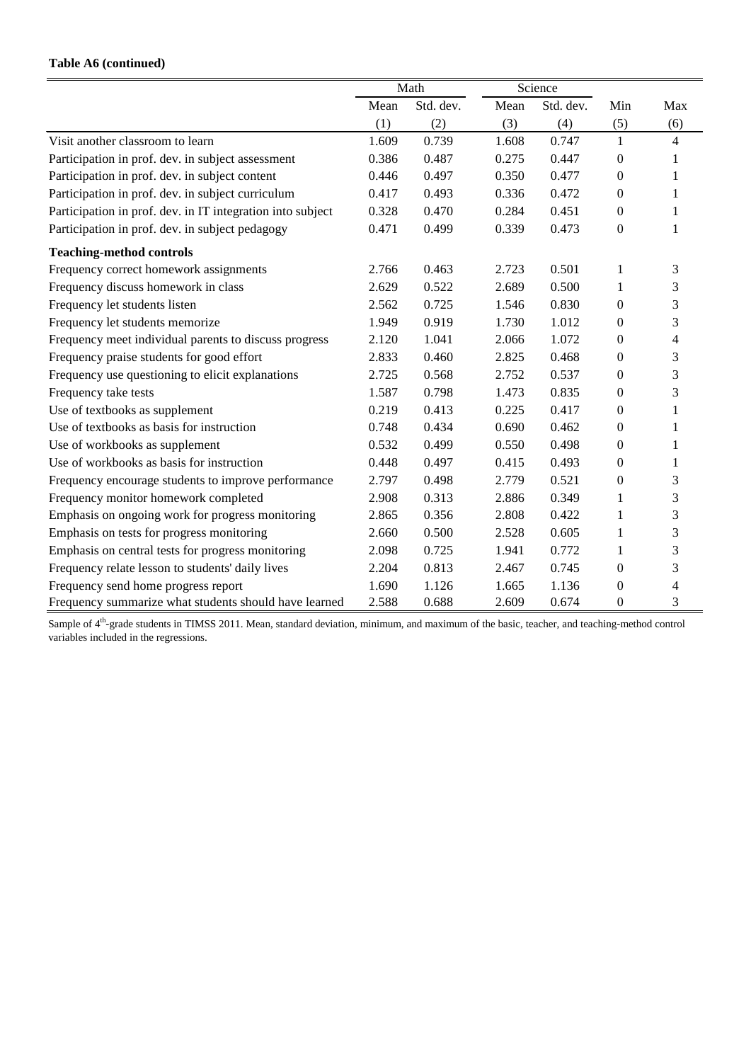**Table A6 (continued)**

| | Math | | Science | | | |
|---|---|---|---|---|---|---|
| | Mean | Std. dev. | Mean | Std. dev. | Min | Max |
| | (1) | (2) | (3) | (4) | (5) | (6) |
| Visit another classroom to learn | 1.609 | 0.739 | 1.608 | 0.747 | 1 | 4 |
| Participation in prof. dev. in subject assessment | 0.386 | 0.487 | 0.275 | 0.447 | 0 | 1 |
| Participation in prof. dev. in subject content | 0.446 | 0.497 | 0.350 | 0.477 | 0 | 1 |
| Participation in prof. dev. in subject curriculum | 0.417 | 0.493 | 0.336 | 0.472 | 0 | 1 |
| Participation in prof. dev. in IT integration into subject | 0.328 | 0.470 | 0.284 | 0.451 | 0 | 1 |
| Participation in prof. dev. in subject pedagogy | 0.471 | 0.499 | 0.339 | 0.473 | 0 | 1 |
| **Teaching-method controls** | | | | | | |
| Frequency correct homework assignments | 2.766 | 0.463 | 2.723 | 0.501 | 1 | 3 |
| Frequency discuss homework in class | 2.629 | 0.522 | 2.689 | 0.500 | 1 | 3 |
| Frequency let students listen | 2.562 | 0.725 | 1.546 | 0.830 | 0 | 3 |
| Frequency let students memorize | 1.949 | 0.919 | 1.730 | 1.012 | 0 | 3 |
| Frequency meet individual parents to discuss progress | 2.120 | 1.041 | 2.066 | 1.072 | 0 | 4 |
| Frequency praise students for good effort | 2.833 | 0.460 | 2.825 | 0.468 | 0 | 3 |
| Frequency use questioning to elicit explanations | 2.725 | 0.568 | 2.752 | 0.537 | 0 | 3 |
| Frequency take tests | 1.587 | 0.798 | 1.473 | 0.835 | 0 | 3 |
| Use of textbooks as supplement | 0.219 | 0.413 | 0.225 | 0.417 | 0 | 1 |
| Use of textbooks as basis for instruction | 0.748 | 0.434 | 0.690 | 0.462 | 0 | 1 |
| Use of workbooks as supplement | 0.532 | 0.499 | 0.550 | 0.498 | 0 | 1 |
| Use of workbooks as basis for instruction | 0.448 | 0.497 | 0.415 | 0.493 | 0 | 1 |
| Frequency encourage students to improve performance | 2.797 | 0.498 | 2.779 | 0.521 | 0 | 3 |
| Frequency monitor homework completed | 2.908 | 0.313 | 2.886 | 0.349 | 1 | 3 |
| Emphasis on ongoing work for progress monitoring | 2.865 | 0.356 | 2.808 | 0.422 | 1 | 3 |
| Emphasis on tests for progress monitoring | 2.660 | 0.500 | 2.528 | 0.605 | 1 | 3 |
| Emphasis on central tests for progress monitoring | 2.098 | 0.725 | 1.941 | 0.772 | 1 | 3 |
| Frequency relate lesson to students' daily lives | 2.204 | 0.813 | 2.467 | 0.745 | 0 | 3 |
| Frequency send home progress report | 1.690 | 1.126 | 1.665 | 1.136 | 0 | 4 |
| Frequency summarize what students should have learned | 2.588 | 0.688 | 2.609 | 0.674 | 0 | 3 |

Sample of 4th-grade students in TIMSS 2011. Mean, standard deviation, minimum, and maximum of the basic, teacher, and teaching-method control variables included in the regressions.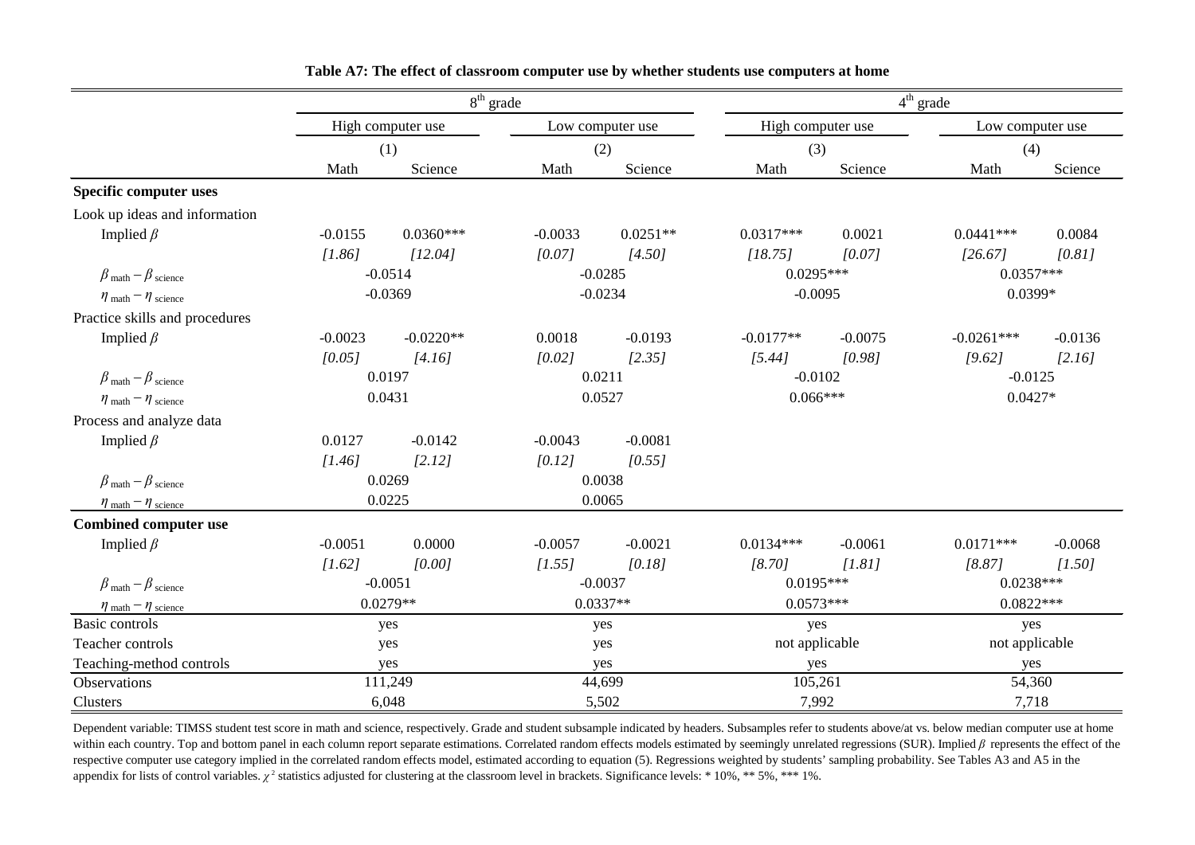**Table A7: The effect of classroom computer use by whether students use computers at home**

| | 8th grade | | | | 4th grade | | | |
|---|---|---|---|---|---|---|---|---|
| | High computer use | | Low computer use | | High computer use | | Low computer use | |
| | (1) | | (2) | | (3) | | (4) | |
| | Math | Science | Math | Science | Math | Science | Math | Science |
| **Specific computer uses** | | | | | | | | |
| Look up ideas and information | | | | | | | | |
| Implied $\beta$ | -0.0155 | 0.0360*** | -0.0033 | 0.0251** | 0.0317*** | 0.0021 | 0.0441*** | 0.0084 |
| | *[1.86]* | *[12.04]* | *[0.07]* | *[4.50]* | *[18.75]* | *[0.07]* | *[26.67]* | *[0.81]* |
| $\beta_{\text{math}} - \beta_{\text{science}}$ | -0.0514 | | -0.0285 | | 0.0295*** | | 0.0357*** | |
| $\eta_{\text{math}} - \eta_{\text{science}}$ | -0.0369 | | -0.0234 | | -0.0095 | | 0.0399* | |
| Practice skills and procedures | | | | | | | | |
| Implied $\beta$ | -0.0023 | -0.0220** | 0.0018 | -0.0193 | -0.0177** | -0.0075 | -0.0261*** | -0.0136 |
| | *[0.05]* | *[4.16]* | *[0.02]* | *[2.35]* | *[5.44]* | *[0.98]* | *[9.62]* | *[2.16]* |
| $\beta_{\text{math}} - \beta_{\text{science}}$ | 0.0197 | | 0.0211 | | -0.0102 | | -0.0125 | |
| $\eta_{\text{math}} - \eta_{\text{science}}$ | 0.0431 | | 0.0527 | | 0.066*** | | 0.0427* | |
| Process and analyze data | | | | | | | | |
| Implied $\beta$ | 0.0127 | -0.0142 | -0.0043 | -0.0081 | | | | |
| | *[1.46]* | *[2.12]* | *[0.12]* | *[0.55]* | | | | |
| $\beta_{\text{math}} - \beta_{\text{science}}$ | 0.0269 | | 0.0038 | | | | | |
| $\eta_{\text{math}} - \eta_{\text{science}}$ | 0.0225 | | 0.0065 | | | | | |
| **Combined computer use** | | | | | | | | |
| Implied $\beta$ | -0.0051 | 0.0000 | -0.0057 | -0.0021 | 0.0134*** | -0.0061 | 0.0171*** | -0.0068 |
| | *[1.62]* | *[0.00]* | *[1.55]* | *[0.18]* | *[8.70]* | *[1.81]* | *[8.87]* | *[1.50]* |
| $\beta_{\text{math}} - \beta_{\text{science}}$ | -0.0051 | | -0.0037 | | 0.0195*** | | 0.0238*** | |
| $\eta_{\text{math}} - \eta_{\text{science}}$ | 0.0279** | | 0.0337** | | 0.0573*** | | 0.0822*** | |
| Basic controls | yes | | yes | | yes | | yes | |
| Teacher controls | yes | | yes | | not applicable | | not applicable | |
| Teaching-method controls | yes | | yes | | yes | | yes | |
| Observations | 111,249 | | 44,699 | | 105,261 | | 54,360 | |
| Clusters | 6,048 | | 5,502 | | 7,992 | | 7,718 | |

Dependent variable: TIMSS student test score in math and science, respectively. Grade and student subsample indicated by headers. Subsamples refer to students above/at vs. below median computer use at home within each country. Top and bottom panel in each column report separate estimations. Correlated random effects models estimated by seemingly unrelated regressions (SUR). Implied $\beta$ represents the effect of the respective computer use category implied in the correlated random effects model, estimated according to equation (5). Regressions weighted by students' sampling probability. See Tables A3 and A5 in the appendix for lists of control variables. $\chi^2$ statistics adjusted for clustering at the classroom level in brackets. Significance levels: * 10%, ** 5%, *** 1%.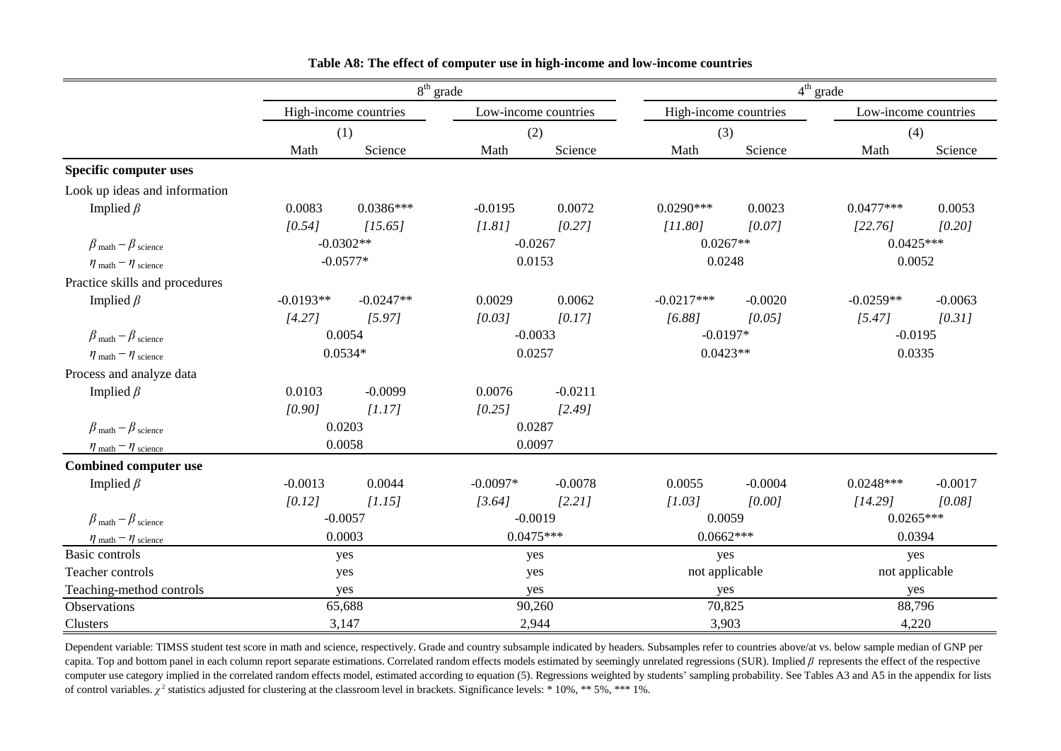**Table A8: The effect of computer use in high-income and low-income countries**

| | 8[th] grade | | | | 4[th] grade | | | |
|---|---|---|---|---|---|---|---|---|
| | High-income countries | | Low-income countries | | High-income countries | | Low-income countries | |
| | (1) | | (2) | | (3) | | (4) | |
| | Math | Science | Math | Science | Math | Science | Math | Science |
| **Specific computer uses** | | | | | | | | |
| Look up ideas and information | | | | | | | | |
| Implied $\beta$ | 0.0083 | 0.0386*** | -0.0195 | 0.0072 | 0.0290*** | 0.0023 | 0.0477*** | 0.0053 |
| | *[0.54]* | *[15.65]* | *[1.81]* | *[0.27]* | *[11.80]* | *[0.07]* | *[22.76]* | *[0.20]* |
| $\beta_{\text{math}} - \beta_{\text{science}}$ | -0.0302** | | -0.0267 | | 0.0267** | | 0.0425*** | |
| $\eta_{\text{math}} - \eta_{\text{science}}$ | -0.0577* | | 0.0153 | | 0.0248 | | 0.0052 | |
| Practice skills and procedures | | | | | | | | |
| Implied $\beta$ | -0.0193** | -0.0247** | 0.0029 | 0.0062 | -0.0217*** | -0.0020 | -0.0259** | -0.0063 |
| | *[4.27]* | *[5.97]* | *[0.03]* | *[0.17]* | *[6.88]* | *[0.05]* | *[5.47]* | *[0.31]* |
| $\beta_{\text{math}} - \beta_{\text{science}}$ | 0.0054 | | -0.0033 | | -0.0197* | | -0.0195 | |
| $\eta_{\text{math}} - \eta_{\text{science}}$ | 0.0534* | | 0.0257 | | 0.0423** | | 0.0335 | |
| Process and analyze data | | | | | | | | |
| Implied $\beta$ | 0.0103 | -0.0099 | 0.0076 | -0.0211 | | | | |
| | *[0.90]* | *[1.17]* | *[0.25]* | *[2.49]* | | | | |
| $\beta_{\text{math}} - \beta_{\text{science}}$ | 0.0203 | | 0.0287 | | | | | |
| $\eta_{\text{math}} - \eta_{\text{science}}$ | 0.0058 | | 0.0097 | | | | | |
| **Combined computer use** | | | | | | | | |
| Implied $\beta$ | -0.0013 | 0.0044 | -0.0097* | -0.0078 | 0.0055 | -0.0004 | 0.0248*** | -0.0017 |
| | *[0.12]* | *[1.15]* | *[3.64]* | *[2.21]* | *[1.03]* | *[0.00]* | *[14.29]* | *[0.08]* |
| $\beta_{\text{math}} - \beta_{\text{science}}$ | -0.0057 | | -0.0019 | | 0.0059 | | 0.0265*** | |
| $\eta_{\text{math}} - \eta_{\text{science}}$ | 0.0003 | | 0.0475*** | | 0.0662*** | | 0.0394 | |
| Basic controls | yes | | yes | | yes | | yes | |
| Teacher controls | yes | | yes | | not applicable | | not applicable | |
| Teaching-method controls | yes | | yes | | yes | | yes | |
| Observations | 65,688 | | 90,260 | | 70,825 | | 88,796 | |
| Clusters | 3,147 | | 2,944 | | 3,903 | | 4,220 | |

Dependent variable: TIMSS student test score in math and science, respectively. Grade and country subsample indicated by headers. Subsamples refer to countries above/at vs. below sample median of GNP per capita. Top and bottom panel in each column report separate estimations. Correlated random effects models estimated by seemingly unrelated regressions (SUR). Implied $\beta$ represents the effect of the respective computer use category implied in the correlated random effects model, estimated according to equation (5). Regressions weighted by students' sampling probability. See Tables A3 and A5 in the appendix for lists of control variables. $\chi^2$ statistics adjusted for clustering at the classroom level in brackets. Significance levels: * 10%, ** 5%, *** 1%.